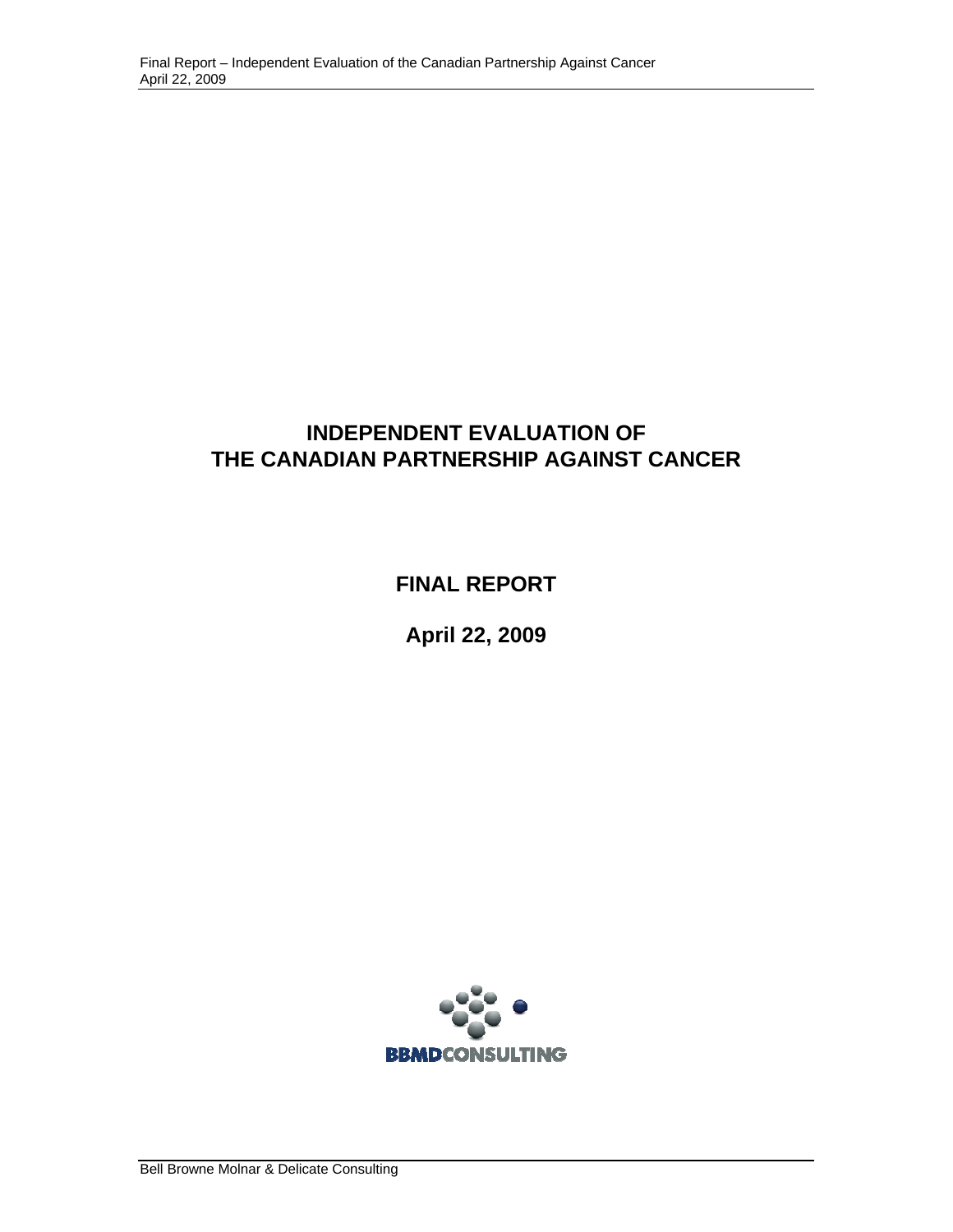# INDEPENDENT EVALUATION OF THE CANADIAN PARTNERSHIP AGAINST CANCER

## FINAL REPORT

## April 22, 2009

BBMDCONSULTING

Bell Browne Molnar & Delicate Consulting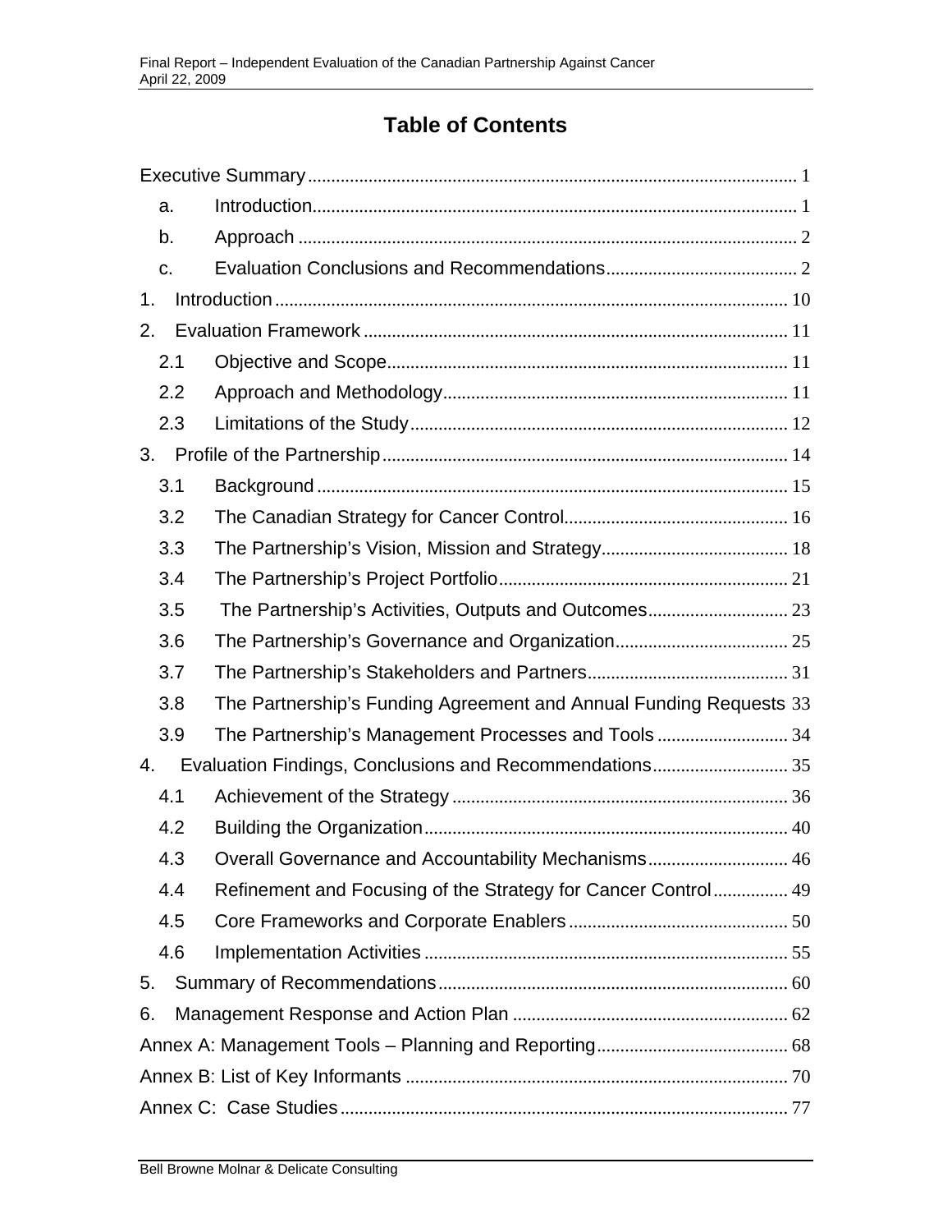# Table of Contents

Executive Summary ........................................................................................................ 1

- a. Introduction ....................................................................................................... 1
- b. Approach ........................................................................................................... 2
- c. Evaluation Conclusions and Recommendations ......................................... 2

1. Introduction ............................................................................................................. 10

2. Evaluation Framework .......................................................................................... 11

- 2.1 Objective and Scope ..................................................................................... 11
- 2.2 Approach and Methodology ......................................................................... 11
- 2.3 Limitations of the Study ................................................................................ 12

3. Profile of the Partnership ....................................................................................... 14

- 3.1 Background .................................................................................................... 15
- 3.2 The Canadian Strategy for Cancer Control ................................................ 16
- 3.3 The Partnership's Vision, Mission and Strategy ........................................ 18
- 3.4 The Partnership's Project Portfolio .............................................................. 21
- 3.5 The Partnership's Activities, Outputs and Outcomes ............................... 23
- 3.6 The Partnership's Governance and Organization ..................................... 25
- 3.7 The Partnership's Stakeholders and Partners ........................................... 31
- 3.8 The Partnership's Funding Agreement and Annual Funding Requests 33
- 3.9 The Partnership's Management Processes and Tools ............................ 34

4. Evaluation Findings, Conclusions and Recommendations ............................. 35

- 4.1 Achievement of the Strategy ........................................................................ 36
- 4.2 Building the Organization ............................................................................. 40
- 4.3 Overall Governance and Accountability Mechanisms .............................. 46
- 4.4 Refinement and Focusing of the Strategy for Cancer Control ................ 49
- 4.5 Core Frameworks and Corporate Enablers ............................................... 50
- 4.6 Implementation Activities ............................................................................. 55

5. Summary of Recommendations ........................................................................... 60

6. Management Response and Action Plan ........................................................... 62

Annex A: Management Tools – Planning and Reporting ......................................... 68

Annex B: List of Key Informants ................................................................................. 70

Annex C: Case Studies ................................................................................................ 77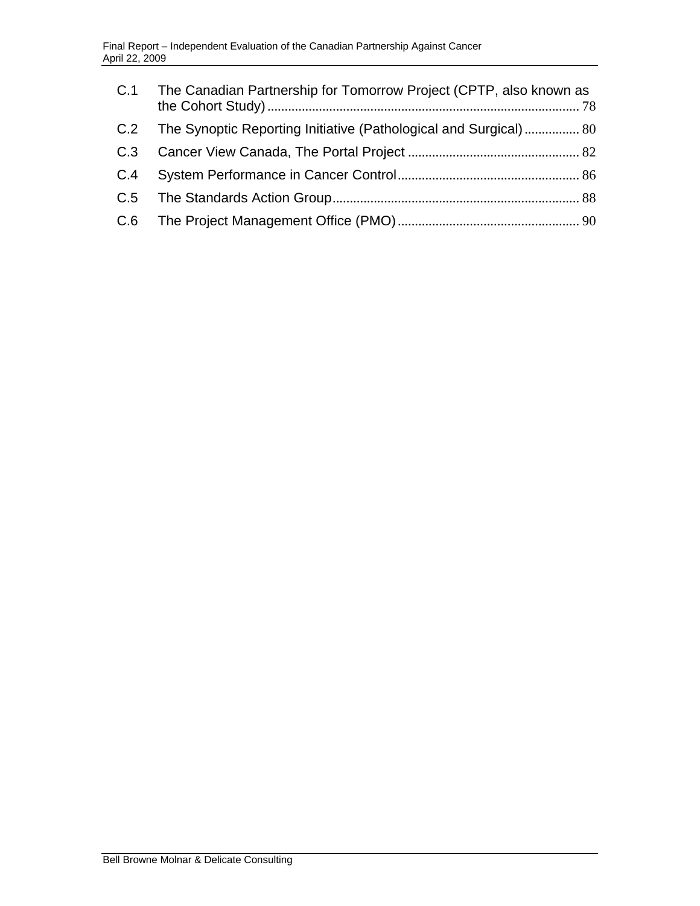C.1 The Canadian Partnership for Tomorrow Project (CPTP, also known as the Cohort Study) ........ 78

C.2 The Synoptic Reporting Initiative (Pathological and Surgical) ........ 80

C.3 Cancer View Canada, The Portal Project ........ 82

C.4 System Performance in Cancer Control ........ 86

C.5 The Standards Action Group ........ 88

C.6 The Project Management Office (PMO) ........ 90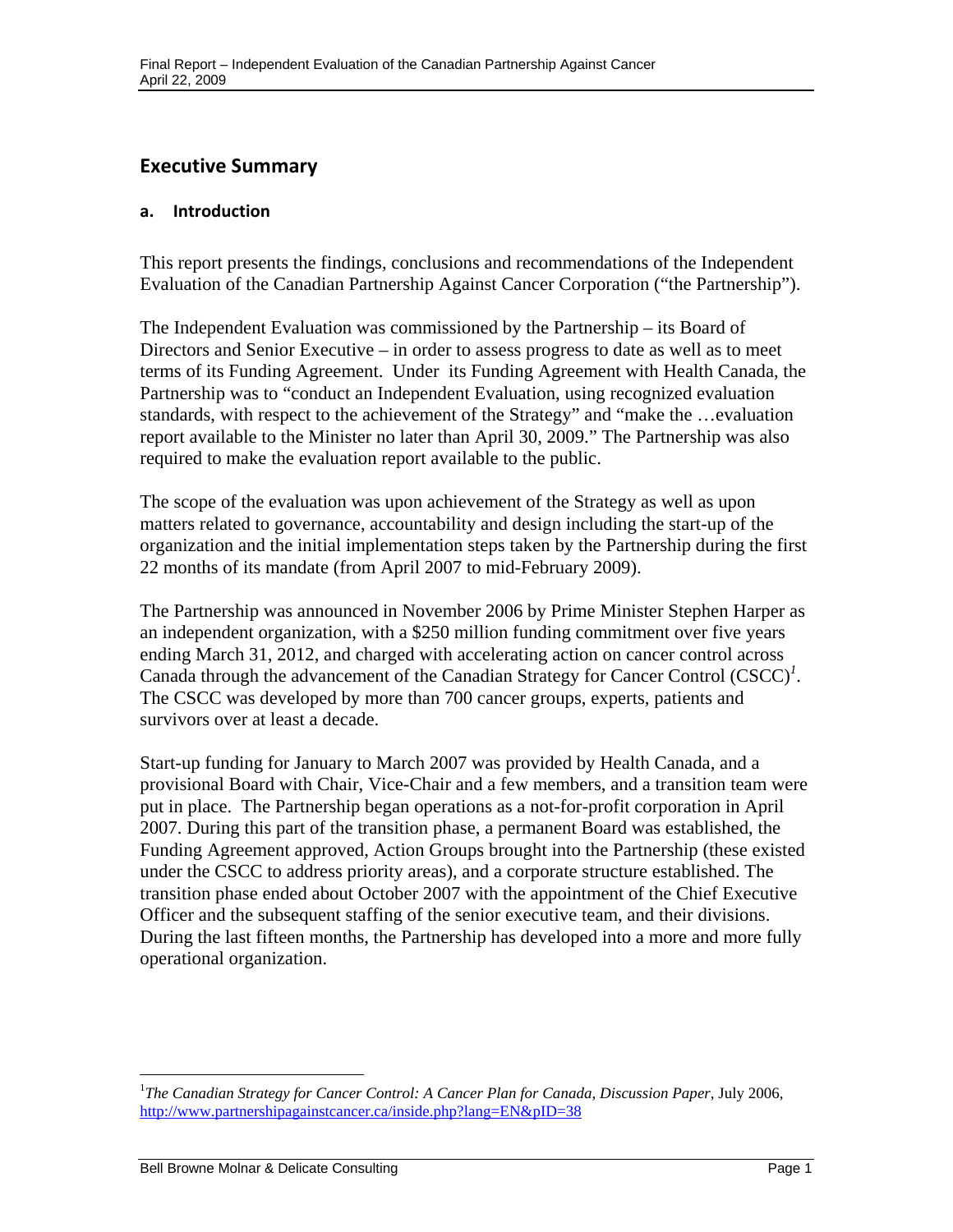# Executive Summary

## a. Introduction

This report presents the findings, conclusions and recommendations of the Independent Evaluation of the Canadian Partnership Against Cancer Corporation ("the Partnership").

The Independent Evaluation was commissioned by the Partnership – its Board of Directors and Senior Executive – in order to assess progress to date as well as to meet terms of its Funding Agreement. Under its Funding Agreement with Health Canada, the Partnership was to "conduct an Independent Evaluation, using recognized evaluation standards, with respect to the achievement of the Strategy" and "make the …evaluation report available to the Minister no later than April 30, 2009." The Partnership was also required to make the evaluation report available to the public.

The scope of the evaluation was upon achievement of the Strategy as well as upon matters related to governance, accountability and design including the start-up of the organization and the initial implementation steps taken by the Partnership during the first 22 months of its mandate (from April 2007 to mid-February 2009).

The Partnership was announced in November 2006 by Prime Minister Stephen Harper as an independent organization, with a $250 million funding commitment over five years ending March 31, 2012, and charged with accelerating action on cancer control across Canada through the advancement of the Canadian Strategy for Cancer Control (CSCC)[1]. The CSCC was developed by more than 700 cancer groups, experts, patients and survivors over at least a decade.

Start-up funding for January to March 2007 was provided by Health Canada, and a provisional Board with Chair, Vice-Chair and a few members, and a transition team were put in place. The Partnership began operations as a not-for-profit corporation in April 2007. During this part of the transition phase, a permanent Board was established, the Funding Agreement approved, Action Groups brought into the Partnership (these existed under the CSCC to address priority areas), and a corporate structure established. The transition phase ended about October 2007 with the appointment of the Chief Executive Officer and the subsequent staffing of the senior executive team, and their divisions. During the last fifteen months, the Partnership has developed into a more and more fully operational organization.

---

[1] *The Canadian Strategy for Cancer Control: A Cancer Plan for Canada, Discussion Paper*, July 2006, http://www.partnershipagainstcancer.ca/inside.php?lang=EN&pID=38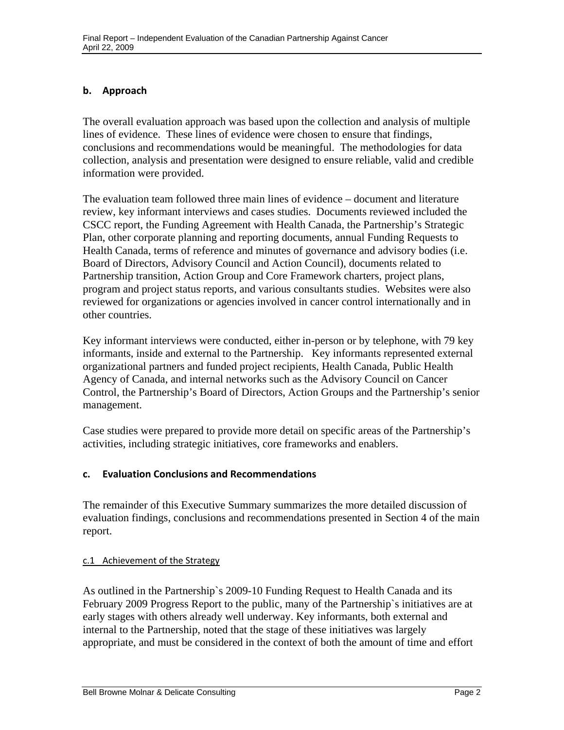### b. Approach

The overall evaluation approach was based upon the collection and analysis of multiple lines of evidence. These lines of evidence were chosen to ensure that findings, conclusions and recommendations would be meaningful. The methodologies for data collection, analysis and presentation were designed to ensure reliable, valid and credible information were provided.

The evaluation team followed three main lines of evidence – document and literature review, key informant interviews and cases studies. Documents reviewed included the CSCC report, the Funding Agreement with Health Canada, the Partnership's Strategic Plan, other corporate planning and reporting documents, annual Funding Requests to Health Canada, terms of reference and minutes of governance and advisory bodies (i.e. Board of Directors, Advisory Council and Action Council), documents related to Partnership transition, Action Group and Core Framework charters, project plans, program and project status reports, and various consultants studies. Websites were also reviewed for organizations or agencies involved in cancer control internationally and in other countries.

Key informant interviews were conducted, either in-person or by telephone, with 79 key informants, inside and external to the Partnership. Key informants represented external organizational partners and funded project recipients, Health Canada, Public Health Agency of Canada, and internal networks such as the Advisory Council on Cancer Control, the Partnership's Board of Directors, Action Groups and the Partnership's senior management.

Case studies were prepared to provide more detail on specific areas of the Partnership's activities, including strategic initiatives, core frameworks and enablers.

### c. Evaluation Conclusions and Recommendations

The remainder of this Executive Summary summarizes the more detailed discussion of evaluation findings, conclusions and recommendations presented in Section 4 of the main report.

#### c.1 Achievement of the Strategy

As outlined in the Partnership`s 2009-10 Funding Request to Health Canada and its February 2009 Progress Report to the public, many of the Partnership`s initiatives are at early stages with others already well underway. Key informants, both external and internal to the Partnership, noted that the stage of these initiatives was largely appropriate, and must be considered in the context of both the amount of time and effort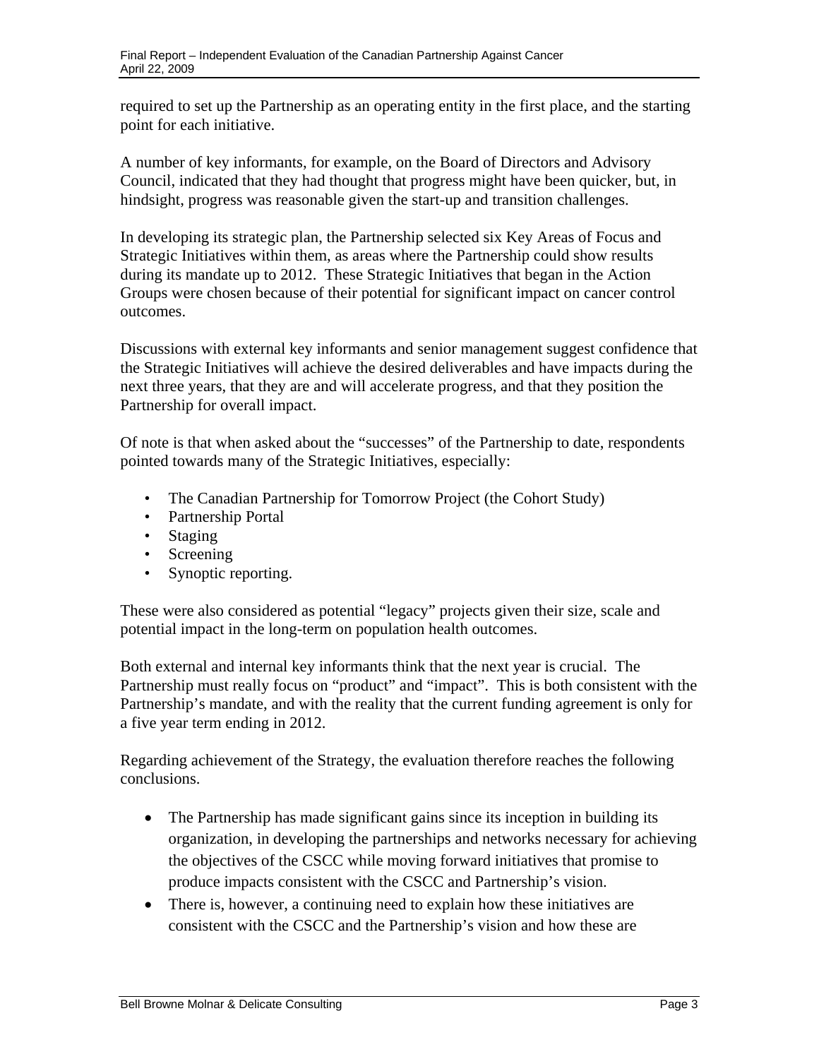required to set up the Partnership as an operating entity in the first place, and the starting point for each initiative.

A number of key informants, for example, on the Board of Directors and Advisory Council, indicated that they had thought that progress might have been quicker, but, in hindsight, progress was reasonable given the start-up and transition challenges.

In developing its strategic plan, the Partnership selected six Key Areas of Focus and Strategic Initiatives within them, as areas where the Partnership could show results during its mandate up to 2012. These Strategic Initiatives that began in the Action Groups were chosen because of their potential for significant impact on cancer control outcomes.

Discussions with external key informants and senior management suggest confidence that the Strategic Initiatives will achieve the desired deliverables and have impacts during the next three years, that they are and will accelerate progress, and that they position the Partnership for overall impact.

Of note is that when asked about the "successes" of the Partnership to date, respondents pointed towards many of the Strategic Initiatives, especially:

- The Canadian Partnership for Tomorrow Project (the Cohort Study)
- Partnership Portal
- Staging
- Screening
- Synoptic reporting.

These were also considered as potential "legacy" projects given their size, scale and potential impact in the long-term on population health outcomes.

Both external and internal key informants think that the next year is crucial. The Partnership must really focus on "product" and "impact". This is both consistent with the Partnership's mandate, and with the reality that the current funding agreement is only for a five year term ending in 2012.

Regarding achievement of the Strategy, the evaluation therefore reaches the following conclusions.

- The Partnership has made significant gains since its inception in building its organization, in developing the partnerships and networks necessary for achieving the objectives of the CSCC while moving forward initiatives that promise to produce impacts consistent with the CSCC and Partnership's vision.
- There is, however, a continuing need to explain how these initiatives are consistent with the CSCC and the Partnership's vision and how these are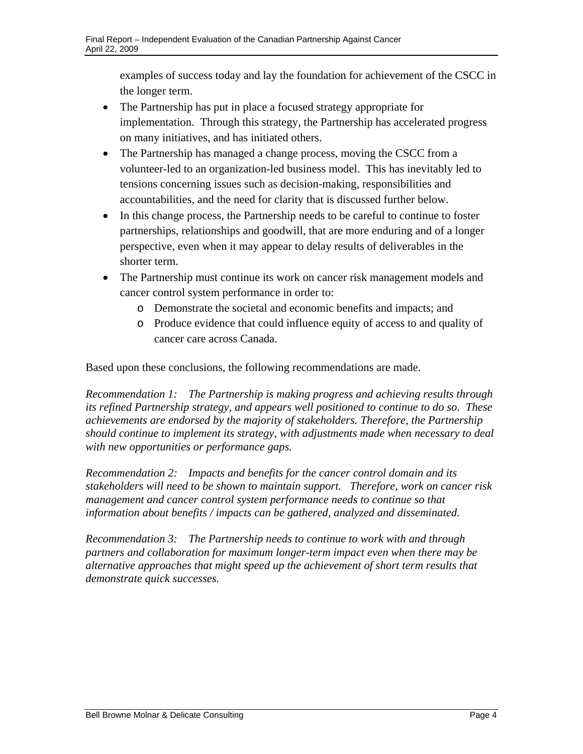examples of success today and lay the foundation for achievement of the CSCC in the longer term.

- The Partnership has put in place a focused strategy appropriate for implementation. Through this strategy, the Partnership has accelerated progress on many initiatives, and has initiated others.
- The Partnership has managed a change process, moving the CSCC from a volunteer-led to an organization-led business model. This has inevitably led to tensions concerning issues such as decision-making, responsibilities and accountabilities, and the need for clarity that is discussed further below.
- In this change process, the Partnership needs to be careful to continue to foster partnerships, relationships and goodwill, that are more enduring and of a longer perspective, even when it may appear to delay results of deliverables in the shorter term.
- The Partnership must continue its work on cancer risk management models and cancer control system performance in order to:
  - Demonstrate the societal and economic benefits and impacts; and
  - Produce evidence that could influence equity of access to and quality of cancer care across Canada.

Based upon these conclusions, the following recommendations are made.

*Recommendation 1: The Partnership is making progress and achieving results through its refined Partnership strategy, and appears well positioned to continue to do so. These achievements are endorsed by the majority of stakeholders. Therefore, the Partnership should continue to implement its strategy, with adjustments made when necessary to deal with new opportunities or performance gaps.*

*Recommendation 2: Impacts and benefits for the cancer control domain and its stakeholders will need to be shown to maintain support. Therefore, work on cancer risk management and cancer control system performance needs to continue so that information about benefits / impacts can be gathered, analyzed and disseminated.*

*Recommendation 3: The Partnership needs to continue to work with and through partners and collaboration for maximum longer-term impact even when there may be alternative approaches that might speed up the achievement of short term results that demonstrate quick successes.*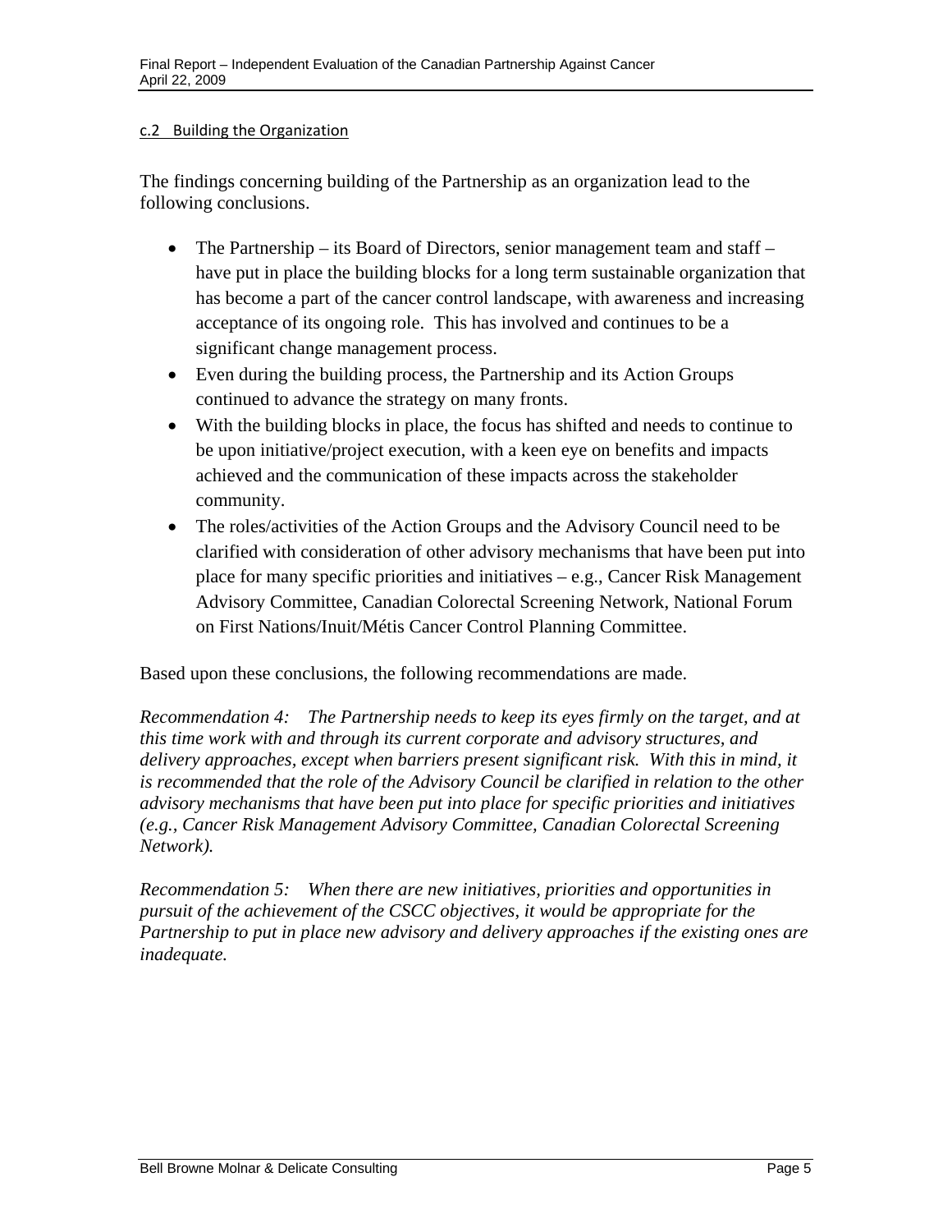#### c.2 Building the Organization

The findings concerning building of the Partnership as an organization lead to the following conclusions.

- The Partnership – its Board of Directors, senior management team and staff – have put in place the building blocks for a long term sustainable organization that has become a part of the cancer control landscape, with awareness and increasing acceptance of its ongoing role. This has involved and continues to be a significant change management process.
- Even during the building process, the Partnership and its Action Groups continued to advance the strategy on many fronts.
- With the building blocks in place, the focus has shifted and needs to continue to be upon initiative/project execution, with a keen eye on benefits and impacts achieved and the communication of these impacts across the stakeholder community.
- The roles/activities of the Action Groups and the Advisory Council need to be clarified with consideration of other advisory mechanisms that have been put into place for many specific priorities and initiatives – e.g., Cancer Risk Management Advisory Committee, Canadian Colorectal Screening Network, National Forum on First Nations/Inuit/Métis Cancer Control Planning Committee.

Based upon these conclusions, the following recommendations are made.

*Recommendation 4: The Partnership needs to keep its eyes firmly on the target, and at this time work with and through its current corporate and advisory structures, and delivery approaches, except when barriers present significant risk. With this in mind, it is recommended that the role of the Advisory Council be clarified in relation to the other advisory mechanisms that have been put into place for specific priorities and initiatives (e.g., Cancer Risk Management Advisory Committee, Canadian Colorectal Screening Network).*

*Recommendation 5: When there are new initiatives, priorities and opportunities in pursuit of the achievement of the CSCC objectives, it would be appropriate for the Partnership to put in place new advisory and delivery approaches if the existing ones are inadequate.*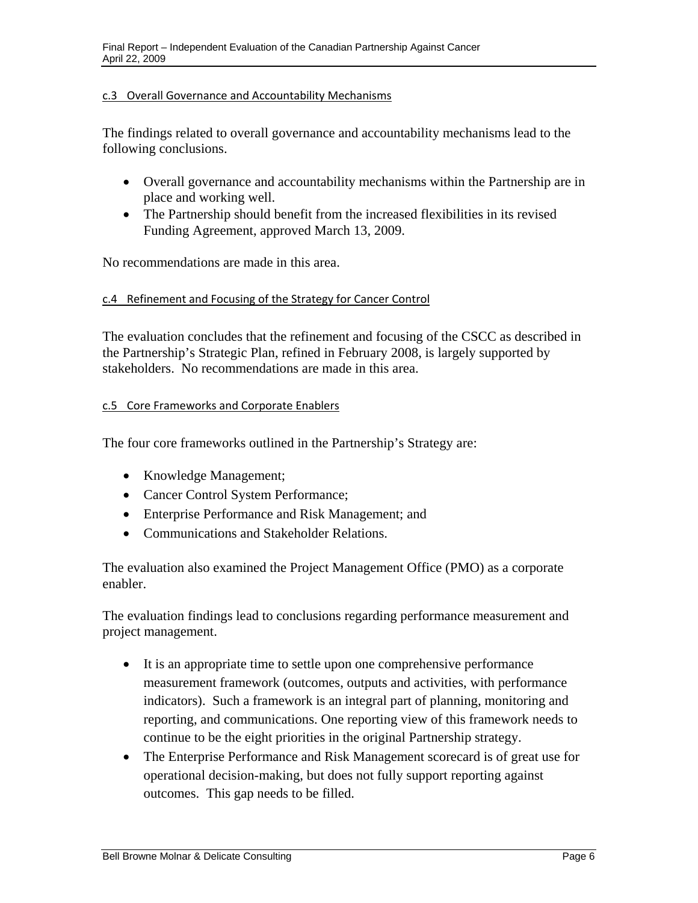#### c.3 Overall Governance and Accountability Mechanisms

The findings related to overall governance and accountability mechanisms lead to the following conclusions.

- Overall governance and accountability mechanisms within the Partnership are in place and working well.
- The Partnership should benefit from the increased flexibilities in its revised Funding Agreement, approved March 13, 2009.

No recommendations are made in this area.

#### c.4 Refinement and Focusing of the Strategy for Cancer Control

The evaluation concludes that the refinement and focusing of the CSCC as described in the Partnership's Strategic Plan, refined in February 2008, is largely supported by stakeholders. No recommendations are made in this area.

#### c.5 Core Frameworks and Corporate Enablers

The four core frameworks outlined in the Partnership's Strategy are:

- Knowledge Management;
- Cancer Control System Performance;
- Enterprise Performance and Risk Management; and
- Communications and Stakeholder Relations.

The evaluation also examined the Project Management Office (PMO) as a corporate enabler.

The evaluation findings lead to conclusions regarding performance measurement and project management.

- It is an appropriate time to settle upon one comprehensive performance measurement framework (outcomes, outputs and activities, with performance indicators). Such a framework is an integral part of planning, monitoring and reporting, and communications. One reporting view of this framework needs to continue to be the eight priorities in the original Partnership strategy.
- The Enterprise Performance and Risk Management scorecard is of great use for operational decision-making, but does not fully support reporting against outcomes. This gap needs to be filled.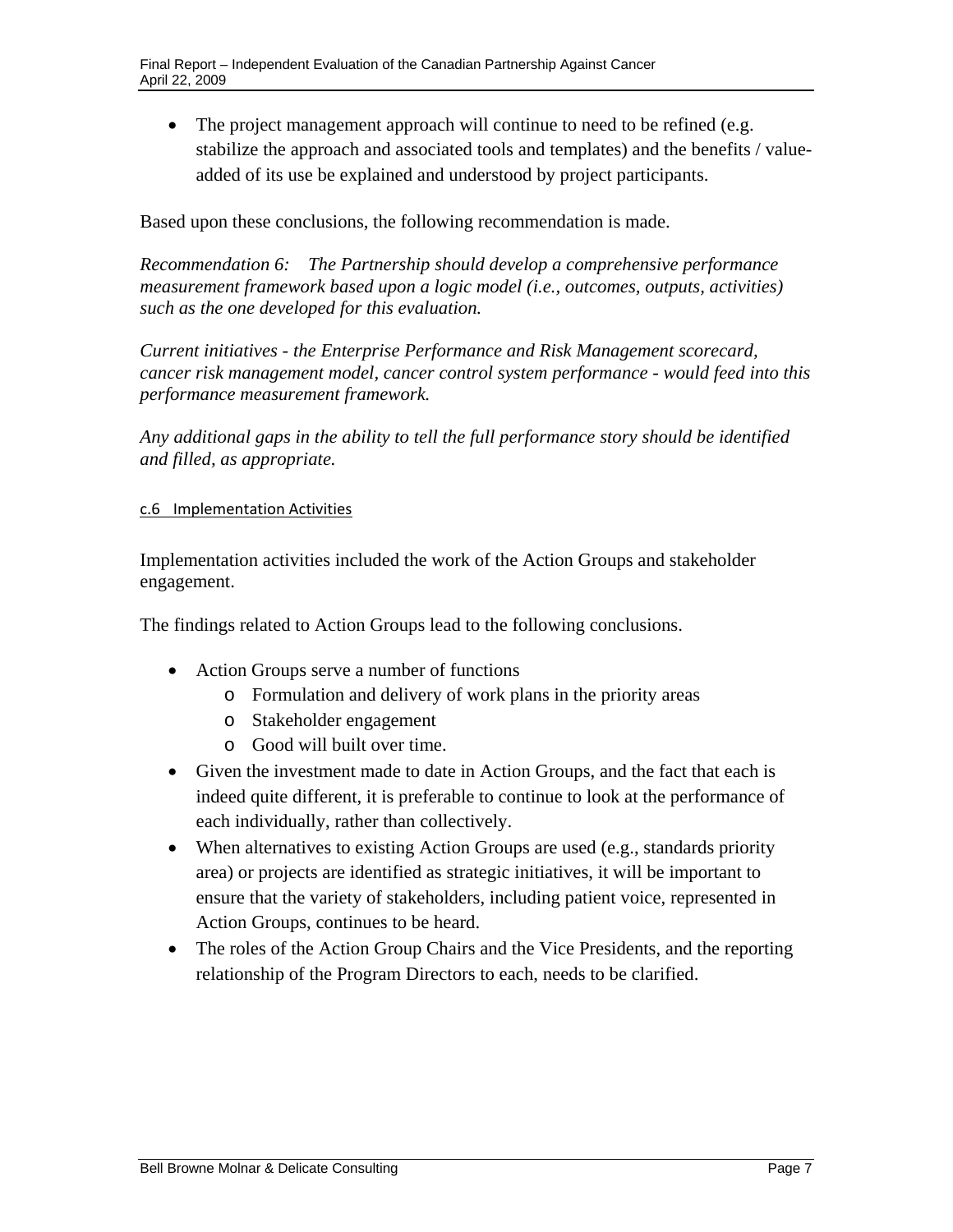- The project management approach will continue to need to be refined (e.g. stabilize the approach and associated tools and templates) and the benefits / value-added of its use be explained and understood by project participants.

Based upon these conclusions, the following recommendation is made.

*Recommendation 6: The Partnership should develop a comprehensive performance measurement framework based upon a logic model (i.e., outcomes, outputs, activities) such as the one developed for this evaluation.*

*Current initiatives - the Enterprise Performance and Risk Management scorecard, cancer risk management model, cancer control system performance - would feed into this performance measurement framework.*

*Any additional gaps in the ability to tell the full performance story should be identified and filled, as appropriate.*

#### c.6 Implementation Activities

Implementation activities included the work of the Action Groups and stakeholder engagement.

The findings related to Action Groups lead to the following conclusions.

- Action Groups serve a number of functions
  - Formulation and delivery of work plans in the priority areas
  - Stakeholder engagement
  - Good will built over time.
- Given the investment made to date in Action Groups, and the fact that each is indeed quite different, it is preferable to continue to look at the performance of each individually, rather than collectively.
- When alternatives to existing Action Groups are used (e.g., standards priority area) or projects are identified as strategic initiatives, it will be important to ensure that the variety of stakeholders, including patient voice, represented in Action Groups, continues to be heard.
- The roles of the Action Group Chairs and the Vice Presidents, and the reporting relationship of the Program Directors to each, needs to be clarified.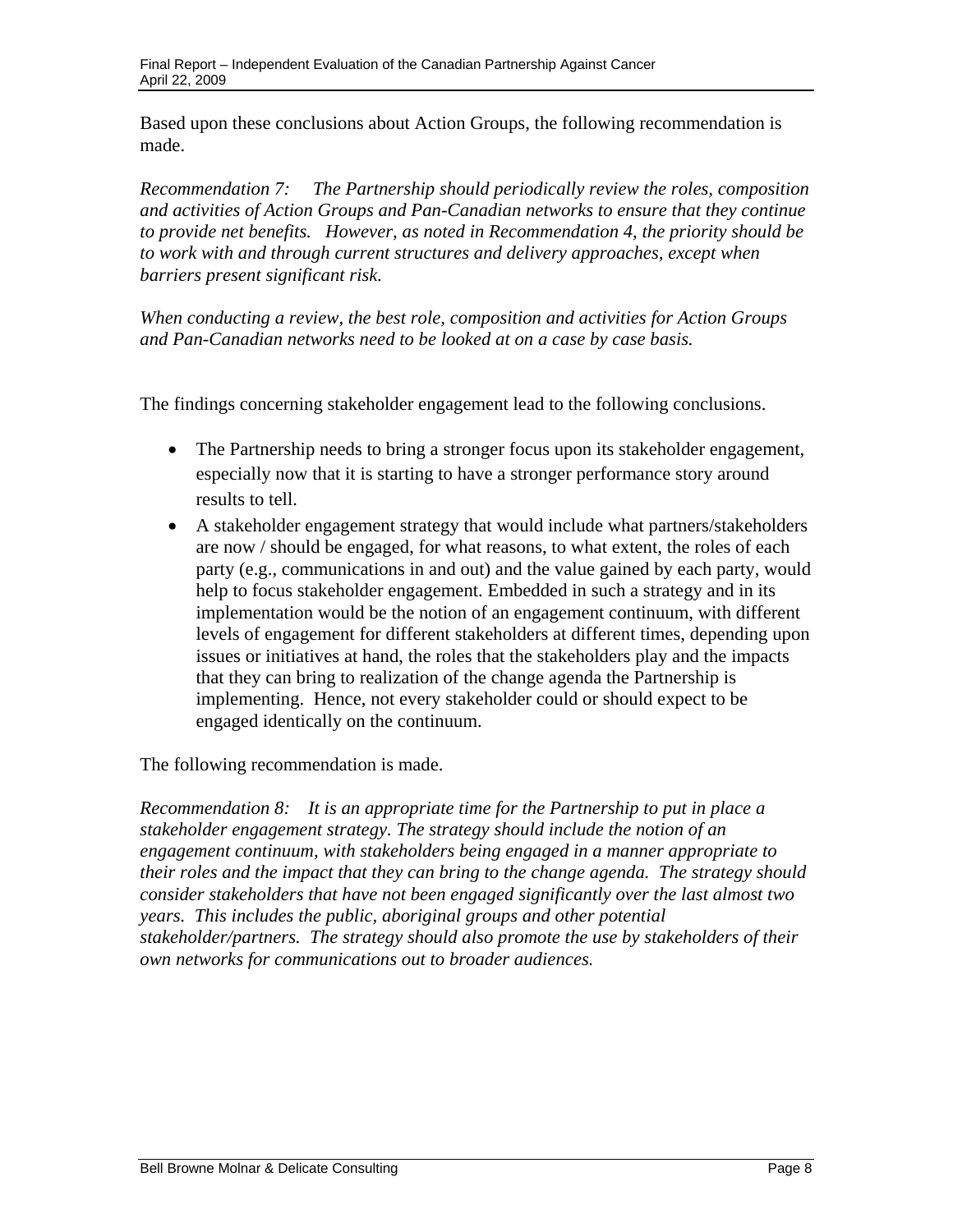Based upon these conclusions about Action Groups, the following recommendation is made.

*Recommendation 7: The Partnership should periodically review the roles, composition and activities of Action Groups and Pan-Canadian networks to ensure that they continue to provide net benefits. However, as noted in Recommendation 4, the priority should be to work with and through current structures and delivery approaches, except when barriers present significant risk.*

*When conducting a review, the best role, composition and activities for Action Groups and Pan-Canadian networks need to be looked at on a case by case basis.*

The findings concerning stakeholder engagement lead to the following conclusions.

- The Partnership needs to bring a stronger focus upon its stakeholder engagement, especially now that it is starting to have a stronger performance story around results to tell.
- A stakeholder engagement strategy that would include what partners/stakeholders are now / should be engaged, for what reasons, to what extent, the roles of each party (e.g., communications in and out) and the value gained by each party, would help to focus stakeholder engagement. Embedded in such a strategy and in its implementation would be the notion of an engagement continuum, with different levels of engagement for different stakeholders at different times, depending upon issues or initiatives at hand, the roles that the stakeholders play and the impacts that they can bring to realization of the change agenda the Partnership is implementing. Hence, not every stakeholder could or should expect to be engaged identically on the continuum.

The following recommendation is made.

*Recommendation 8: It is an appropriate time for the Partnership to put in place a stakeholder engagement strategy. The strategy should include the notion of an engagement continuum, with stakeholders being engaged in a manner appropriate to their roles and the impact that they can bring to the change agenda. The strategy should consider stakeholders that have not been engaged significantly over the last almost two years. This includes the public, aboriginal groups and other potential stakeholder/partners. The strategy should also promote the use by stakeholders of their own networks for communications out to broader audiences.*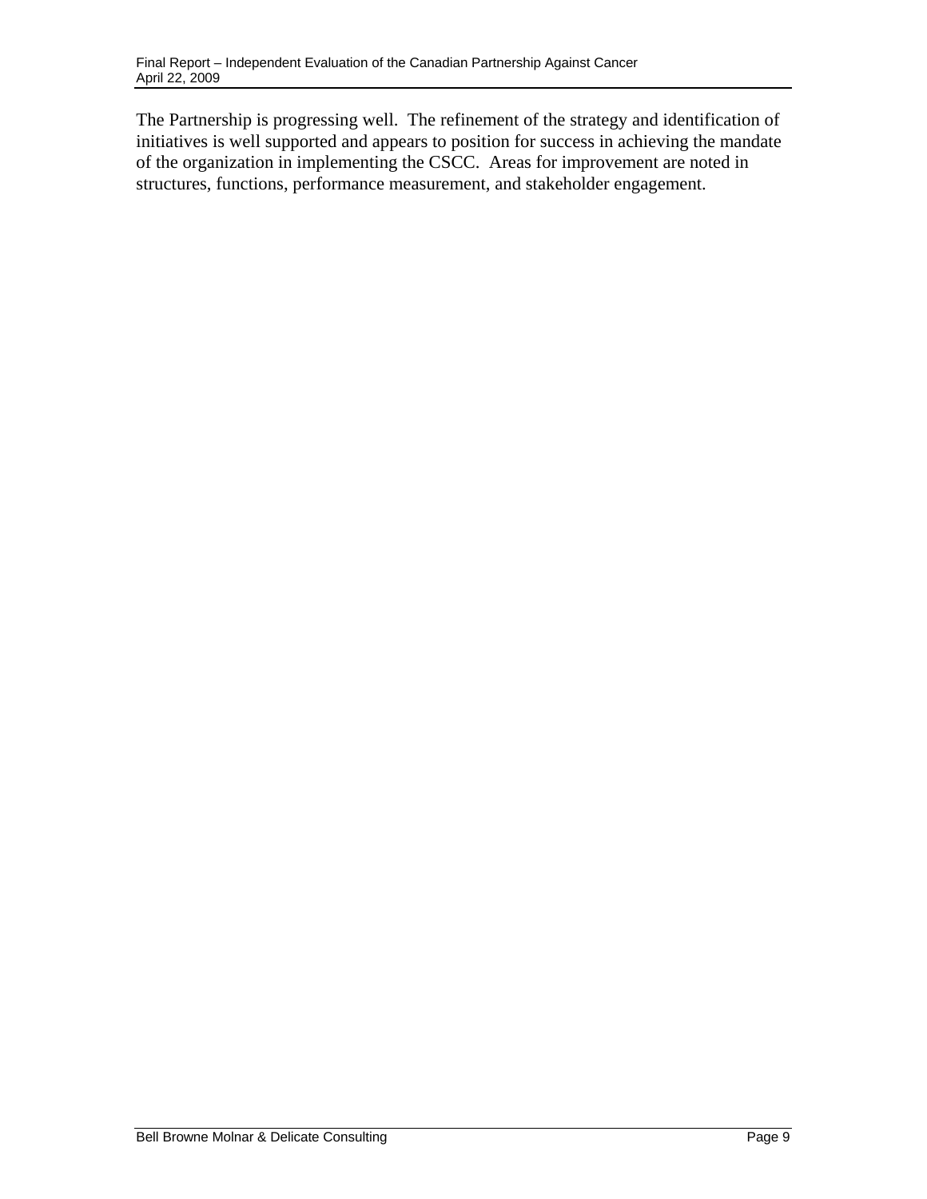The Partnership is progressing well. The refinement of the strategy and identification of initiatives is well supported and appears to position for success in achieving the mandate of the organization in implementing the CSCC. Areas for improvement are noted in structures, functions, performance measurement, and stakeholder engagement.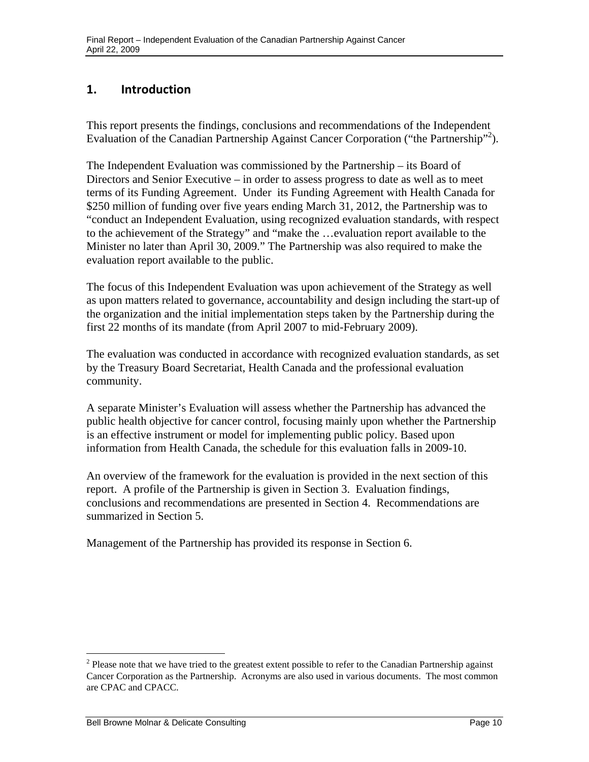## 1. Introduction

This report presents the findings, conclusions and recommendations of the Independent Evaluation of the Canadian Partnership Against Cancer Corporation ("the Partnership"[2]).

The Independent Evaluation was commissioned by the Partnership – its Board of Directors and Senior Executive – in order to assess progress to date as well as to meet terms of its Funding Agreement. Under its Funding Agreement with Health Canada for $250 million of funding over five years ending March 31, 2012, the Partnership was to "conduct an Independent Evaluation, using recognized evaluation standards, with respect to the achievement of the Strategy" and "make the …evaluation report available to the Minister no later than April 30, 2009." The Partnership was also required to make the evaluation report available to the public.

The focus of this Independent Evaluation was upon achievement of the Strategy as well as upon matters related to governance, accountability and design including the start-up of the organization and the initial implementation steps taken by the Partnership during the first 22 months of its mandate (from April 2007 to mid-February 2009).

The evaluation was conducted in accordance with recognized evaluation standards, as set by the Treasury Board Secretariat, Health Canada and the professional evaluation community.

A separate Minister's Evaluation will assess whether the Partnership has advanced the public health objective for cancer control, focusing mainly upon whether the Partnership is an effective instrument or model for implementing public policy. Based upon information from Health Canada, the schedule for this evaluation falls in 2009-10.

An overview of the framework for the evaluation is provided in the next section of this report. A profile of the Partnership is given in Section 3. Evaluation findings, conclusions and recommendations are presented in Section 4. Recommendations are summarized in Section 5.

Management of the Partnership has provided its response in Section 6.

[2] Please note that we have tried to the greatest extent possible to refer to the Canadian Partnership against Cancer Corporation as the Partnership. Acronyms are also used in various documents. The most common are CPAC and CPACC.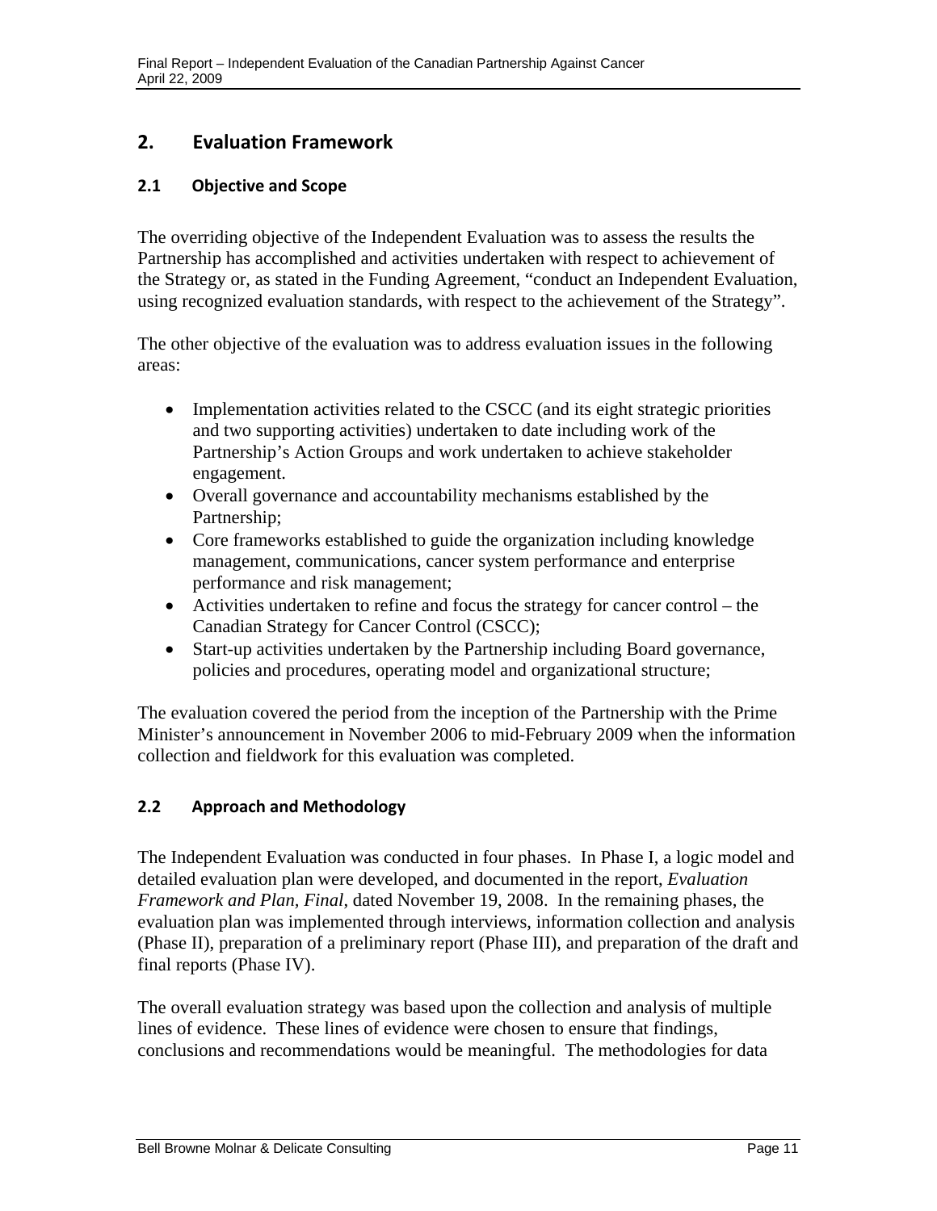## 2. Evaluation Framework

### 2.1 Objective and Scope

The overriding objective of the Independent Evaluation was to assess the results the Partnership has accomplished and activities undertaken with respect to achievement of the Strategy or, as stated in the Funding Agreement, "conduct an Independent Evaluation, using recognized evaluation standards, with respect to the achievement of the Strategy".

The other objective of the evaluation was to address evaluation issues in the following areas:

- Implementation activities related to the CSCC (and its eight strategic priorities and two supporting activities) undertaken to date including work of the Partnership's Action Groups and work undertaken to achieve stakeholder engagement.
- Overall governance and accountability mechanisms established by the Partnership;
- Core frameworks established to guide the organization including knowledge management, communications, cancer system performance and enterprise performance and risk management;
- Activities undertaken to refine and focus the strategy for cancer control – the Canadian Strategy for Cancer Control (CSCC);
- Start-up activities undertaken by the Partnership including Board governance, policies and procedures, operating model and organizational structure;

The evaluation covered the period from the inception of the Partnership with the Prime Minister's announcement in November 2006 to mid-February 2009 when the information collection and fieldwork for this evaluation was completed.

### 2.2 Approach and Methodology

The Independent Evaluation was conducted in four phases. In Phase I, a logic model and detailed evaluation plan were developed, and documented in the report, *Evaluation Framework and Plan, Final*, dated November 19, 2008. In the remaining phases, the evaluation plan was implemented through interviews, information collection and analysis (Phase II), preparation of a preliminary report (Phase III), and preparation of the draft and final reports (Phase IV).

The overall evaluation strategy was based upon the collection and analysis of multiple lines of evidence. These lines of evidence were chosen to ensure that findings, conclusions and recommendations would be meaningful. The methodologies for data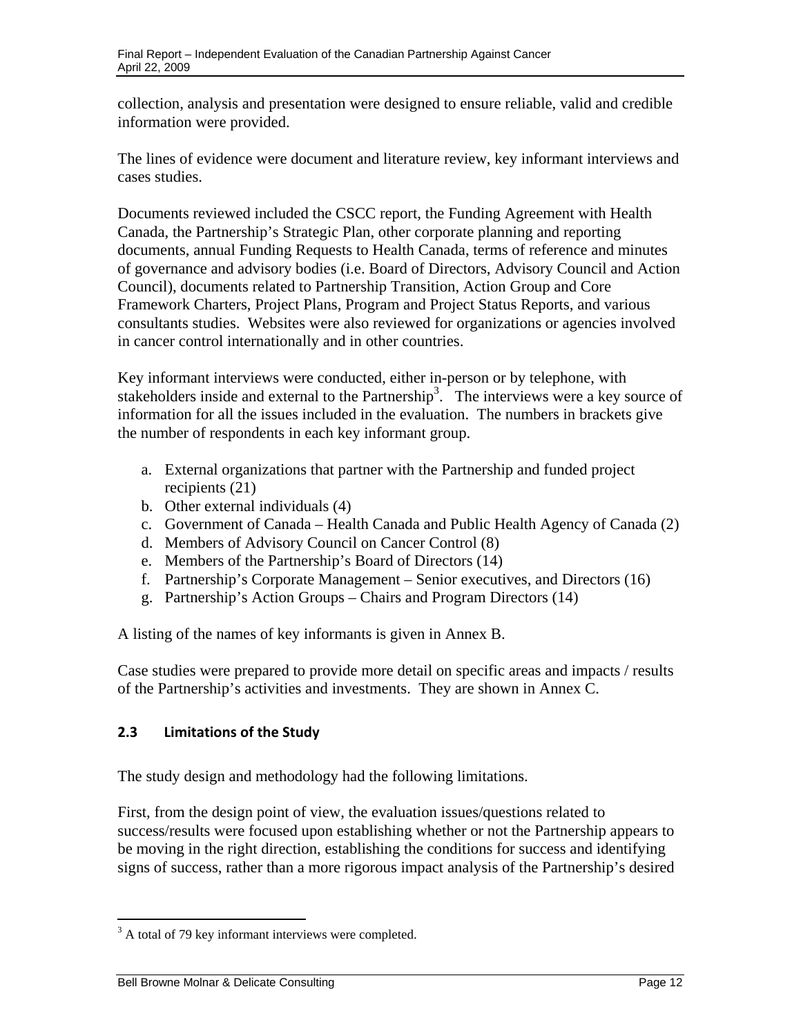collection, analysis and presentation were designed to ensure reliable, valid and credible information were provided.

The lines of evidence were document and literature review, key informant interviews and cases studies.

Documents reviewed included the CSCC report, the Funding Agreement with Health Canada, the Partnership's Strategic Plan, other corporate planning and reporting documents, annual Funding Requests to Health Canada, terms of reference and minutes of governance and advisory bodies (i.e. Board of Directors, Advisory Council and Action Council), documents related to Partnership Transition, Action Group and Core Framework Charters, Project Plans, Program and Project Status Reports, and various consultants studies. Websites were also reviewed for organizations or agencies involved in cancer control internationally and in other countries.

Key informant interviews were conducted, either in-person or by telephone, with stakeholders inside and external to the Partnership[3]. The interviews were a key source of information for all the issues included in the evaluation. The numbers in brackets give the number of respondents in each key informant group.

a. External organizations that partner with the Partnership and funded project recipients (21)
b. Other external individuals (4)
c. Government of Canada – Health Canada and Public Health Agency of Canada (2)
d. Members of Advisory Council on Cancer Control (8)
e. Members of the Partnership's Board of Directors (14)
f. Partnership's Corporate Management – Senior executives, and Directors (16)
g. Partnership's Action Groups – Chairs and Program Directors (14)

A listing of the names of key informants is given in Annex B.

Case studies were prepared to provide more detail on specific areas and impacts / results of the Partnership's activities and investments. They are shown in Annex C.

### 2.3 Limitations of the Study

The study design and methodology had the following limitations.

First, from the design point of view, the evaluation issues/questions related to success/results were focused upon establishing whether or not the Partnership appears to be moving in the right direction, establishing the conditions for success and identifying signs of success, rather than a more rigorous impact analysis of the Partnership's desired

[3] A total of 79 key informant interviews were completed.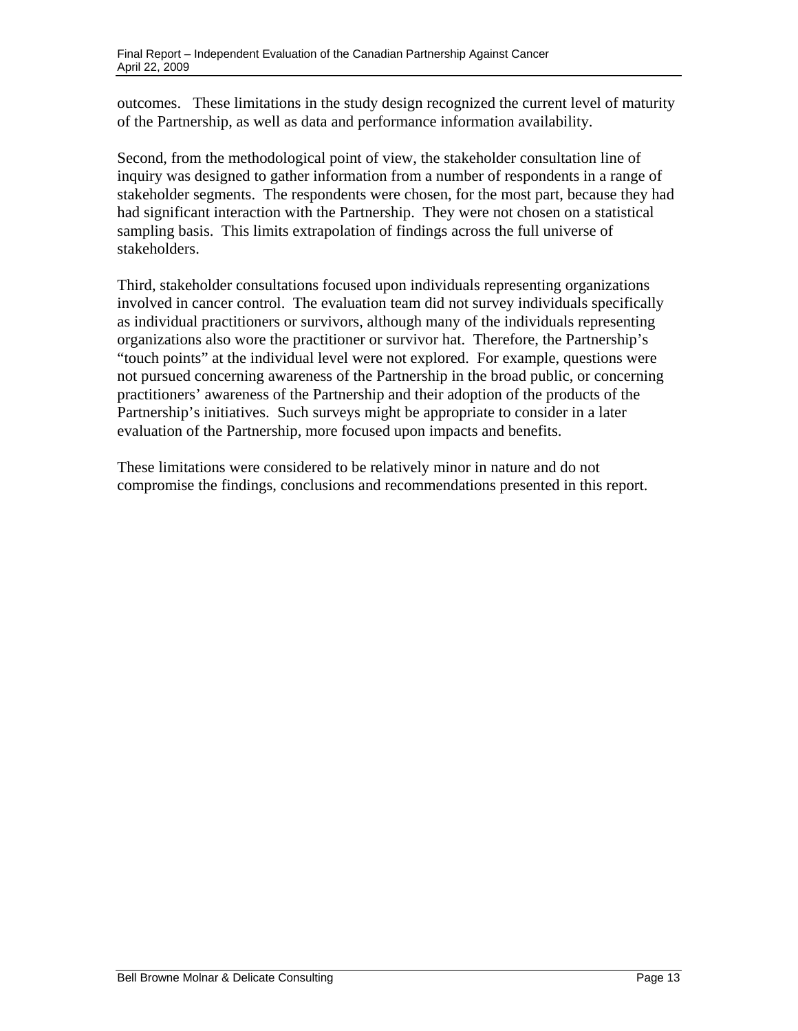outcomes. These limitations in the study design recognized the current level of maturity of the Partnership, as well as data and performance information availability.

Second, from the methodological point of view, the stakeholder consultation line of inquiry was designed to gather information from a number of respondents in a range of stakeholder segments. The respondents were chosen, for the most part, because they had had significant interaction with the Partnership. They were not chosen on a statistical sampling basis. This limits extrapolation of findings across the full universe of stakeholders.

Third, stakeholder consultations focused upon individuals representing organizations involved in cancer control. The evaluation team did not survey individuals specifically as individual practitioners or survivors, although many of the individuals representing organizations also wore the practitioner or survivor hat. Therefore, the Partnership's "touch points" at the individual level were not explored. For example, questions were not pursued concerning awareness of the Partnership in the broad public, or concerning practitioners' awareness of the Partnership and their adoption of the products of the Partnership's initiatives. Such surveys might be appropriate to consider in a later evaluation of the Partnership, more focused upon impacts and benefits.

These limitations were considered to be relatively minor in nature and do not compromise the findings, conclusions and recommendations presented in this report.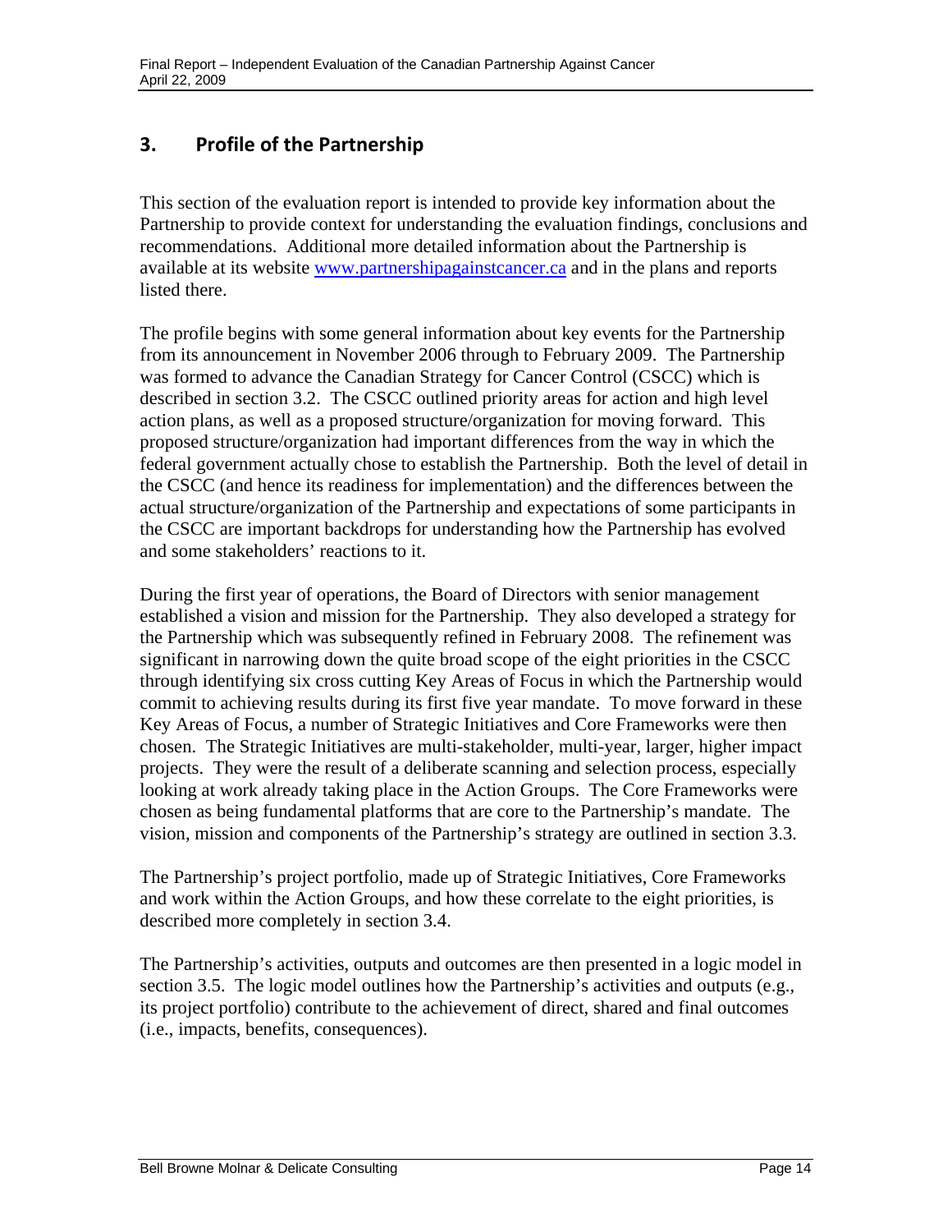## 3. Profile of the Partnership

This section of the evaluation report is intended to provide key information about the Partnership to provide context for understanding the evaluation findings, conclusions and recommendations. Additional more detailed information about the Partnership is available at its website [www.partnershipagainstcancer.ca](http://www.partnershipagainstcancer.ca) and in the plans and reports listed there.

The profile begins with some general information about key events for the Partnership from its announcement in November 2006 through to February 2009. The Partnership was formed to advance the Canadian Strategy for Cancer Control (CSCC) which is described in section 3.2. The CSCC outlined priority areas for action and high level action plans, as well as a proposed structure/organization for moving forward. This proposed structure/organization had important differences from the way in which the federal government actually chose to establish the Partnership. Both the level of detail in the CSCC (and hence its readiness for implementation) and the differences between the actual structure/organization of the Partnership and expectations of some participants in the CSCC are important backdrops for understanding how the Partnership has evolved and some stakeholders' reactions to it.

During the first year of operations, the Board of Directors with senior management established a vision and mission for the Partnership. They also developed a strategy for the Partnership which was subsequently refined in February 2008. The refinement was significant in narrowing down the quite broad scope of the eight priorities in the CSCC through identifying six cross cutting Key Areas of Focus in which the Partnership would commit to achieving results during its first five year mandate. To move forward in these Key Areas of Focus, a number of Strategic Initiatives and Core Frameworks were then chosen. The Strategic Initiatives are multi-stakeholder, multi-year, larger, higher impact projects. They were the result of a deliberate scanning and selection process, especially looking at work already taking place in the Action Groups. The Core Frameworks were chosen as being fundamental platforms that are core to the Partnership's mandate. The vision, mission and components of the Partnership's strategy are outlined in section 3.3.

The Partnership's project portfolio, made up of Strategic Initiatives, Core Frameworks and work within the Action Groups, and how these correlate to the eight priorities, is described more completely in section 3.4.

The Partnership's activities, outputs and outcomes are then presented in a logic model in section 3.5. The logic model outlines how the Partnership's activities and outputs (e.g., its project portfolio) contribute to the achievement of direct, shared and final outcomes (i.e., impacts, benefits, consequences).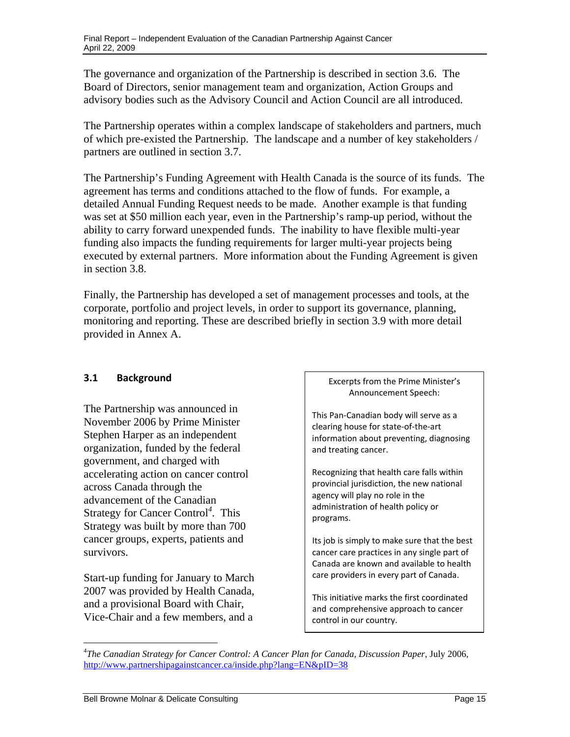The governance and organization of the Partnership is described in section 3.6. The Board of Directors, senior management team and organization, Action Groups and advisory bodies such as the Advisory Council and Action Council are all introduced.

The Partnership operates within a complex landscape of stakeholders and partners, much of which pre-existed the Partnership. The landscape and a number of key stakeholders / partners are outlined in section 3.7.

The Partnership's Funding Agreement with Health Canada is the source of its funds. The agreement has terms and conditions attached to the flow of funds. For example, a detailed Annual Funding Request needs to be made. Another example is that funding was set at $50 million each year, even in the Partnership's ramp-up period, without the ability to carry forward unexpended funds. The inability to have flexible multi-year funding also impacts the funding requirements for larger multi-year projects being executed by external partners. More information about the Funding Agreement is given in section 3.8.

Finally, the Partnership has developed a set of management processes and tools, at the corporate, portfolio and project levels, in order to support its governance, planning, monitoring and reporting. These are described briefly in section 3.9 with more detail provided in Annex A.

## 3.1 Background

The Partnership was announced in November 2006 by Prime Minister Stephen Harper as an independent organization, funded by the federal government, and charged with accelerating action on cancer control across Canada through the advancement of the Canadian Strategy for Cancer Control[4]. This Strategy was built by more than 700 cancer groups, experts, patients and survivors.

Start-up funding for January to March 2007 was provided by Health Canada, and a provisional Board with Chair, Vice-Chair and a few members, and a

> Excerpts from the Prime Minister's Announcement Speech:
>
> This Pan-Canadian body will serve as a clearing house for state-of-the-art information about preventing, diagnosing and treating cancer.
>
> Recognizing that health care falls within provincial jurisdiction, the new national agency will play no role in the administration of health policy or programs.
>
> Its job is simply to make sure that the best cancer care practices in any single part of Canada are known and available to health care providers in every part of Canada.
>
> This initiative marks the first coordinated and comprehensive approach to cancer control in our country.

---

[4] *The Canadian Strategy for Cancer Control: A Cancer Plan for Canada, Discussion Paper*, July 2006, http://www.partnershipagainstcancer.ca/inside.php?lang=EN&pID=38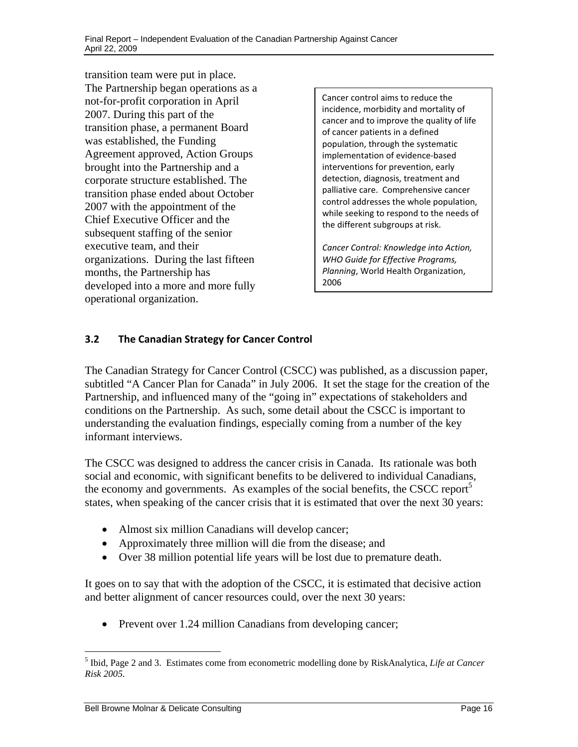transition team were put in place. The Partnership began operations as a not-for-profit corporation in April 2007. During this part of the transition phase, a permanent Board was established, the Funding Agreement approved, Action Groups brought into the Partnership and a corporate structure established. The transition phase ended about October 2007 with the appointment of the Chief Executive Officer and the subsequent staffing of the senior executive team, and their organizations. During the last fifteen months, the Partnership has developed into a more and more fully operational organization.

> Cancer control aims to reduce the incidence, morbidity and mortality of cancer and to improve the quality of life of cancer patients in a defined population, through the systematic implementation of evidence-based interventions for prevention, early detection, diagnosis, treatment and palliative care. Comprehensive cancer control addresses the whole population, while seeking to respond to the needs of the different subgroups at risk.
>
> *Cancer Control: Knowledge into Action, WHO Guide for Effective Programs, Planning*, World Health Organization, 2006

### 3.2 The Canadian Strategy for Cancer Control

The Canadian Strategy for Cancer Control (CSCC) was published, as a discussion paper, subtitled "A Cancer Plan for Canada" in July 2006. It set the stage for the creation of the Partnership, and influenced many of the "going in" expectations of stakeholders and conditions on the Partnership. As such, some detail about the CSCC is important to understanding the evaluation findings, especially coming from a number of the key informant interviews.

The CSCC was designed to address the cancer crisis in Canada. Its rationale was both social and economic, with significant benefits to be delivered to individual Canadians, the economy and governments. As examples of the social benefits, the CSCC report[5] states, when speaking of the cancer crisis that it is estimated that over the next 30 years:

- Almost six million Canadians will develop cancer;
- Approximately three million will die from the disease; and
- Over 38 million potential life years will be lost due to premature death.

It goes on to say that with the adoption of the CSCC, it is estimated that decisive action and better alignment of cancer resources could, over the next 30 years:

- Prevent over 1.24 million Canadians from developing cancer;

[5] Ibid, Page 2 and 3. Estimates come from econometric modelling done by RiskAnalytica, *Life at Cancer Risk 2005*.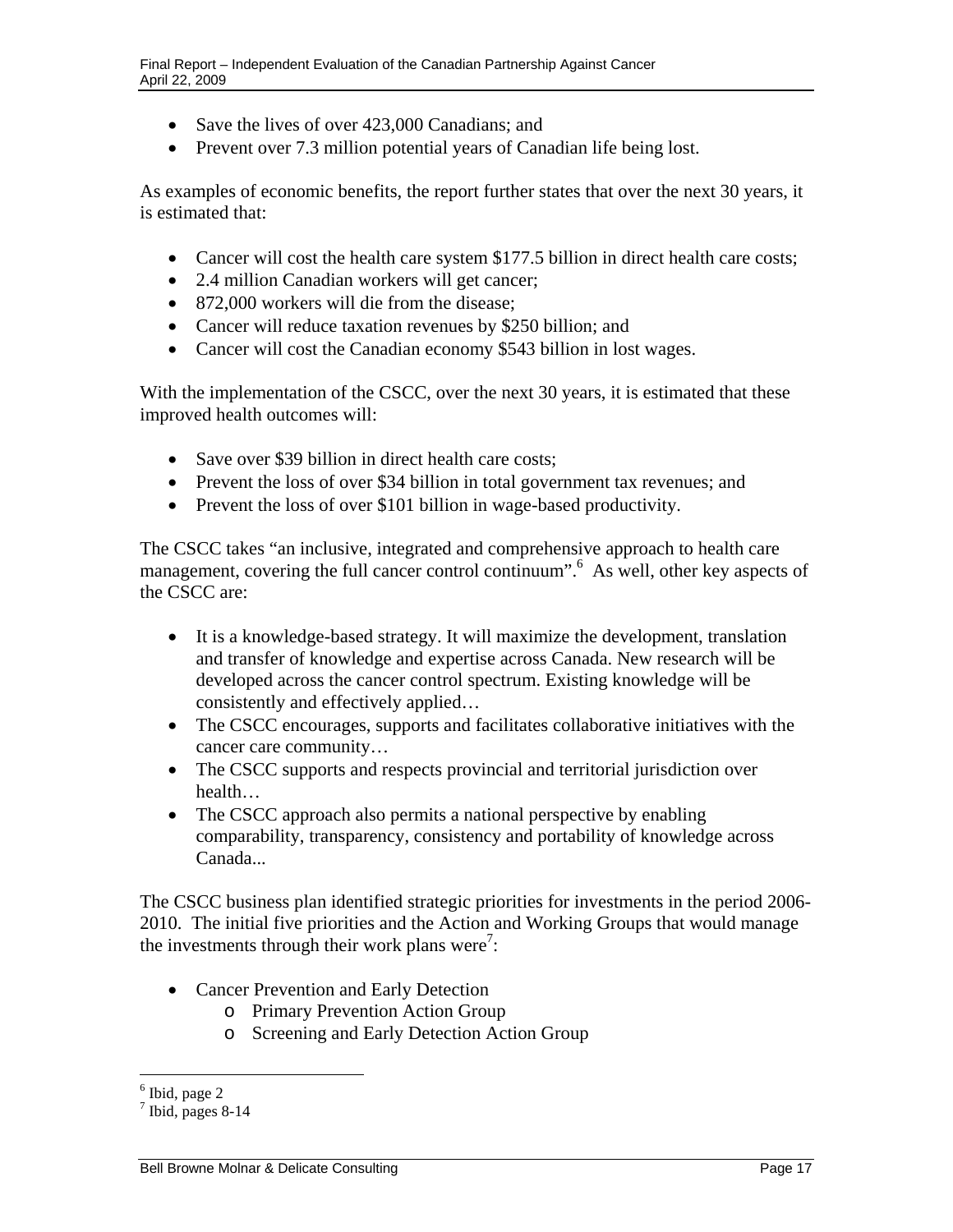- Save the lives of over 423,000 Canadians; and
- Prevent over 7.3 million potential years of Canadian life being lost.

As examples of economic benefits, the report further states that over the next 30 years, it is estimated that:

- Cancer will cost the health care system $177.5 billion in direct health care costs;
- 2.4 million Canadian workers will get cancer;
- 872,000 workers will die from the disease;
- Cancer will reduce taxation revenues by $250 billion; and
- Cancer will cost the Canadian economy $543 billion in lost wages.

With the implementation of the CSCC, over the next 30 years, it is estimated that these improved health outcomes will:

- Save over $39 billion in direct health care costs;
- Prevent the loss of over $34 billion in total government tax revenues; and
- Prevent the loss of over $101 billion in wage-based productivity.

The CSCC takes "an inclusive, integrated and comprehensive approach to health care management, covering the full cancer control continuum".[6] As well, other key aspects of the CSCC are:

- It is a knowledge-based strategy. It will maximize the development, translation and transfer of knowledge and expertise across Canada. New research will be developed across the cancer control spectrum. Existing knowledge will be consistently and effectively applied…
- The CSCC encourages, supports and facilitates collaborative initiatives with the cancer care community…
- The CSCC supports and respects provincial and territorial jurisdiction over health…
- The CSCC approach also permits a national perspective by enabling comparability, transparency, consistency and portability of knowledge across Canada...

The CSCC business plan identified strategic priorities for investments in the period 2006-2010. The initial five priorities and the Action and Working Groups that would manage the investments through their work plans were[7]:

- Cancer Prevention and Early Detection
  - Primary Prevention Action Group
  - Screening and Early Detection Action Group

---

[6] Ibid, page 2

[7] Ibid, pages 8-14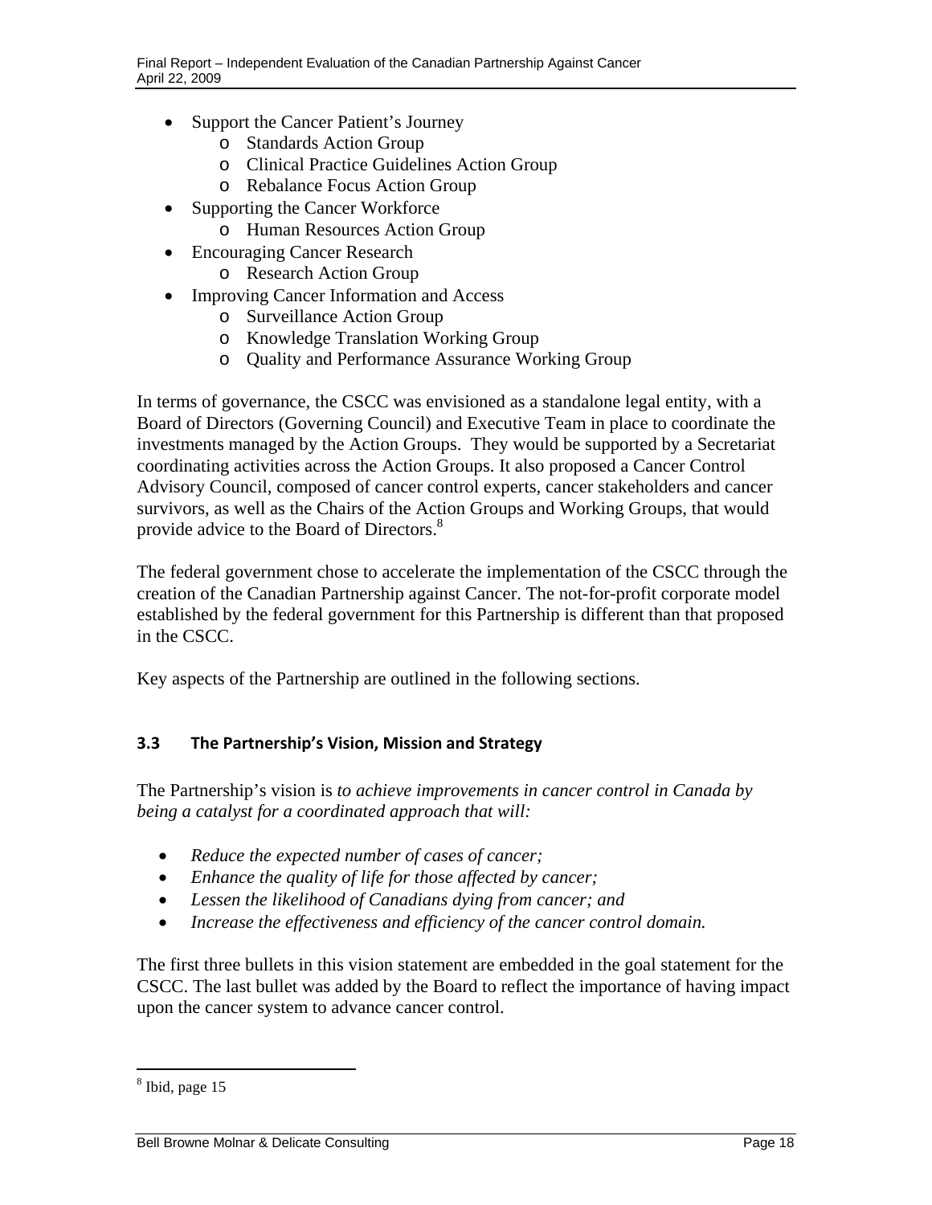- Support the Cancer Patient's Journey
  - Standards Action Group
  - Clinical Practice Guidelines Action Group
  - Rebalance Focus Action Group
- Supporting the Cancer Workforce
  - Human Resources Action Group
- Encouraging Cancer Research
  - Research Action Group
- Improving Cancer Information and Access
  - Surveillance Action Group
  - Knowledge Translation Working Group
  - Quality and Performance Assurance Working Group

In terms of governance, the CSCC was envisioned as a standalone legal entity, with a Board of Directors (Governing Council) and Executive Team in place to coordinate the investments managed by the Action Groups. They would be supported by a Secretariat coordinating activities across the Action Groups. It also proposed a Cancer Control Advisory Council, composed of cancer control experts, cancer stakeholders and cancer survivors, as well as the Chairs of the Action Groups and Working Groups, that would provide advice to the Board of Directors.[8]

The federal government chose to accelerate the implementation of the CSCC through the creation of the Canadian Partnership against Cancer. The not-for-profit corporate model established by the federal government for this Partnership is different than that proposed in the CSCC.

Key aspects of the Partnership are outlined in the following sections.

### 3.3 The Partnership's Vision, Mission and Strategy

The Partnership's vision is *to achieve improvements in cancer control in Canada by being a catalyst for a coordinated approach that will:*

- *Reduce the expected number of cases of cancer;*
- *Enhance the quality of life for those affected by cancer;*
- *Lessen the likelihood of Canadians dying from cancer; and*
- *Increase the effectiveness and efficiency of the cancer control domain.*

The first three bullets in this vision statement are embedded in the goal statement for the CSCC. The last bullet was added by the Board to reflect the importance of having impact upon the cancer system to advance cancer control.

[8] Ibid, page 15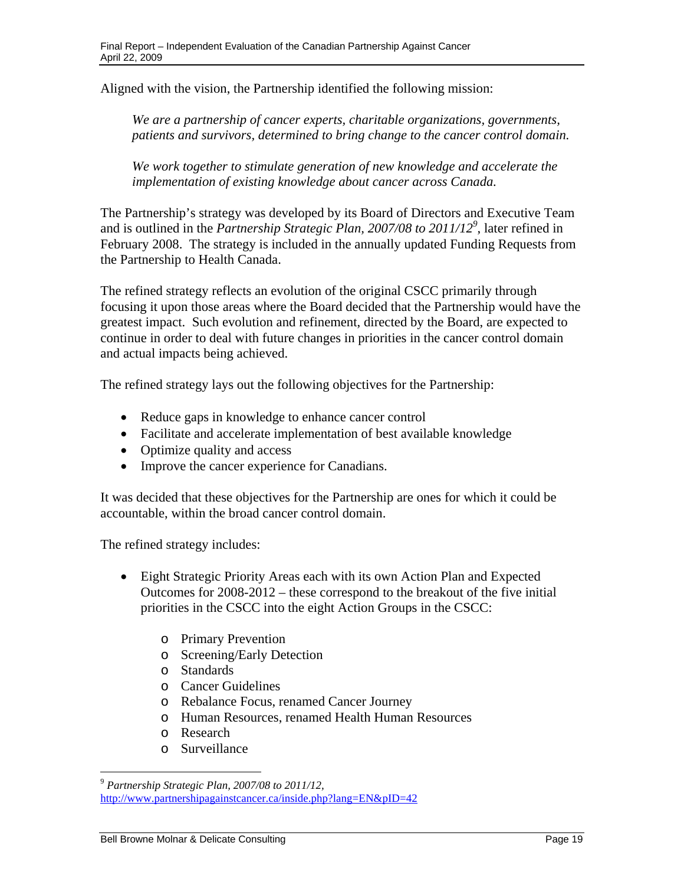Aligned with the vision, the Partnership identified the following mission:

> *We are a partnership of cancer experts, charitable organizations, governments, patients and survivors, determined to bring change to the cancer control domain.*
>
> *We work together to stimulate generation of new knowledge and accelerate the implementation of existing knowledge about cancer across Canada.*

The Partnership's strategy was developed by its Board of Directors and Executive Team and is outlined in the *Partnership Strategic Plan, 2007/08 to 2011/12*[9], later refined in February 2008. The strategy is included in the annually updated Funding Requests from the Partnership to Health Canada.

The refined strategy reflects an evolution of the original CSCC primarily through focusing it upon those areas where the Board decided that the Partnership would have the greatest impact. Such evolution and refinement, directed by the Board, are expected to continue in order to deal with future changes in priorities in the cancer control domain and actual impacts being achieved.

The refined strategy lays out the following objectives for the Partnership:

- Reduce gaps in knowledge to enhance cancer control
- Facilitate and accelerate implementation of best available knowledge
- Optimize quality and access
- Improve the cancer experience for Canadians.

It was decided that these objectives for the Partnership are ones for which it could be accountable, within the broad cancer control domain.

The refined strategy includes:

- Eight Strategic Priority Areas each with its own Action Plan and Expected Outcomes for 2008-2012 – these correspond to the breakout of the five initial priorities in the CSCC into the eight Action Groups in the CSCC:
  - Primary Prevention
  - Screening/Early Detection
  - Standards
  - Cancer Guidelines
  - Rebalance Focus, renamed Cancer Journey
  - Human Resources, renamed Health Human Resources
  - Research
  - Surveillance

---

[9] *Partnership Strategic Plan, 2007/08 to 2011/12,* http://www.partnershipagainstcancer.ca/inside.php?lang=EN&pID=42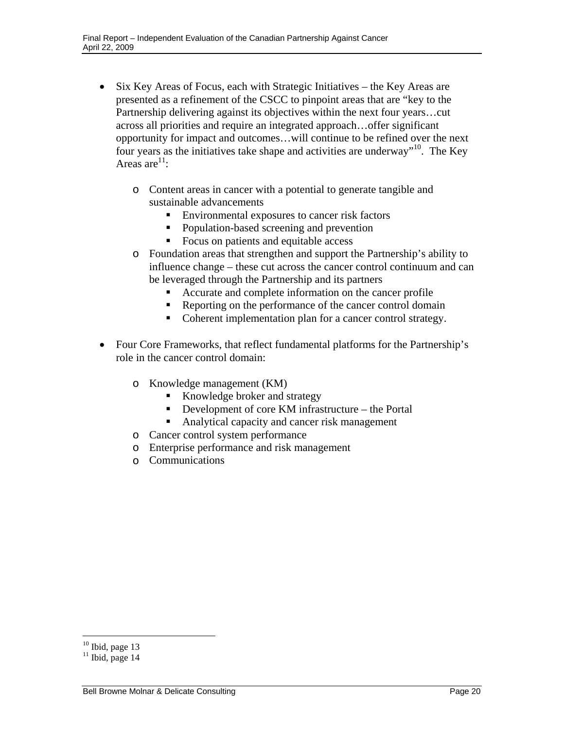- Six Key Areas of Focus, each with Strategic Initiatives – the Key Areas are presented as a refinement of the CSCC to pinpoint areas that are "key to the Partnership delivering against its objectives within the next four years…cut across all priorities and require an integrated approach…offer significant opportunity for impact and outcomes…will continue to be refined over the next four years as the initiatives take shape and activities are underway"[10]. The Key Areas are[11]:

    - Content areas in cancer with a potential to generate tangible and sustainable advancements
        - Environmental exposures to cancer risk factors
        - Population-based screening and prevention
        - Focus on patients and equitable access
    - Foundation areas that strengthen and support the Partnership's ability to influence change – these cut across the cancer control continuum and can be leveraged through the Partnership and its partners
        - Accurate and complete information on the cancer profile
        - Reporting on the performance of the cancer control domain
        - Coherent implementation plan for a cancer control strategy.

- Four Core Frameworks, that reflect fundamental platforms for the Partnership's role in the cancer control domain:

    - Knowledge management (KM)
        - Knowledge broker and strategy
        - Development of core KM infrastructure – the Portal
        - Analytical capacity and cancer risk management
    - Cancer control system performance
    - Enterprise performance and risk management
    - Communications

[10] Ibid, page 13
[11] Ibid, page 14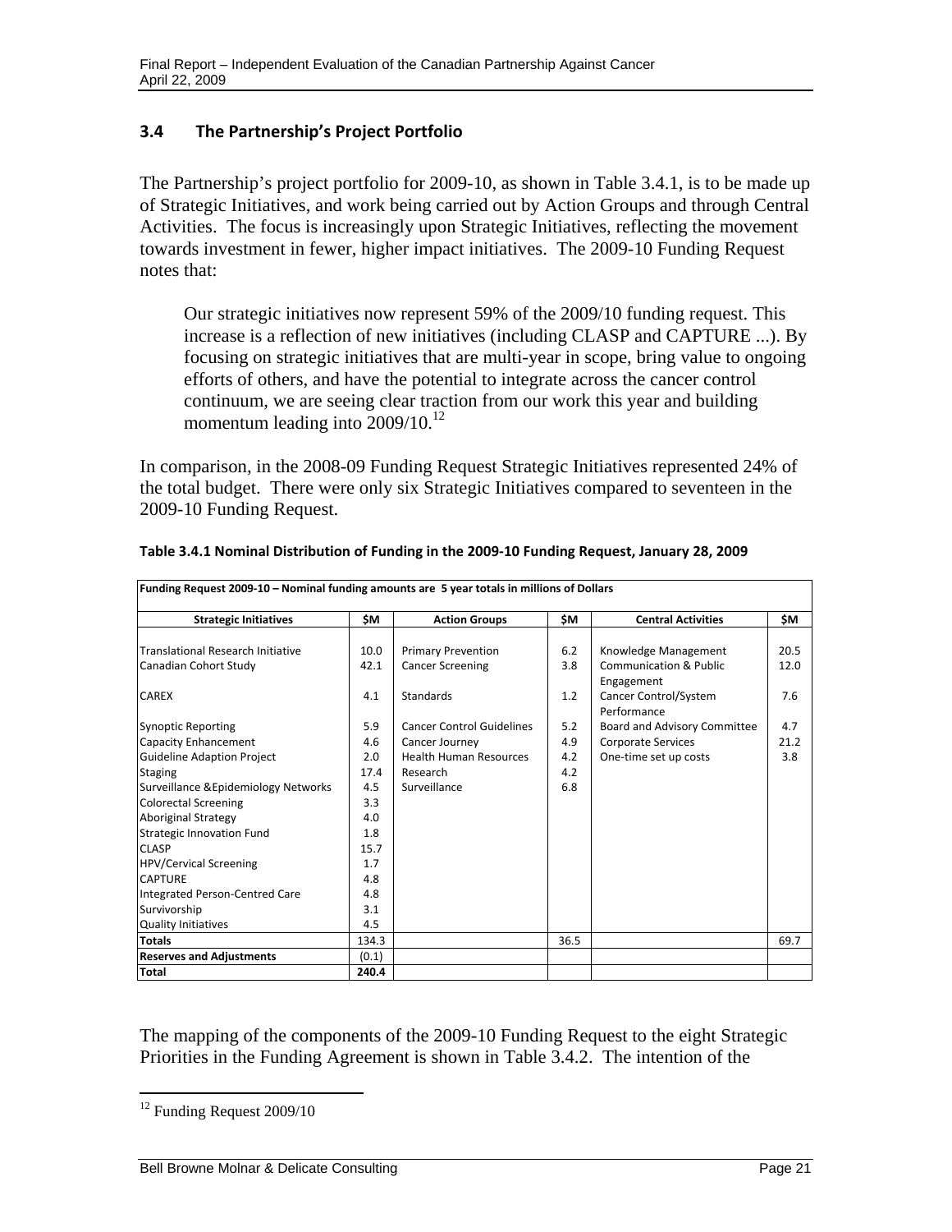### 3.4 The Partnership's Project Portfolio

The Partnership's project portfolio for 2009-10, as shown in Table 3.4.1, is to be made up of Strategic Initiatives, and work being carried out by Action Groups and through Central Activities. The focus is increasingly upon Strategic Initiatives, reflecting the movement towards investment in fewer, higher impact initiatives. The 2009-10 Funding Request notes that:

> Our strategic initiatives now represent 59% of the 2009/10 funding request. This increase is a reflection of new initiatives (including CLASP and CAPTURE ...). By focusing on strategic initiatives that are multi-year in scope, bring value to ongoing efforts of others, and have the potential to integrate across the cancer control continuum, we are seeing clear traction from our work this year and building momentum leading into 2009/10.[12]

In comparison, in the 2008-09 Funding Request Strategic Initiatives represented 24% of the total budget. There were only six Strategic Initiatives compared to seventeen in the 2009-10 Funding Request.

**Table 3.4.1 Nominal Distribution of Funding in the 2009-10 Funding Request, January 28, 2009**

| **Funding Request 2009-10 – Nominal funding amounts are 5 year totals in millions of Dollars** | | | | | |
|---|---|---|---|---|---|
| **Strategic Initiatives** | **$M** | **Action Groups** | **$M** | **Central Activities** | **$M** |
| Translational Research Initiative | 10.0 | Primary Prevention | 6.2 | Knowledge Management | 20.5 |
| Canadian Cohort Study | 42.1 | Cancer Screening | 3.8 | Communication & Public Engagement | 12.0 |
| CAREX | 4.1 | Standards | 1.2 | Cancer Control/System Performance | 7.6 |
| Synoptic Reporting | 5.9 | Cancer Control Guidelines | 5.2 | Board and Advisory Committee | 4.7 |
| Capacity Enhancement | 4.6 | Cancer Journey | 4.9 | Corporate Services | 21.2 |
| Guideline Adaption Project | 2.0 | Health Human Resources | 4.2 | One-time set up costs | 3.8 |
| Staging | 17.4 | Research | 4.2 | | |
| Surveillance &Epidemiology Networks | 4.5 | Surveillance | 6.8 | | |
| Colorectal Screening | 3.3 | | | | |
| Aboriginal Strategy | 4.0 | | | | |
| Strategic Innovation Fund | 1.8 | | | | |
| CLASP | 15.7 | | | | |
| HPV/Cervical Screening | 1.7 | | | | |
| CAPTURE | 4.8 | | | | |
| Integrated Person-Centred Care | 4.8 | | | | |
| Survivorship | 3.1 | | | | |
| Quality Initiatives | 4.5 | | | | |
| **Totals** | 134.3 | | 36.5 | | 69.7 |
| **Reserves and Adjustments** | (0.1) | | | | |
| **Total** | **240.4** | | | | |

The mapping of the components of the 2009-10 Funding Request to the eight Strategic Priorities in the Funding Agreement is shown in Table 3.4.2. The intention of the

[12] Funding Request 2009/10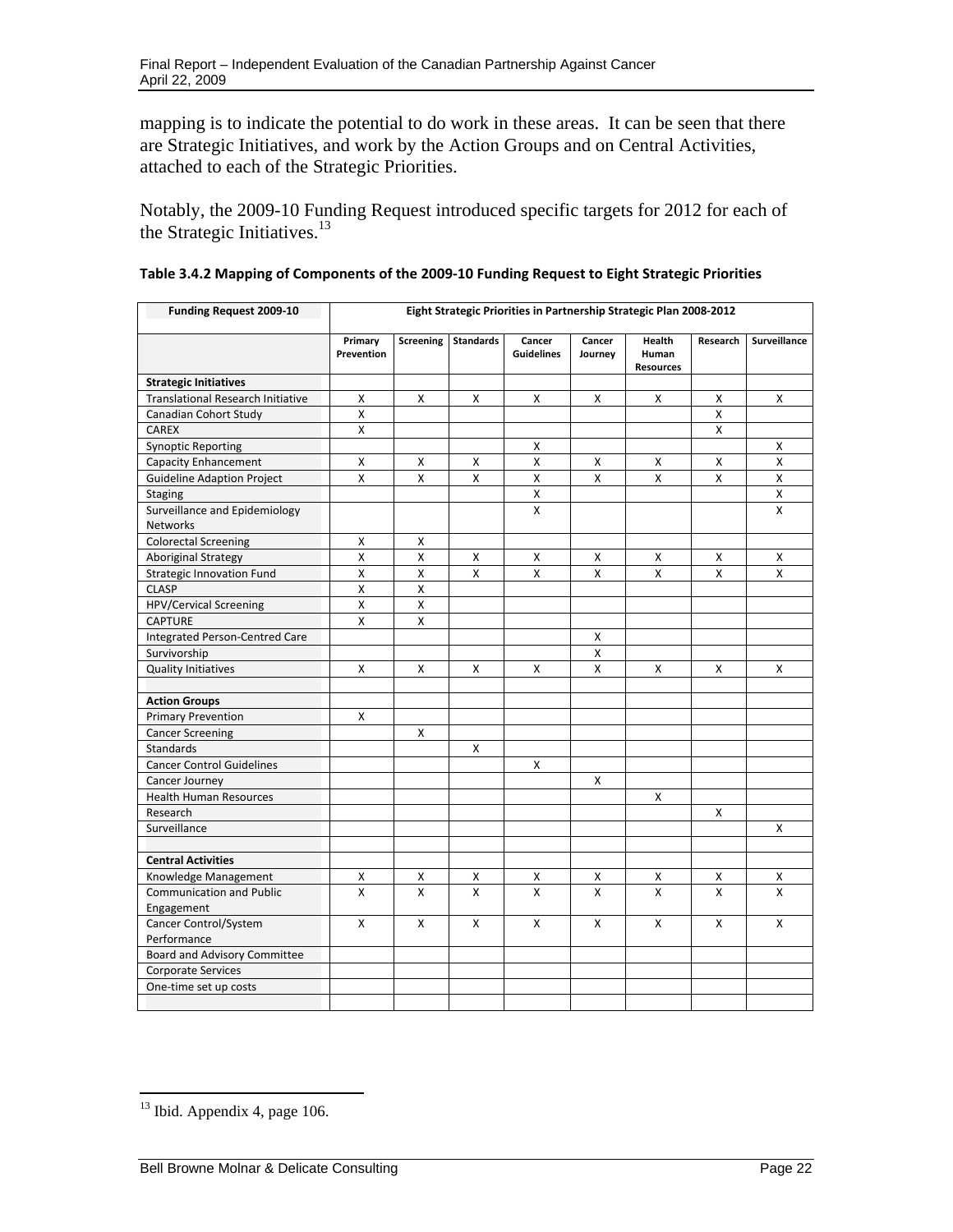mapping is to indicate the potential to do work in these areas. It can be seen that there are Strategic Initiatives, and work by the Action Groups and on Central Activities, attached to each of the Strategic Priorities.

Notably, the 2009-10 Funding Request introduced specific targets for 2012 for each of the Strategic Initiatives.[13]

**Table 3.4.2 Mapping of Components of the 2009-10 Funding Request to Eight Strategic Priorities**

| Funding Request 2009-10 | Eight Strategic Priorities in Partnership Strategic Plan 2008-2012 | | | | | | | |
|---|---|---|---|---|---|---|---|---|
| | Primary Prevention | Screening | Standards | Cancer Guidelines | Cancer Journey | Health Human Resources | Research | Surveillance |
| **Strategic Initiatives** | | | | | | | | |
| Translational Research Initiative | X | X | X | X | X | X | X | X |
| Canadian Cohort Study | X | | | | | | X | |
| CAREX | X | | | | | | X | |
| Synoptic Reporting | | | | X | | | | X |
| Capacity Enhancement | X | X | X | X | X | X | X | X |
| Guideline Adaption Project | X | X | X | X | X | X | X | X |
| Staging | | | | X | | | | X |
| Surveillance and Epidemiology Networks | | | | X | | | | X |
| Colorectal Screening | X | X | | | | | | |
| Aboriginal Strategy | X | X | X | X | X | X | X | X |
| Strategic Innovation Fund | X | X | X | X | X | X | X | X |
| CLASP | X | X | | | | | | |
| HPV/Cervical Screening | X | X | | | | | | |
| CAPTURE | X | X | | | | | | |
| Integrated Person-Centred Care | | | | | X | | | |
| Survivorship | | | | | X | | | |
| Quality Initiatives | X | X | X | X | X | X | X | X |
| | | | | | | | | |
| **Action Groups** | | | | | | | | |
| Primary Prevention | X | | | | | | | |
| Cancer Screening | | X | | | | | | |
| Standards | | | X | | | | | |
| Cancer Control Guidelines | | | | X | | | | |
| Cancer Journey | | | | | X | | | |
| Health Human Resources | | | | | | X | | |
| Research | | | | | | | X | |
| Surveillance | | | | | | | | X |
| | | | | | | | | |
| **Central Activities** | | | | | | | | |
| Knowledge Management | X | X | X | X | X | X | X | X |
| Communication and Public Engagement | X | X | X | X | X | X | X | X |
| Cancer Control/System Performance | X | X | X | X | X | X | X | X |
| Board and Advisory Committee | | | | | | | | |
| Corporate Services | | | | | | | | |
| One-time set up costs | | | | | | | | |
| | | | | | | | | |

[13] Ibid. Appendix 4, page 106.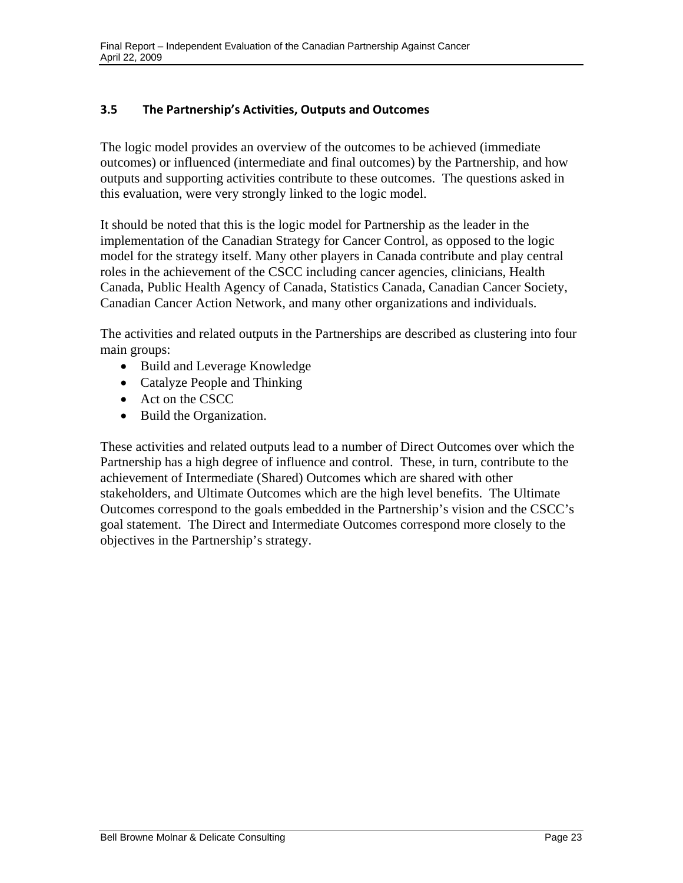### 3.5 The Partnership's Activities, Outputs and Outcomes

The logic model provides an overview of the outcomes to be achieved (immediate outcomes) or influenced (intermediate and final outcomes) by the Partnership, and how outputs and supporting activities contribute to these outcomes. The questions asked in this evaluation, were very strongly linked to the logic model.

It should be noted that this is the logic model for Partnership as the leader in the implementation of the Canadian Strategy for Cancer Control, as opposed to the logic model for the strategy itself. Many other players in Canada contribute and play central roles in the achievement of the CSCC including cancer agencies, clinicians, Health Canada, Public Health Agency of Canada, Statistics Canada, Canadian Cancer Society, Canadian Cancer Action Network, and many other organizations and individuals.

The activities and related outputs in the Partnerships are described as clustering into four main groups:

- Build and Leverage Knowledge
- Catalyze People and Thinking
- Act on the CSCC
- Build the Organization.

These activities and related outputs lead to a number of Direct Outcomes over which the Partnership has a high degree of influence and control. These, in turn, contribute to the achievement of Intermediate (Shared) Outcomes which are shared with other stakeholders, and Ultimate Outcomes which are the high level benefits. The Ultimate Outcomes correspond to the goals embedded in the Partnership's vision and the CSCC's goal statement. The Direct and Intermediate Outcomes correspond more closely to the objectives in the Partnership's strategy.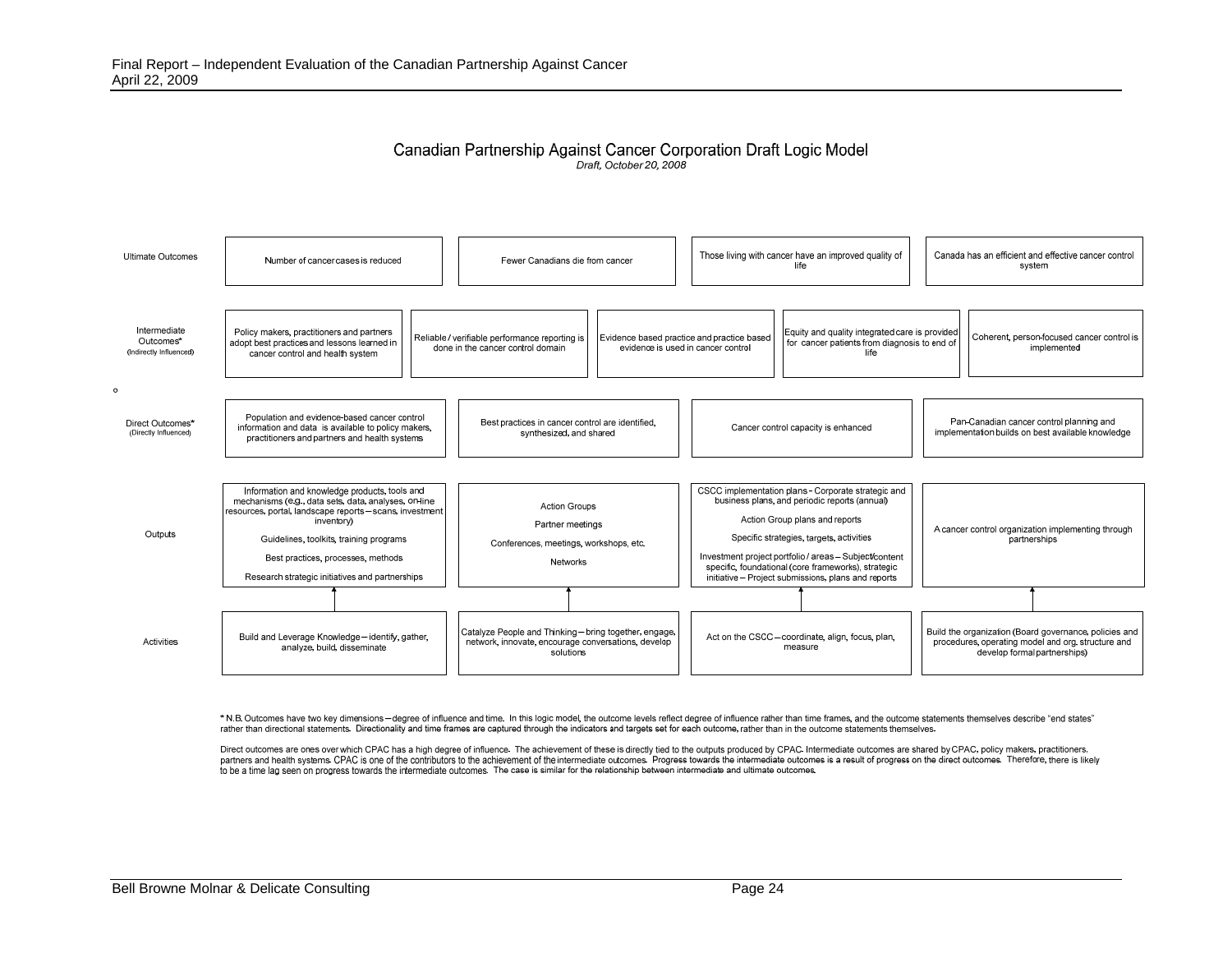## Canadian Partnership Against Cancer Corporation Draft Logic Model

*Draft, October 20, 2008*

| Level | | | | | |
|---|---|---|---|---|---|
| Ultimate Outcomes | Number of cancer cases is reduced | Fewer Canadians die from cancer | Those living with cancer have an improved quality of life | Canada has an efficient and effective cancer control system | |
| Intermediate Outcomes* (Indirectly Influenced) | Policy makers, practitioners and partners adopt best practices and lessons learned in cancer control and health system | Reliable / verifiable performance reporting is done in the cancer control domain | Evidence based practice and practice based evidence is used in cancer control | Equity and quality integrated care is provided for cancer patients from diagnosis to end of life | Coherent, person-focused cancer control is implemented |
| Direct Outcomes* (Directly Influenced) | Population and evidence-based cancer control information and data is available to policy makers, practitioners and partners and health systems | Best practices in cancer control are identified, synthesized, and shared | Cancer control capacity is enhanced | Pan-Canadian cancer control planning and implementation builds on best available knowledge | |
| Outputs | Information and knowledge products, tools and mechanisms (e.g., data sets, data, analyses, on-line resources, portal, landscape reports – scans, investment inventory)<br>Guidelines, toolkits, training programs<br>Best practices, processes, methods<br>Research strategic initiatives and partnerships | Action Groups<br>Partner meetings<br>Conferences, meetings, workshops, etc.<br>Networks | CSCC implementation plans - Corporate strategic and business plans, and periodic reports (annual)<br>Action Group plans and reports<br>Specific strategies, targets, activities<br>Investment project portfolio / areas – Subject/content specific, foundational (core frameworks), strategic initiative – Project submissions, plans and reports | A cancer control organization implementing through partnerships | |
| Activities | Build and Leverage Knowledge – identify, gather, analyze, build, disseminate | Catalyze People and Thinking – bring together, engage, network, innovate, encourage conversations, develop solutions | Act on the CSCC – coordinate, align, focus, plan, measure | Build the organization (Board governance, policies and procedures, operating model and org. structure and develop formal partnerships) | |

\* N.B. Outcomes have two key dimensions – degree of influence and time. In this logic model, the outcome levels reflect degree of influence rather than time frames, and the outcome statements themselves describe "end states" rather than directional statements. Directionality and time frames are captured through the indicators and targets set for each outcome, rather than in the outcome statements themselves.

Direct outcomes are ones over which CPAC has a high degree of influence. The achievement of these is directly tied to the outputs produced by CPAC. Intermediate outcomes are shared by CPAC, policy makers, practitioners, partners and health systems. CPAC is one of the contributors to the achievement of the intermediate outcomes. Progress towards the intermediate outcomes is a result of progress on the direct outcomes. Therefore, there is likely to be a time lag seen on progress towards the intermediate outcomes. The case is similar for the relationship between intermediate and ultimate outcomes.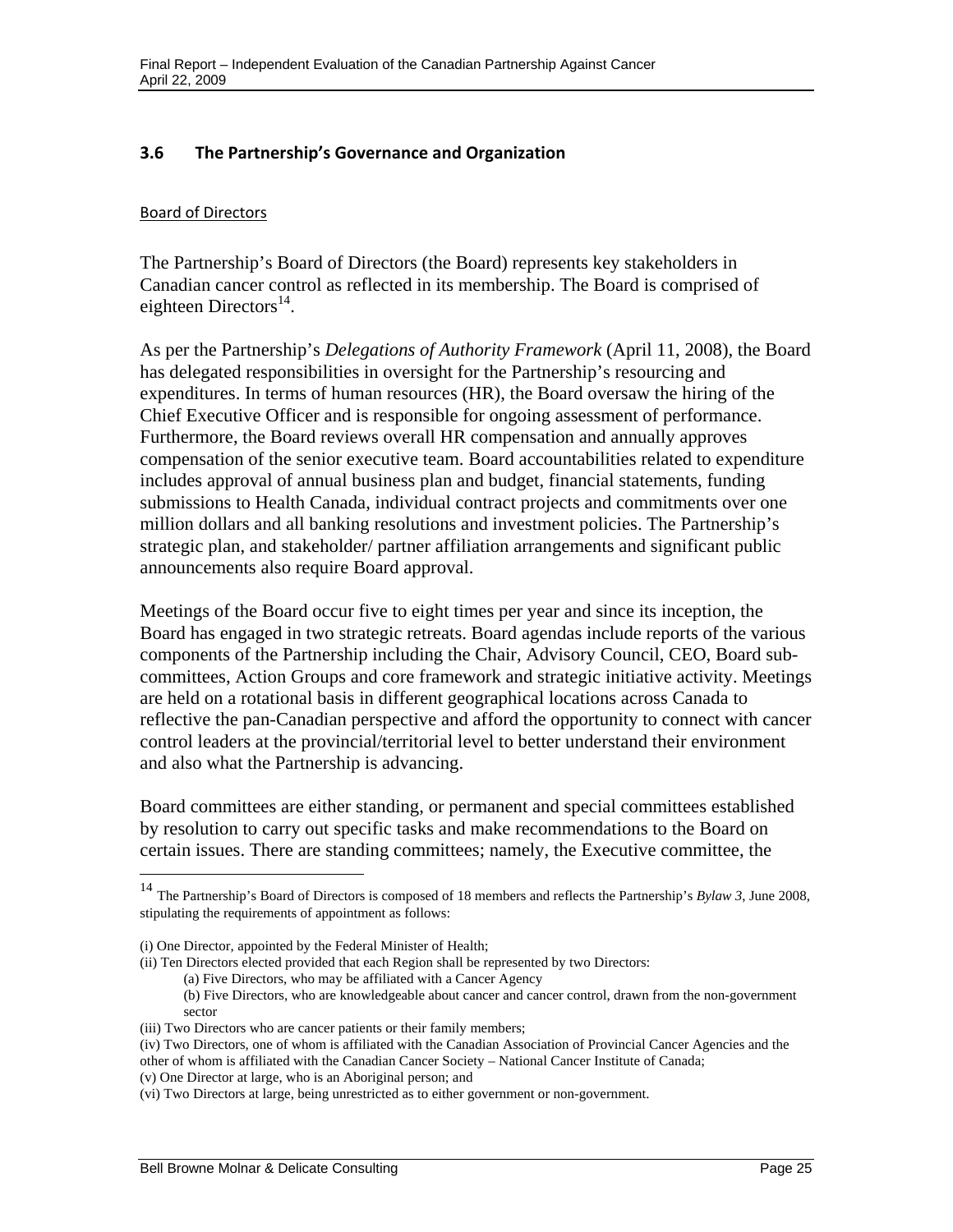### 3.6 The Partnership's Governance and Organization

Board of Directors

The Partnership's Board of Directors (the Board) represents key stakeholders in Canadian cancer control as reflected in its membership. The Board is comprised of eighteen Directors[14].

As per the Partnership's *Delegations of Authority Framework* (April 11, 2008), the Board has delegated responsibilities in oversight for the Partnership's resourcing and expenditures. In terms of human resources (HR), the Board oversaw the hiring of the Chief Executive Officer and is responsible for ongoing assessment of performance. Furthermore, the Board reviews overall HR compensation and annually approves compensation of the senior executive team. Board accountabilities related to expenditure includes approval of annual business plan and budget, financial statements, funding submissions to Health Canada, individual contract projects and commitments over one million dollars and all banking resolutions and investment policies. The Partnership's strategic plan, and stakeholder/ partner affiliation arrangements and significant public announcements also require Board approval.

Meetings of the Board occur five to eight times per year and since its inception, the Board has engaged in two strategic retreats. Board agendas include reports of the various components of the Partnership including the Chair, Advisory Council, CEO, Board sub-committees, Action Groups and core framework and strategic initiative activity. Meetings are held on a rotational basis in different geographical locations across Canada to reflective the pan-Canadian perspective and afford the opportunity to connect with cancer control leaders at the provincial/territorial level to better understand their environment and also what the Partnership is advancing.

Board committees are either standing, or permanent and special committees established by resolution to carry out specific tasks and make recommendations to the Board on certain issues. There are standing committees; namely, the Executive committee, the

---

[14] The Partnership's Board of Directors is composed of 18 members and reflects the Partnership's *Bylaw 3*, June 2008, stipulating the requirements of appointment as follows:

(i) One Director, appointed by the Federal Minister of Health;
(ii) Ten Directors elected provided that each Region shall be represented by two Directors:
 (a) Five Directors, who may be affiliated with a Cancer Agency
 (b) Five Directors, who are knowledgeable about cancer and cancer control, drawn from the non-government sector
(iii) Two Directors who are cancer patients or their family members;
(iv) Two Directors, one of whom is affiliated with the Canadian Association of Provincial Cancer Agencies and the other of whom is affiliated with the Canadian Cancer Society – National Cancer Institute of Canada;
(v) One Director at large, who is an Aboriginal person; and
(vi) Two Directors at large, being unrestricted as to either government or non-government.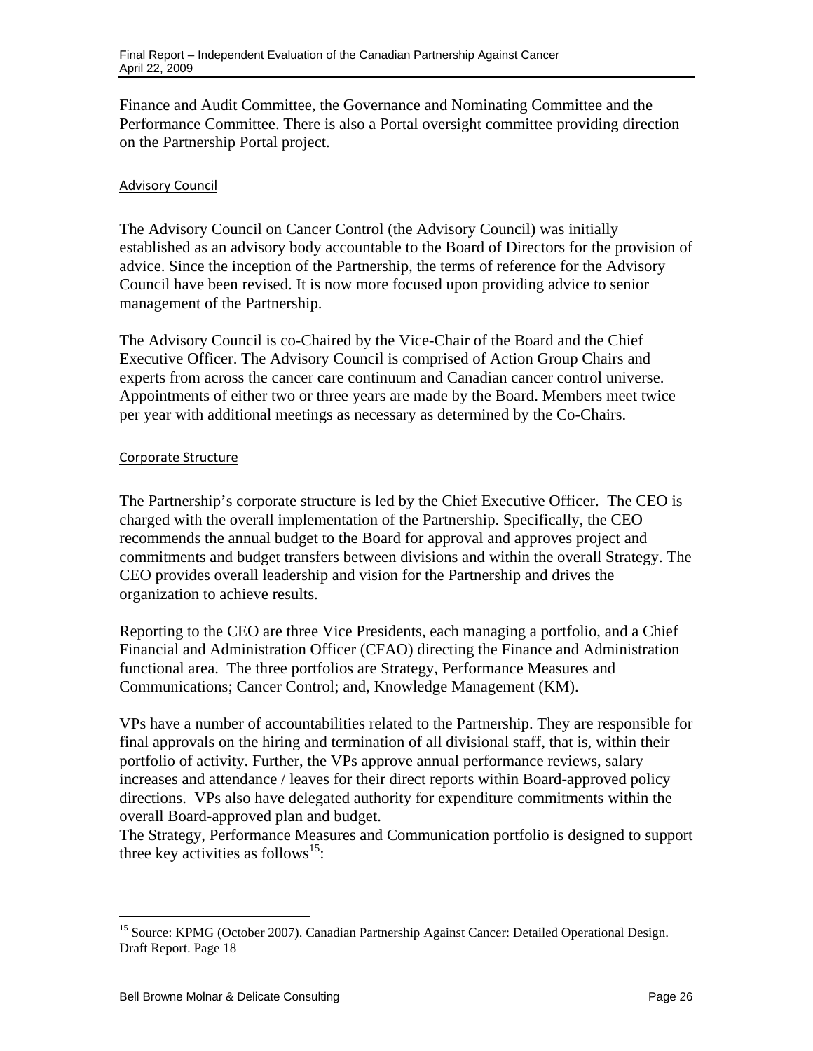Finance and Audit Committee, the Governance and Nominating Committee and the Performance Committee. There is also a Portal oversight committee providing direction on the Partnership Portal project.

#### Advisory Council

The Advisory Council on Cancer Control (the Advisory Council) was initially established as an advisory body accountable to the Board of Directors for the provision of advice. Since the inception of the Partnership, the terms of reference for the Advisory Council have been revised. It is now more focused upon providing advice to senior management of the Partnership.

The Advisory Council is co-Chaired by the Vice-Chair of the Board and the Chief Executive Officer. The Advisory Council is comprised of Action Group Chairs and experts from across the cancer care continuum and Canadian cancer control universe. Appointments of either two or three years are made by the Board. Members meet twice per year with additional meetings as necessary as determined by the Co-Chairs.

#### Corporate Structure

The Partnership's corporate structure is led by the Chief Executive Officer. The CEO is charged with the overall implementation of the Partnership. Specifically, the CEO recommends the annual budget to the Board for approval and approves project and commitments and budget transfers between divisions and within the overall Strategy. The CEO provides overall leadership and vision for the Partnership and drives the organization to achieve results.

Reporting to the CEO are three Vice Presidents, each managing a portfolio, and a Chief Financial and Administration Officer (CFAO) directing the Finance and Administration functional area. The three portfolios are Strategy, Performance Measures and Communications; Cancer Control; and, Knowledge Management (KM).

VPs have a number of accountabilities related to the Partnership. They are responsible for final approvals on the hiring and termination of all divisional staff, that is, within their portfolio of activity. Further, the VPs approve annual performance reviews, salary increases and attendance / leaves for their direct reports within Board-approved policy directions. VPs also have delegated authority for expenditure commitments within the overall Board-approved plan and budget.

The Strategy, Performance Measures and Communication portfolio is designed to support three key activities as follows[15]:

[15] Source: KPMG (October 2007). Canadian Partnership Against Cancer: Detailed Operational Design. Draft Report. Page 18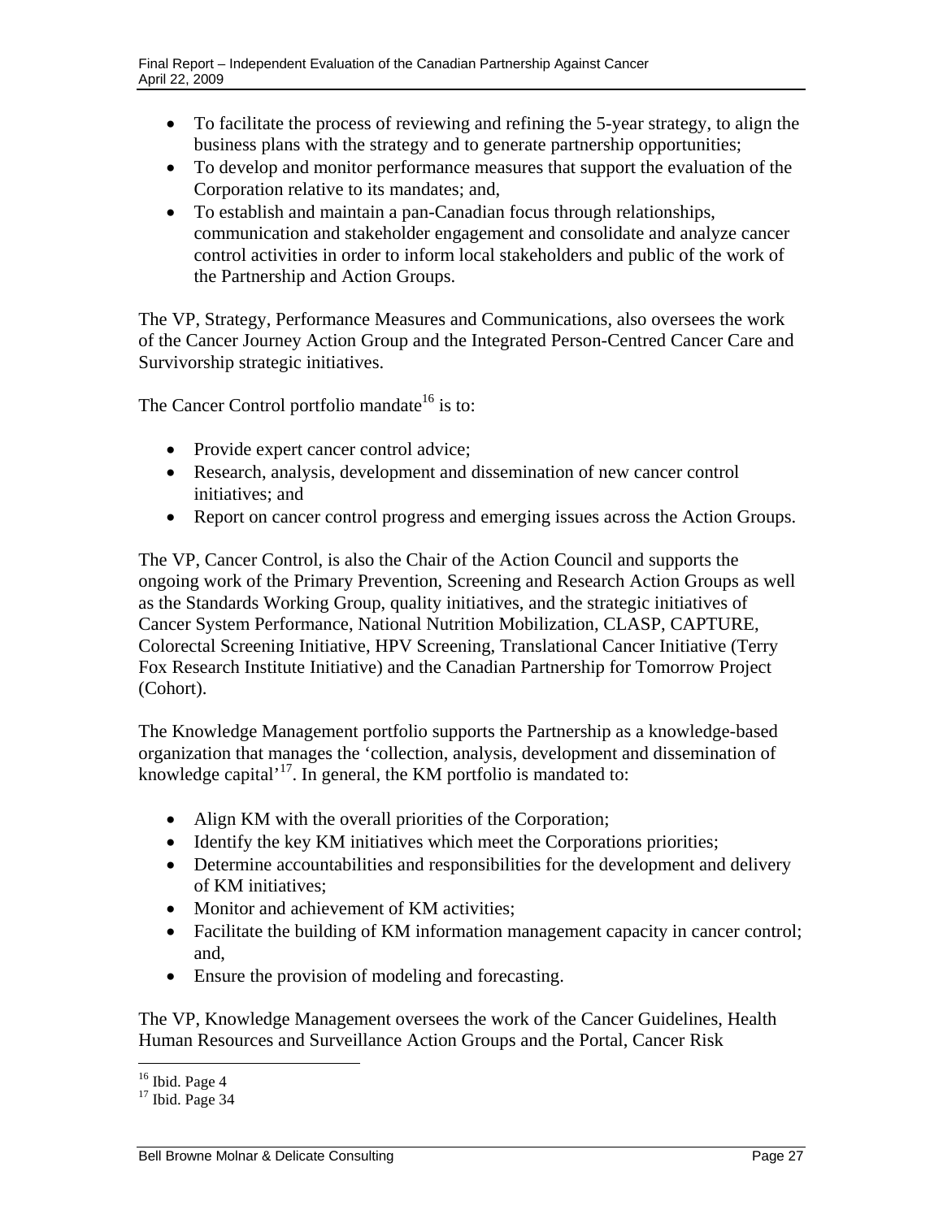- To facilitate the process of reviewing and refining the 5-year strategy, to align the business plans with the strategy and to generate partnership opportunities;
- To develop and monitor performance measures that support the evaluation of the Corporation relative to its mandates; and,
- To establish and maintain a pan-Canadian focus through relationships, communication and stakeholder engagement and consolidate and analyze cancer control activities in order to inform local stakeholders and public of the work of the Partnership and Action Groups.

The VP, Strategy, Performance Measures and Communications, also oversees the work of the Cancer Journey Action Group and the Integrated Person-Centred Cancer Care and Survivorship strategic initiatives.

The Cancer Control portfolio mandate[16] is to:

- Provide expert cancer control advice;
- Research, analysis, development and dissemination of new cancer control initiatives; and
- Report on cancer control progress and emerging issues across the Action Groups.

The VP, Cancer Control, is also the Chair of the Action Council and supports the ongoing work of the Primary Prevention, Screening and Research Action Groups as well as the Standards Working Group, quality initiatives, and the strategic initiatives of Cancer System Performance, National Nutrition Mobilization, CLASP, CAPTURE, Colorectal Screening Initiative, HPV Screening, Translational Cancer Initiative (Terry Fox Research Institute Initiative) and the Canadian Partnership for Tomorrow Project (Cohort).

The Knowledge Management portfolio supports the Partnership as a knowledge-based organization that manages the 'collection, analysis, development and dissemination of knowledge capital'[17]. In general, the KM portfolio is mandated to:

- Align KM with the overall priorities of the Corporation;
- Identify the key KM initiatives which meet the Corporations priorities;
- Determine accountabilities and responsibilities for the development and delivery of KM initiatives;
- Monitor and achievement of KM activities;
- Facilitate the building of KM information management capacity in cancer control; and,
- Ensure the provision of modeling and forecasting.

The VP, Knowledge Management oversees the work of the Cancer Guidelines, Health Human Resources and Surveillance Action Groups and the Portal, Cancer Risk

[16] Ibid. Page 4
[17] Ibid. Page 34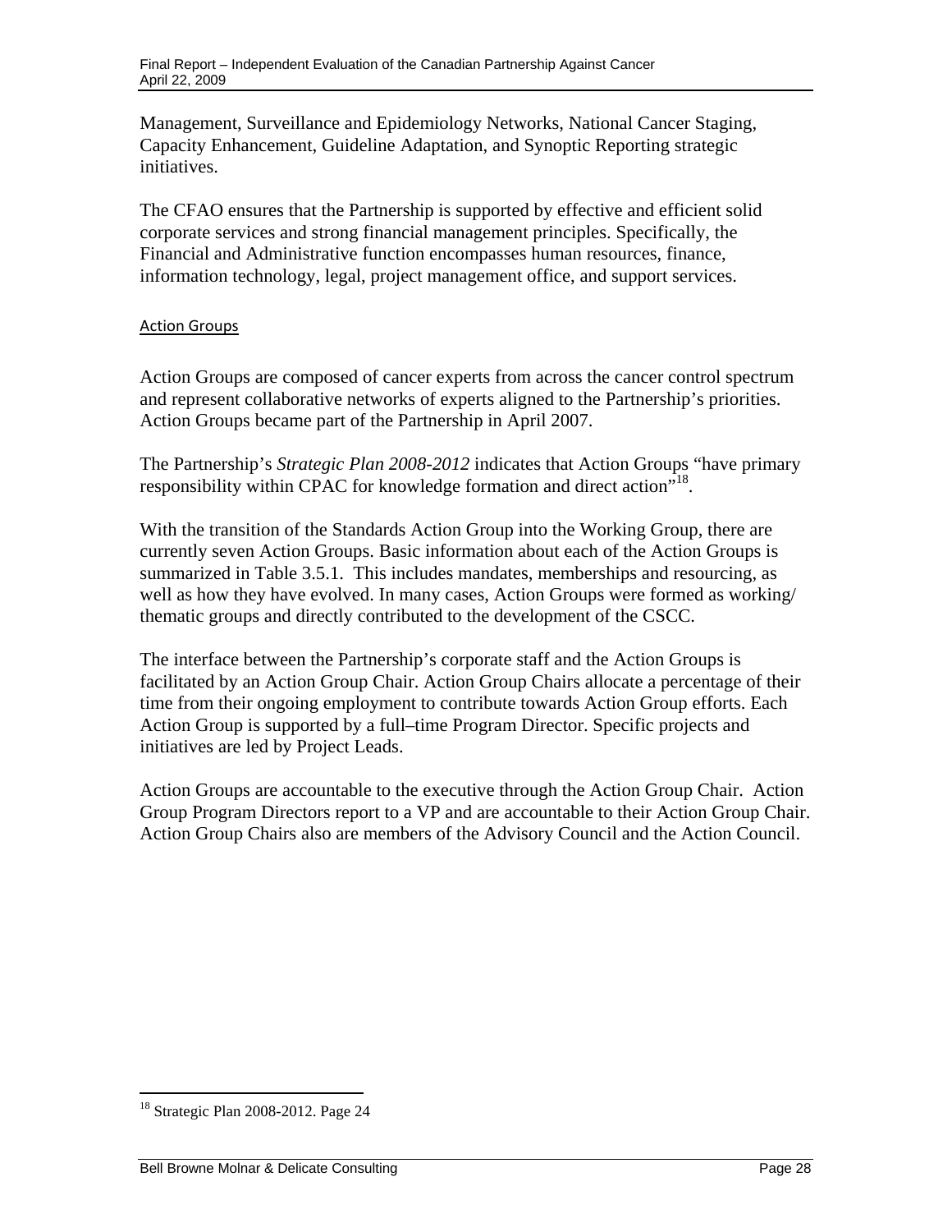Management, Surveillance and Epidemiology Networks, National Cancer Staging, Capacity Enhancement, Guideline Adaptation, and Synoptic Reporting strategic initiatives.

The CFAO ensures that the Partnership is supported by effective and efficient solid corporate services and strong financial management principles. Specifically, the Financial and Administrative function encompasses human resources, finance, information technology, legal, project management office, and support services.

#### Action Groups

Action Groups are composed of cancer experts from across the cancer control spectrum and represent collaborative networks of experts aligned to the Partnership's priorities. Action Groups became part of the Partnership in April 2007.

The Partnership's *Strategic Plan 2008-2012* indicates that Action Groups "have primary responsibility within CPAC for knowledge formation and direct action"[18].

With the transition of the Standards Action Group into the Working Group, there are currently seven Action Groups. Basic information about each of the Action Groups is summarized in Table 3.5.1. This includes mandates, memberships and resourcing, as well as how they have evolved. In many cases, Action Groups were formed as working/ thematic groups and directly contributed to the development of the CSCC.

The interface between the Partnership's corporate staff and the Action Groups is facilitated by an Action Group Chair. Action Group Chairs allocate a percentage of their time from their ongoing employment to contribute towards Action Group efforts. Each Action Group is supported by a full–time Program Director. Specific projects and initiatives are led by Project Leads.

Action Groups are accountable to the executive through the Action Group Chair. Action Group Program Directors report to a VP and are accountable to their Action Group Chair. Action Group Chairs also are members of the Advisory Council and the Action Council.

---

[18] Strategic Plan 2008-2012. Page 24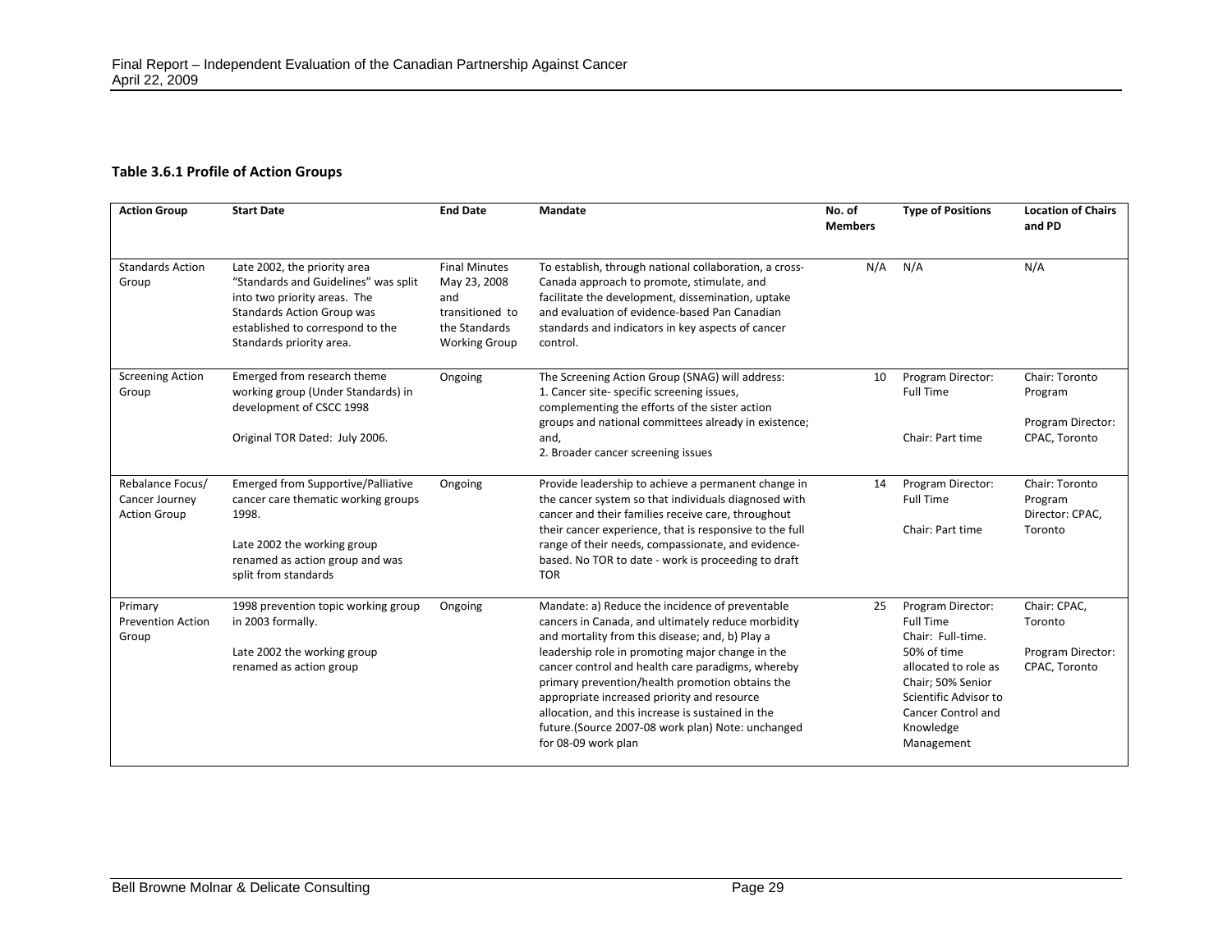**Table 3.6.1 Profile of Action Groups**

| Action Group | Start Date | End Date | Mandate | No. of Members | Type of Positions | Location of Chairs and PD |
|---|---|---|---|---|---|---|
| Standards Action Group | Late 2002, the priority area "Standards and Guidelines" was split into two priority areas. The Standards Action Group was established to correspond to the Standards priority area. | Final Minutes May 23, 2008 and transitioned to the Standards Working Group | To establish, through national collaboration, a cross-Canada approach to promote, stimulate, and facilitate the development, dissemination, uptake and evaluation of evidence-based Pan Canadian standards and indicators in key aspects of cancer control. | N/A | N/A | N/A |
| Screening Action Group | Emerged from research theme working group (Under Standards) in development of CSCC 1998<br><br>Original TOR Dated: July 2006. | Ongoing | The Screening Action Group (SNAG) will address:<br>1. Cancer site- specific screening issues, complementing the efforts of the sister action groups and national committees already in existence; and,<br>2. Broader cancer screening issues | 10 | Program Director: Full Time<br><br>Chair: Part time | Chair: Toronto Program<br><br>Program Director: CPAC, Toronto |
| Rebalance Focus/ Cancer Journey Action Group | Emerged from Supportive/Palliative cancer care thematic working groups 1998.<br><br>Late 2002 the working group renamed as action group and was split from standards | Ongoing | Provide leadership to achieve a permanent change in the cancer system so that individuals diagnosed with cancer and their families receive care, throughout their cancer experience, that is responsive to the full range of their needs, compassionate, and evidence-based. No TOR to date - work is proceeding to draft TOR | 14 | Program Director: Full Time<br><br>Chair: Part time | Chair: Toronto Program Director: CPAC, Toronto |
| Primary Prevention Action Group | 1998 prevention topic working group in 2003 formally.<br><br>Late 2002 the working group renamed as action group | Ongoing | Mandate: a) Reduce the incidence of preventable cancers in Canada, and ultimately reduce morbidity and mortality from this disease; and, b) Play a leadership role in promoting major change in the cancer control and health care paradigms, whereby primary prevention/health promotion obtains the appropriate increased priority and resource allocation, and this increase is sustained in the future.(Source 2007-08 work plan) Note: unchanged for 08-09 work plan | 25 | Program Director: Full Time<br>Chair: Full-time. 50% of time allocated to role as Chair; 50% Senior Scientific Advisor to Cancer Control and Knowledge Management | Chair: CPAC, Toronto<br><br>Program Director: CPAC, Toronto |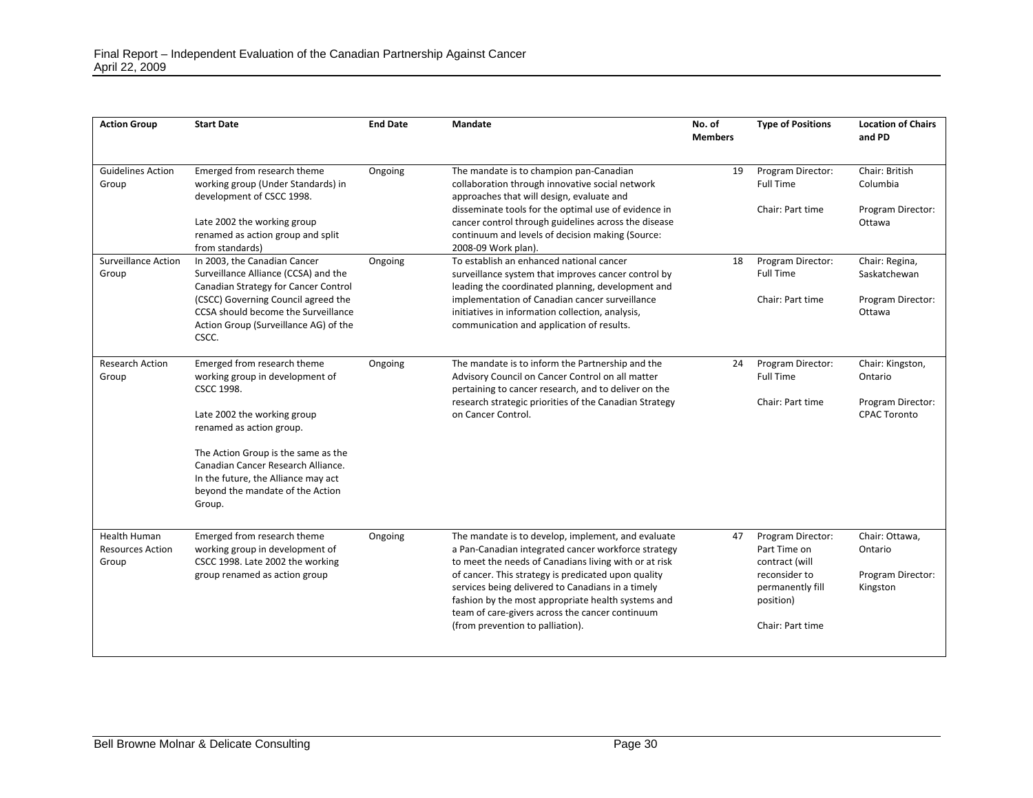| Action Group | Start Date | End Date | Mandate | No. of Members | Type of Positions | Location of Chairs and PD |
|---|---|---|---|---|---|---|
| Guidelines Action Group | Emerged from research theme working group (Under Standards) in development of CSCC 1998.<br><br>Late 2002 the working group renamed as action group and split from standards) | Ongoing | The mandate is to champion pan-Canadian collaboration through innovative social network approaches that will design, evaluate and disseminate tools for the optimal use of evidence in cancer control through guidelines across the disease continuum and levels of decision making (Source: 2008-09 Work plan). | 19 | Program Director: Full Time<br><br>Chair: Part time | Chair: British Columbia<br><br>Program Director: Ottawa |
| Surveillance Action Group | In 2003, the Canadian Cancer Surveillance Alliance (CCSA) and the Canadian Strategy for Cancer Control (CSCC) Governing Council agreed the CCSA should become the Surveillance Action Group (Surveillance AG) of the CSCC. | Ongoing | To establish an enhanced national cancer surveillance system that improves cancer control by leading the coordinated planning, development and implementation of Canadian cancer surveillance initiatives in information collection, analysis, communication and application of results. | 18 | Program Director: Full Time<br><br>Chair: Part time | Chair: Regina, Saskatchewan<br><br>Program Director: Ottawa |
| Research Action Group | Emerged from research theme working group in development of CSCC 1998.<br><br>Late 2002 the working group renamed as action group.<br><br>The Action Group is the same as the Canadian Cancer Research Alliance. In the future, the Alliance may act beyond the mandate of the Action Group. | Ongoing | The mandate is to inform the Partnership and the Advisory Council on Cancer Control on all matter pertaining to cancer research, and to deliver on the research strategic priorities of the Canadian Strategy on Cancer Control. | 24 | Program Director: Full Time<br><br>Chair: Part time | Chair: Kingston, Ontario<br><br>Program Director: CPAC Toronto |
| Health Human Resources Action Group | Emerged from research theme working group in development of CSCC 1998. Late 2002 the working group renamed as action group | Ongoing | The mandate is to develop, implement, and evaluate a Pan-Canadian integrated cancer workforce strategy to meet the needs of Canadians living with or at risk of cancer. This strategy is predicated upon quality services being delivered to Canadians in a timely fashion by the most appropriate health systems and team of care-givers across the cancer continuum (from prevention to palliation). | 47 | Program Director: Part Time on contract (will reconsider to permanently fill position)<br><br>Chair: Part time | Chair: Ottawa, Ontario<br><br>Program Director: Kingston |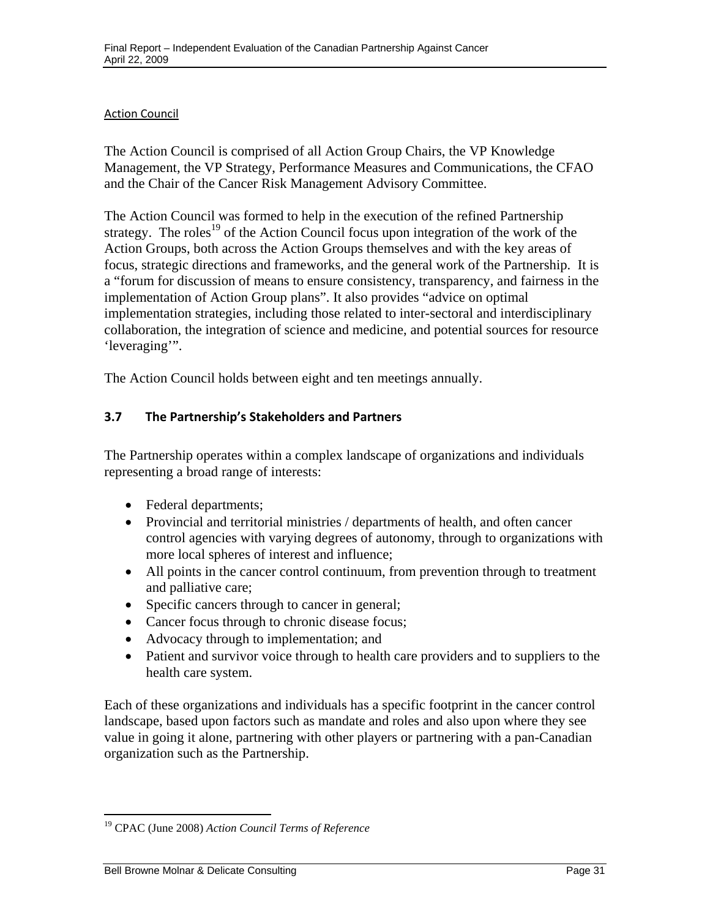Action Council

The Action Council is comprised of all Action Group Chairs, the VP Knowledge Management, the VP Strategy, Performance Measures and Communications, the CFAO and the Chair of the Cancer Risk Management Advisory Committee.

The Action Council was formed to help in the execution of the refined Partnership strategy. The roles[19] of the Action Council focus upon integration of the work of the Action Groups, both across the Action Groups themselves and with the key areas of focus, strategic directions and frameworks, and the general work of the Partnership. It is a "forum for discussion of means to ensure consistency, transparency, and fairness in the implementation of Action Group plans". It also provides "advice on optimal implementation strategies, including those related to inter-sectoral and interdisciplinary collaboration, the integration of science and medicine, and potential sources for resource 'leveraging'".

The Action Council holds between eight and ten meetings annually.

### 3.7 The Partnership's Stakeholders and Partners

The Partnership operates within a complex landscape of organizations and individuals representing a broad range of interests:

- Federal departments;
- Provincial and territorial ministries / departments of health, and often cancer control agencies with varying degrees of autonomy, through to organizations with more local spheres of interest and influence;
- All points in the cancer control continuum, from prevention through to treatment and palliative care;
- Specific cancers through to cancer in general;
- Cancer focus through to chronic disease focus;
- Advocacy through to implementation; and
- Patient and survivor voice through to health care providers and to suppliers to the health care system.

Each of these organizations and individuals has a specific footprint in the cancer control landscape, based upon factors such as mandate and roles and also upon where they see value in going it alone, partnering with other players or partnering with a pan-Canadian organization such as the Partnership.

[19] CPAC (June 2008) *Action Council Terms of Reference*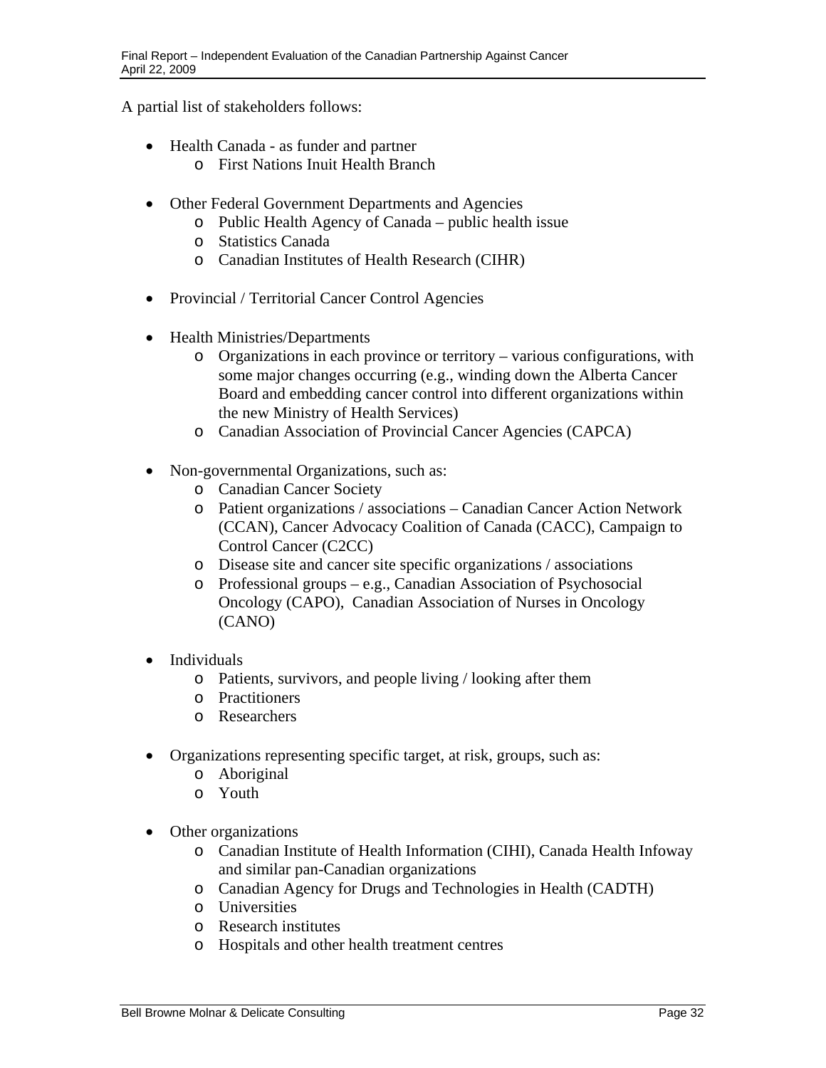A partial list of stakeholders follows:

- Health Canada - as funder and partner
  - First Nations Inuit Health Branch

- Other Federal Government Departments and Agencies
  - Public Health Agency of Canada – public health issue
  - Statistics Canada
  - Canadian Institutes of Health Research (CIHR)

- Provincial / Territorial Cancer Control Agencies

- Health Ministries/Departments
  - Organizations in each province or territory – various configurations, with some major changes occurring (e.g., winding down the Alberta Cancer Board and embedding cancer control into different organizations within the new Ministry of Health Services)
  - Canadian Association of Provincial Cancer Agencies (CAPCA)

- Non-governmental Organizations, such as:
  - Canadian Cancer Society
  - Patient organizations / associations – Canadian Cancer Action Network (CCAN), Cancer Advocacy Coalition of Canada (CACC), Campaign to Control Cancer (C2CC)
  - Disease site and cancer site specific organizations / associations
  - Professional groups – e.g., Canadian Association of Psychosocial Oncology (CAPO), Canadian Association of Nurses in Oncology (CANO)

- Individuals
  - Patients, survivors, and people living / looking after them
  - Practitioners
  - Researchers

- Organizations representing specific target, at risk, groups, such as:
  - Aboriginal
  - Youth

- Other organizations
  - Canadian Institute of Health Information (CIHI), Canada Health Infoway and similar pan-Canadian organizations
  - Canadian Agency for Drugs and Technologies in Health (CADTH)
  - Universities
  - Research institutes
  - Hospitals and other health treatment centres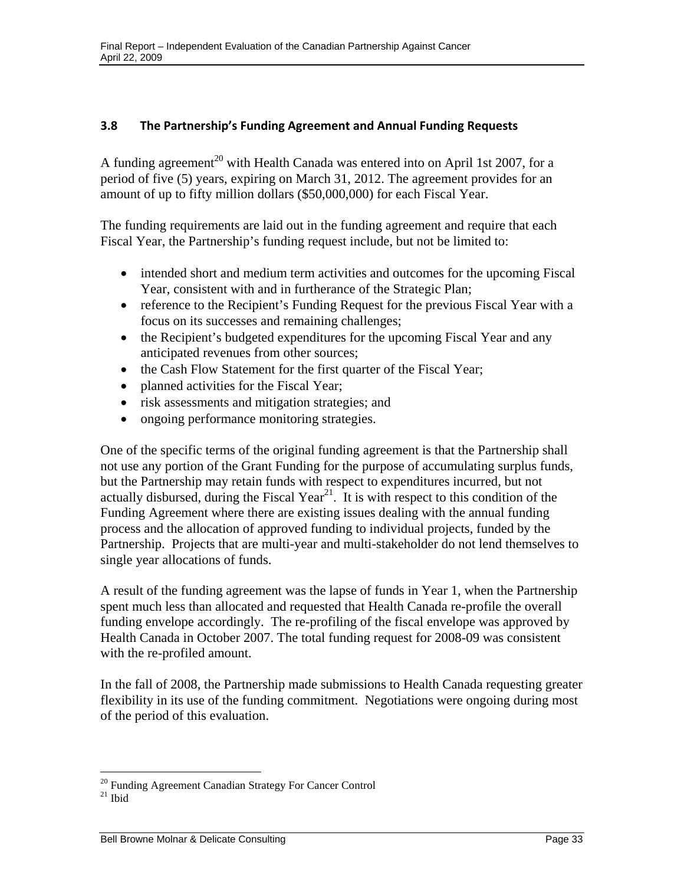### 3.8 The Partnership's Funding Agreement and Annual Funding Requests

A funding agreement[20] with Health Canada was entered into on April 1st 2007, for a period of five (5) years, expiring on March 31, 2012. The agreement provides for an amount of up to fifty million dollars ($50,000,000) for each Fiscal Year.

The funding requirements are laid out in the funding agreement and require that each Fiscal Year, the Partnership's funding request include, but not be limited to:

- intended short and medium term activities and outcomes for the upcoming Fiscal Year, consistent with and in furtherance of the Strategic Plan;
- reference to the Recipient's Funding Request for the previous Fiscal Year with a focus on its successes and remaining challenges;
- the Recipient's budgeted expenditures for the upcoming Fiscal Year and any anticipated revenues from other sources;
- the Cash Flow Statement for the first quarter of the Fiscal Year;
- planned activities for the Fiscal Year;
- risk assessments and mitigation strategies; and
- ongoing performance monitoring strategies.

One of the specific terms of the original funding agreement is that the Partnership shall not use any portion of the Grant Funding for the purpose of accumulating surplus funds, but the Partnership may retain funds with respect to expenditures incurred, but not actually disbursed, during the Fiscal Year[21]. It is with respect to this condition of the Funding Agreement where there are existing issues dealing with the annual funding process and the allocation of approved funding to individual projects, funded by the Partnership. Projects that are multi-year and multi-stakeholder do not lend themselves to single year allocations of funds.

A result of the funding agreement was the lapse of funds in Year 1, when the Partnership spent much less than allocated and requested that Health Canada re-profile the overall funding envelope accordingly. The re-profiling of the fiscal envelope was approved by Health Canada in October 2007. The total funding request for 2008-09 was consistent with the re-profiled amount.

In the fall of 2008, the Partnership made submissions to Health Canada requesting greater flexibility in its use of the funding commitment. Negotiations were ongoing during most of the period of this evaluation.

---

[20] Funding Agreement Canadian Strategy For Cancer Control

[21] Ibid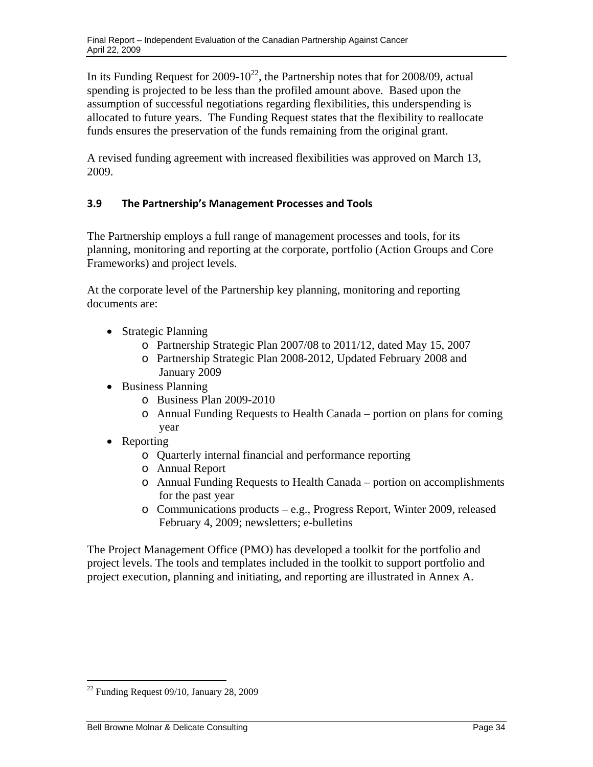In its Funding Request for 2009-10[22], the Partnership notes that for 2008/09, actual spending is projected to be less than the profiled amount above. Based upon the assumption of successful negotiations regarding flexibilities, this underspending is allocated to future years. The Funding Request states that the flexibility to reallocate funds ensures the preservation of the funds remaining from the original grant.

A revised funding agreement with increased flexibilities was approved on March 13, 2009.

### 3.9 The Partnership's Management Processes and Tools

The Partnership employs a full range of management processes and tools, for its planning, monitoring and reporting at the corporate, portfolio (Action Groups and Core Frameworks) and project levels.

At the corporate level of the Partnership key planning, monitoring and reporting documents are:

- Strategic Planning
  - Partnership Strategic Plan 2007/08 to 2011/12, dated May 15, 2007
  - Partnership Strategic Plan 2008-2012, Updated February 2008 and January 2009
- Business Planning
  - Business Plan 2009-2010
  - Annual Funding Requests to Health Canada – portion on plans for coming year
- Reporting
  - Quarterly internal financial and performance reporting
  - Annual Report
  - Annual Funding Requests to Health Canada – portion on accomplishments for the past year
  - Communications products – e.g., Progress Report, Winter 2009, released February 4, 2009; newsletters; e-bulletins

The Project Management Office (PMO) has developed a toolkit for the portfolio and project levels. The tools and templates included in the toolkit to support portfolio and project execution, planning and initiating, and reporting are illustrated in Annex A.

[22] Funding Request 09/10, January 28, 2009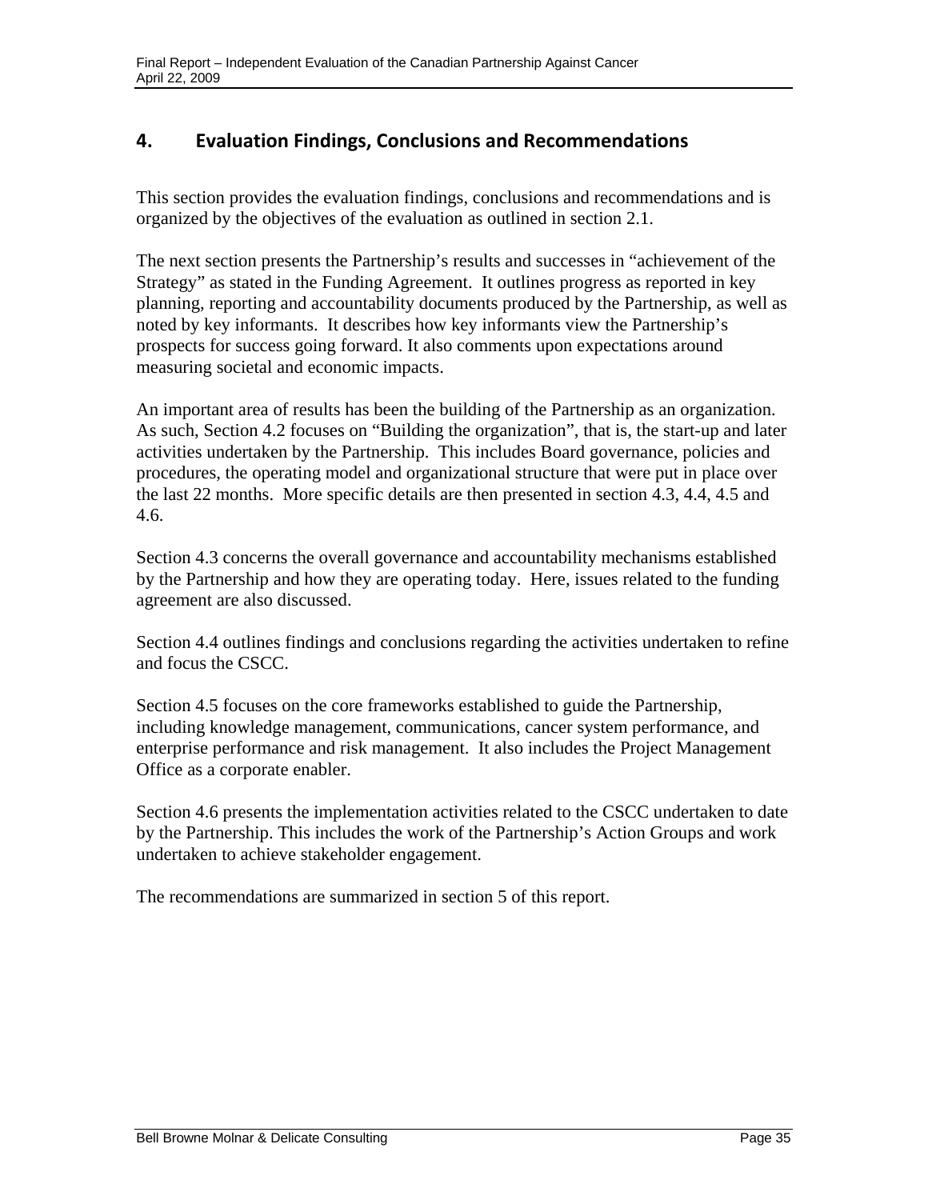# 4. Evaluation Findings, Conclusions and Recommendations

This section provides the evaluation findings, conclusions and recommendations and is organized by the objectives of the evaluation as outlined in section 2.1.

The next section presents the Partnership's results and successes in "achievement of the Strategy" as stated in the Funding Agreement. It outlines progress as reported in key planning, reporting and accountability documents produced by the Partnership, as well as noted by key informants. It describes how key informants view the Partnership's prospects for success going forward. It also comments upon expectations around measuring societal and economic impacts.

An important area of results has been the building of the Partnership as an organization. As such, Section 4.2 focuses on "Building the organization", that is, the start-up and later activities undertaken by the Partnership. This includes Board governance, policies and procedures, the operating model and organizational structure that were put in place over the last 22 months. More specific details are then presented in section 4.3, 4.4, 4.5 and 4.6.

Section 4.3 concerns the overall governance and accountability mechanisms established by the Partnership and how they are operating today. Here, issues related to the funding agreement are also discussed.

Section 4.4 outlines findings and conclusions regarding the activities undertaken to refine and focus the CSCC.

Section 4.5 focuses on the core frameworks established to guide the Partnership, including knowledge management, communications, cancer system performance, and enterprise performance and risk management. It also includes the Project Management Office as a corporate enabler.

Section 4.6 presents the implementation activities related to the CSCC undertaken to date by the Partnership. This includes the work of the Partnership's Action Groups and work undertaken to achieve stakeholder engagement.

The recommendations are summarized in section 5 of this report.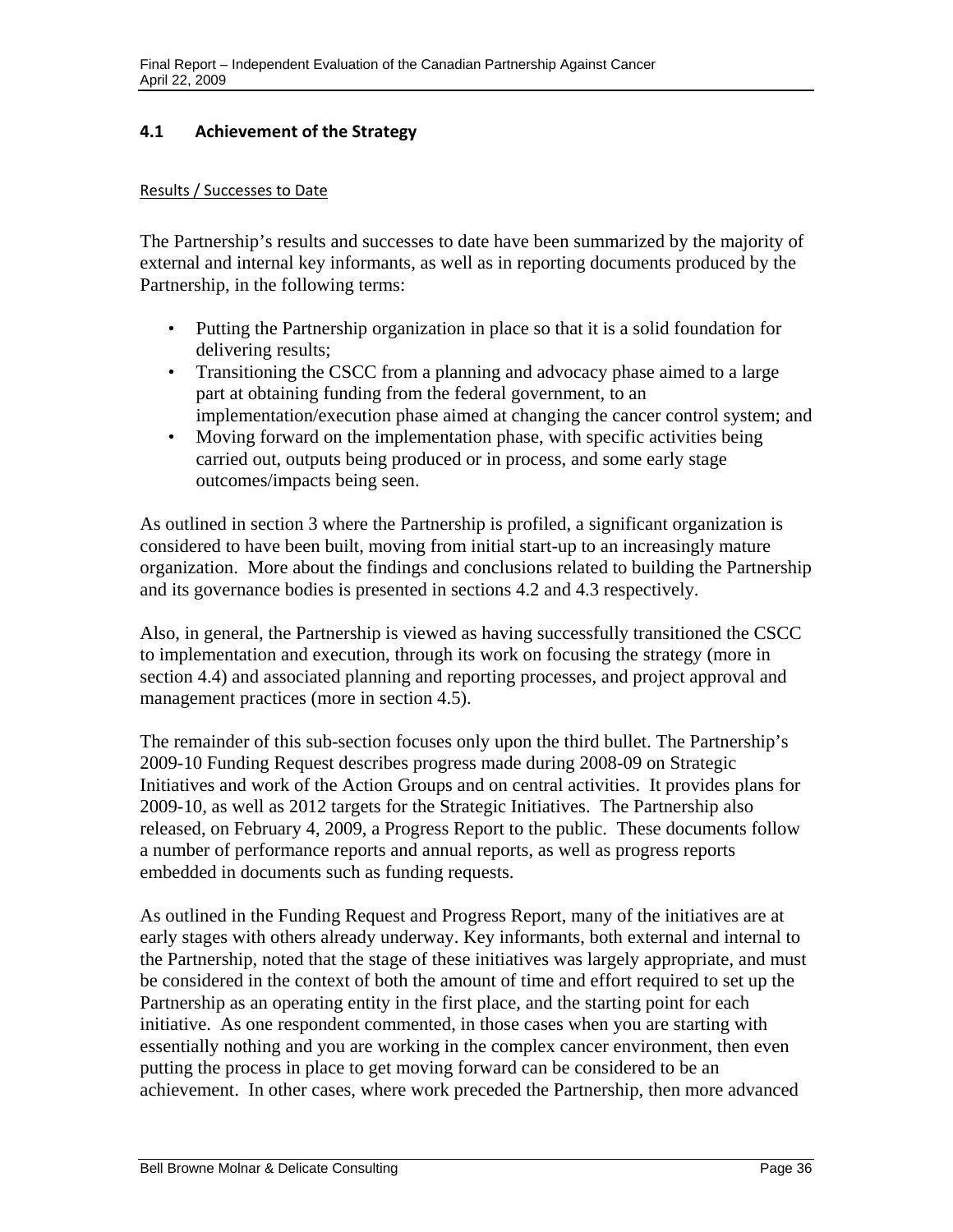## 4.1 Achievement of the Strategy

Results / Successes to Date

The Partnership's results and successes to date have been summarized by the majority of external and internal key informants, as well as in reporting documents produced by the Partnership, in the following terms:

- Putting the Partnership organization in place so that it is a solid foundation for delivering results;
- Transitioning the CSCC from a planning and advocacy phase aimed to a large part at obtaining funding from the federal government, to an implementation/execution phase aimed at changing the cancer control system; and
- Moving forward on the implementation phase, with specific activities being carried out, outputs being produced or in process, and some early stage outcomes/impacts being seen.

As outlined in section 3 where the Partnership is profiled, a significant organization is considered to have been built, moving from initial start-up to an increasingly mature organization. More about the findings and conclusions related to building the Partnership and its governance bodies is presented in sections 4.2 and 4.3 respectively.

Also, in general, the Partnership is viewed as having successfully transitioned the CSCC to implementation and execution, through its work on focusing the strategy (more in section 4.4) and associated planning and reporting processes, and project approval and management practices (more in section 4.5).

The remainder of this sub-section focuses only upon the third bullet. The Partnership's 2009-10 Funding Request describes progress made during 2008-09 on Strategic Initiatives and work of the Action Groups and on central activities. It provides plans for 2009-10, as well as 2012 targets for the Strategic Initiatives. The Partnership also released, on February 4, 2009, a Progress Report to the public. These documents follow a number of performance reports and annual reports, as well as progress reports embedded in documents such as funding requests.

As outlined in the Funding Request and Progress Report, many of the initiatives are at early stages with others already underway. Key informants, both external and internal to the Partnership, noted that the stage of these initiatives was largely appropriate, and must be considered in the context of both the amount of time and effort required to set up the Partnership as an operating entity in the first place, and the starting point for each initiative. As one respondent commented, in those cases when you are starting with essentially nothing and you are working in the complex cancer environment, then even putting the process in place to get moving forward can be considered to be an achievement. In other cases, where work preceded the Partnership, then more advanced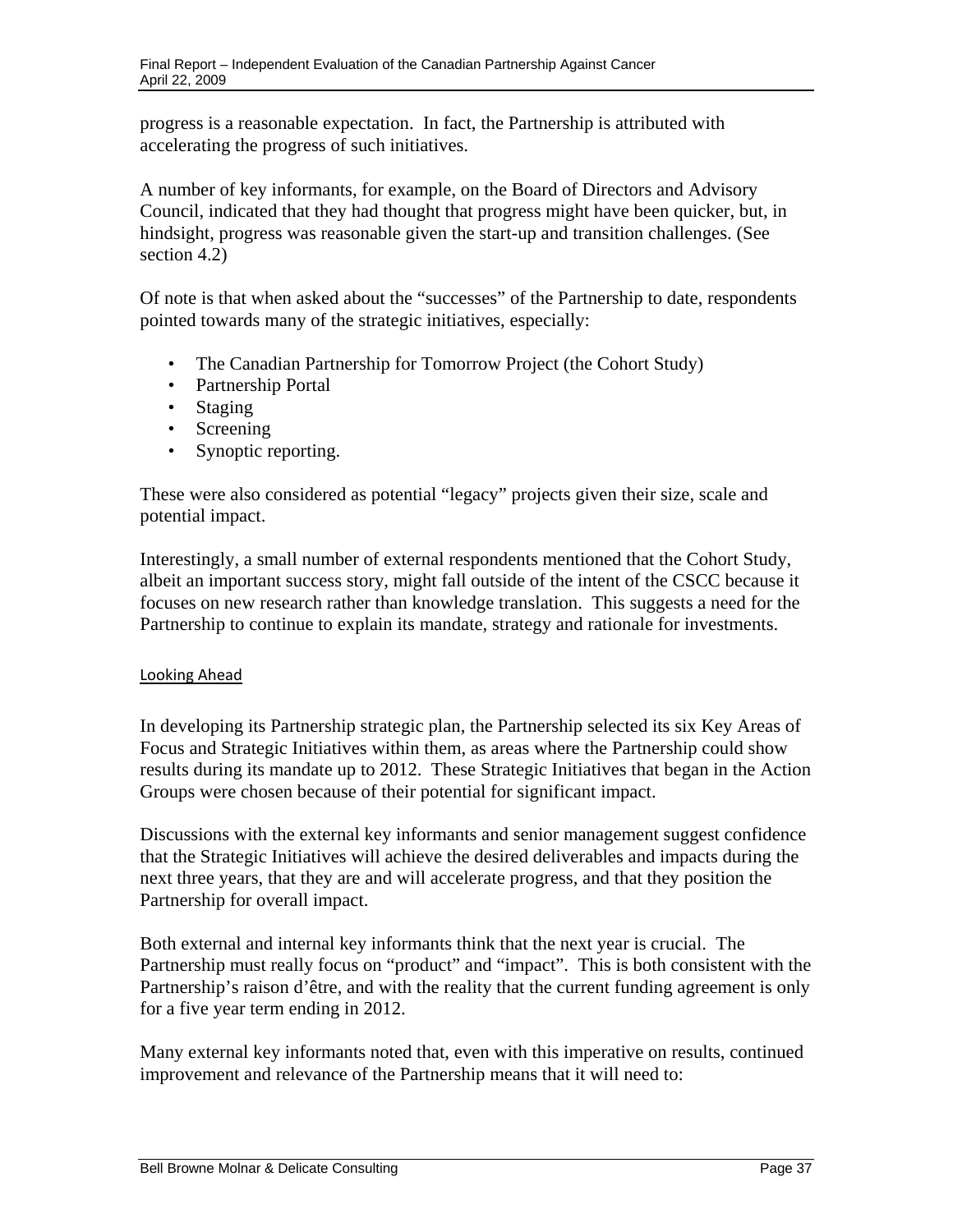progress is a reasonable expectation. In fact, the Partnership is attributed with accelerating the progress of such initiatives.

A number of key informants, for example, on the Board of Directors and Advisory Council, indicated that they had thought that progress might have been quicker, but, in hindsight, progress was reasonable given the start-up and transition challenges. (See section 4.2)

Of note is that when asked about the "successes" of the Partnership to date, respondents pointed towards many of the strategic initiatives, especially:

- The Canadian Partnership for Tomorrow Project (the Cohort Study)
- Partnership Portal
- Staging
- Screening
- Synoptic reporting.

These were also considered as potential "legacy" projects given their size, scale and potential impact.

Interestingly, a small number of external respondents mentioned that the Cohort Study, albeit an important success story, might fall outside of the intent of the CSCC because it focuses on new research rather than knowledge translation. This suggests a need for the Partnership to continue to explain its mandate, strategy and rationale for investments.

Looking Ahead

In developing its Partnership strategic plan, the Partnership selected its six Key Areas of Focus and Strategic Initiatives within them, as areas where the Partnership could show results during its mandate up to 2012. These Strategic Initiatives that began in the Action Groups were chosen because of their potential for significant impact.

Discussions with the external key informants and senior management suggest confidence that the Strategic Initiatives will achieve the desired deliverables and impacts during the next three years, that they are and will accelerate progress, and that they position the Partnership for overall impact.

Both external and internal key informants think that the next year is crucial. The Partnership must really focus on "product" and "impact". This is both consistent with the Partnership's raison d'être, and with the reality that the current funding agreement is only for a five year term ending in 2012.

Many external key informants noted that, even with this imperative on results, continued improvement and relevance of the Partnership means that it will need to: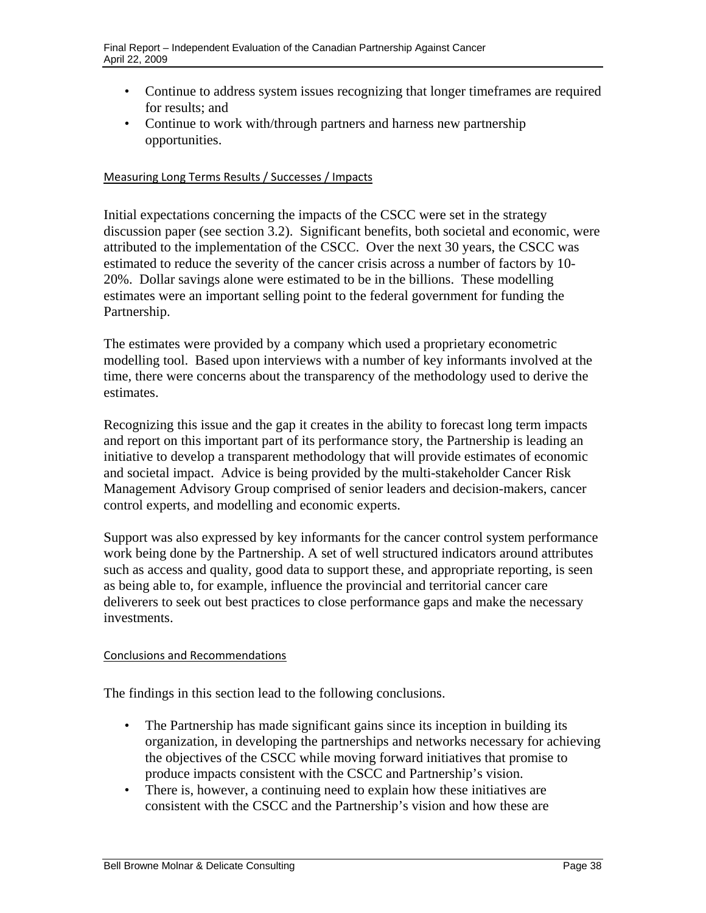- Continue to address system issues recognizing that longer timeframes are required for results; and
- Continue to work with/through partners and harness new partnership opportunities.

### Measuring Long Terms Results / Successes / Impacts

Initial expectations concerning the impacts of the CSCC were set in the strategy discussion paper (see section 3.2). Significant benefits, both societal and economic, were attributed to the implementation of the CSCC. Over the next 30 years, the CSCC was estimated to reduce the severity of the cancer crisis across a number of factors by 10-20%. Dollar savings alone were estimated to be in the billions. These modelling estimates were an important selling point to the federal government for funding the Partnership.

The estimates were provided by a company which used a proprietary econometric modelling tool. Based upon interviews with a number of key informants involved at the time, there were concerns about the transparency of the methodology used to derive the estimates.

Recognizing this issue and the gap it creates in the ability to forecast long term impacts and report on this important part of its performance story, the Partnership is leading an initiative to develop a transparent methodology that will provide estimates of economic and societal impact. Advice is being provided by the multi-stakeholder Cancer Risk Management Advisory Group comprised of senior leaders and decision-makers, cancer control experts, and modelling and economic experts.

Support was also expressed by key informants for the cancer control system performance work being done by the Partnership. A set of well structured indicators around attributes such as access and quality, good data to support these, and appropriate reporting, is seen as being able to, for example, influence the provincial and territorial cancer care deliverers to seek out best practices to close performance gaps and make the necessary investments.

### Conclusions and Recommendations

The findings in this section lead to the following conclusions.

- The Partnership has made significant gains since its inception in building its organization, in developing the partnerships and networks necessary for achieving the objectives of the CSCC while moving forward initiatives that promise to produce impacts consistent with the CSCC and Partnership's vision.
- There is, however, a continuing need to explain how these initiatives are consistent with the CSCC and the Partnership's vision and how these are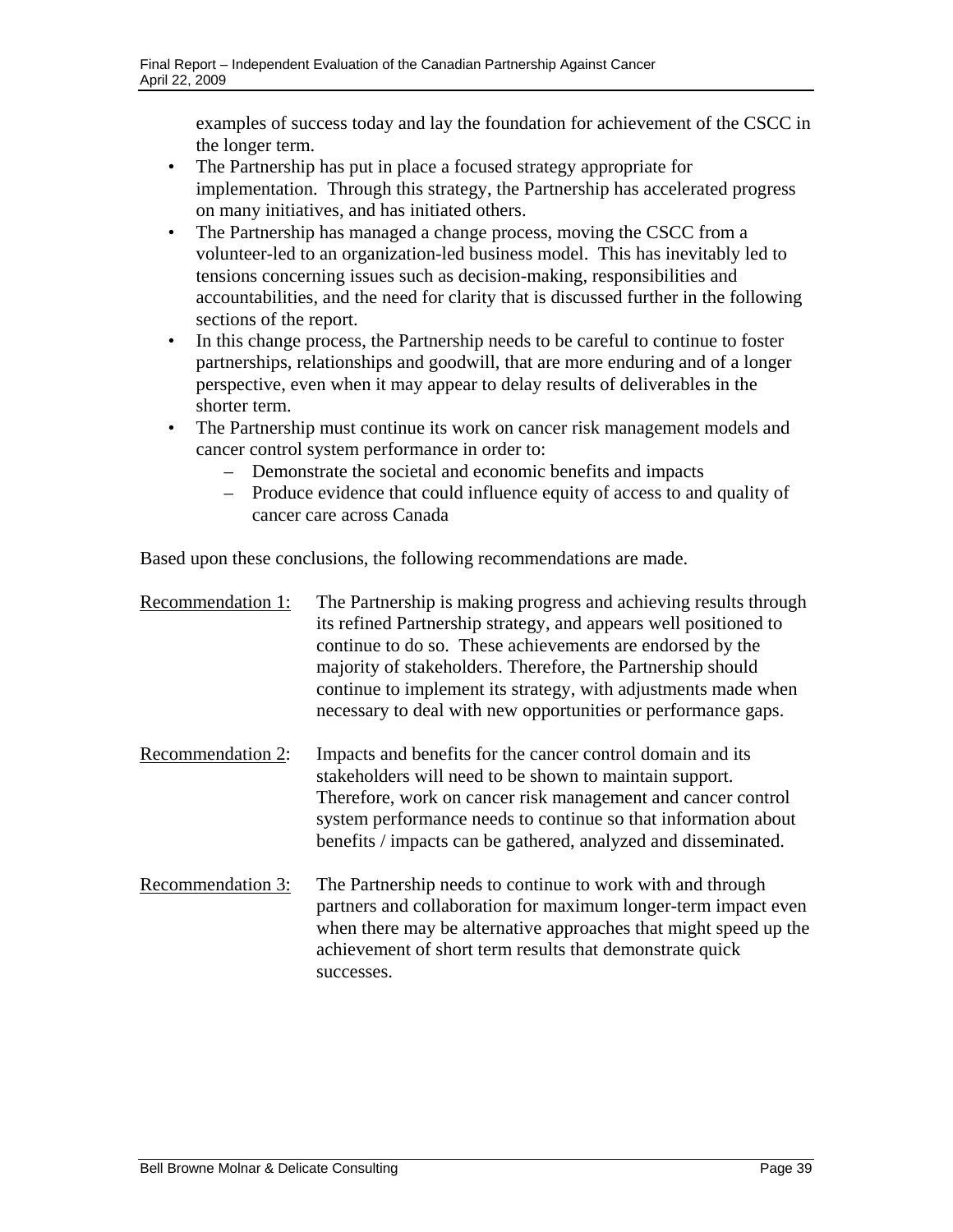examples of success today and lay the foundation for achievement of the CSCC in the longer term.

- The Partnership has put in place a focused strategy appropriate for implementation. Through this strategy, the Partnership has accelerated progress on many initiatives, and has initiated others.
- The Partnership has managed a change process, moving the CSCC from a volunteer-led to an organization-led business model. This has inevitably led to tensions concerning issues such as decision-making, responsibilities and accountabilities, and the need for clarity that is discussed further in the following sections of the report.
- In this change process, the Partnership needs to be careful to continue to foster partnerships, relationships and goodwill, that are more enduring and of a longer perspective, even when it may appear to delay results of deliverables in the shorter term.
- The Partnership must continue its work on cancer risk management models and cancer control system performance in order to:
  - Demonstrate the societal and economic benefits and impacts
  - Produce evidence that could influence equity of access to and quality of cancer care across Canada

Based upon these conclusions, the following recommendations are made.

<u>Recommendation 1:</u> The Partnership is making progress and achieving results through its refined Partnership strategy, and appears well positioned to continue to do so. These achievements are endorsed by the majority of stakeholders. Therefore, the Partnership should continue to implement its strategy, with adjustments made when necessary to deal with new opportunities or performance gaps.

<u>Recommendation 2</u>: Impacts and benefits for the cancer control domain and its stakeholders will need to be shown to maintain support. Therefore, work on cancer risk management and cancer control system performance needs to continue so that information about benefits / impacts can be gathered, analyzed and disseminated.

<u>Recommendation 3:</u> The Partnership needs to continue to work with and through partners and collaboration for maximum longer-term impact even when there may be alternative approaches that might speed up the achievement of short term results that demonstrate quick successes.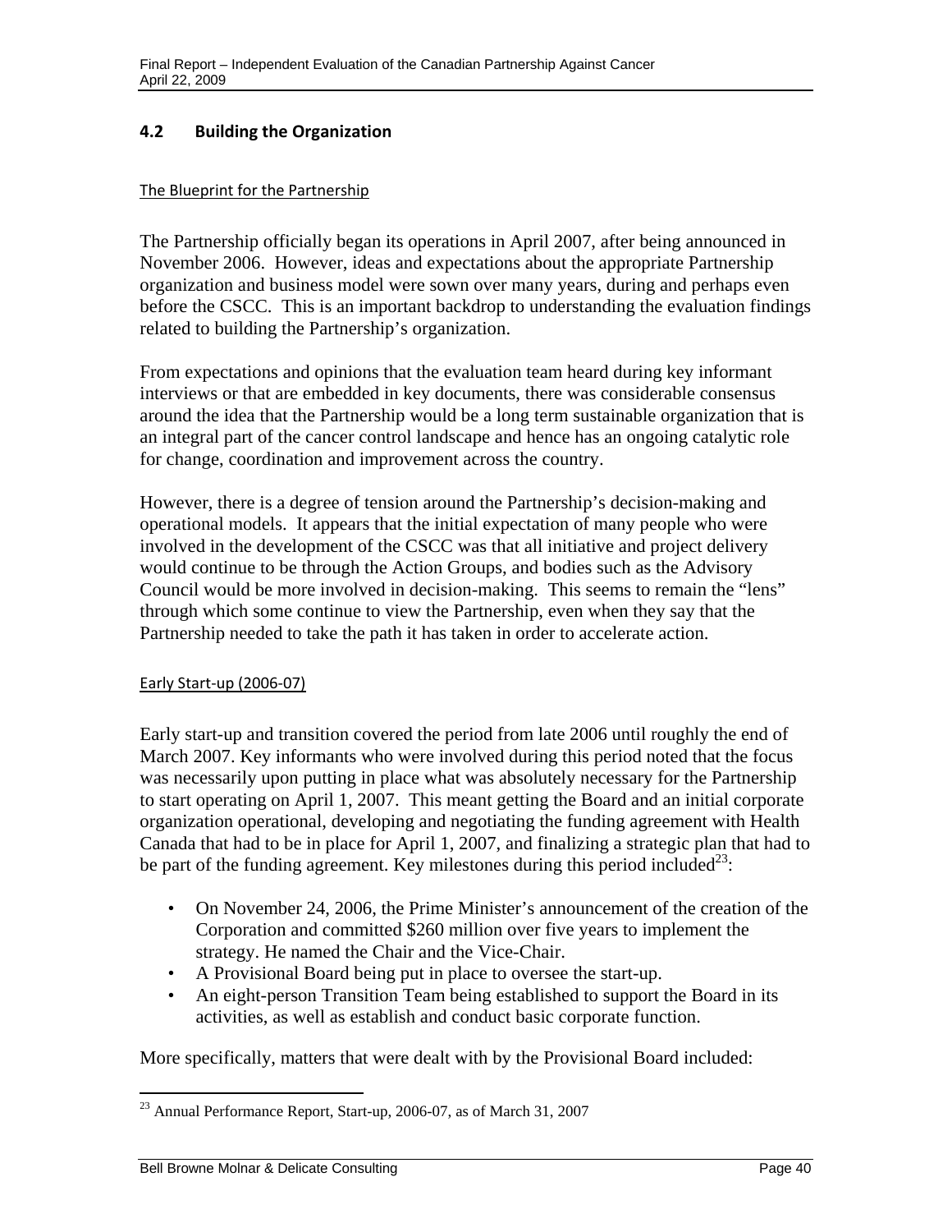## 4.2 Building the Organization

The Blueprint for the Partnership

The Partnership officially began its operations in April 2007, after being announced in November 2006. However, ideas and expectations about the appropriate Partnership organization and business model were sown over many years, during and perhaps even before the CSCC. This is an important backdrop to understanding the evaluation findings related to building the Partnership's organization.

From expectations and opinions that the evaluation team heard during key informant interviews or that are embedded in key documents, there was considerable consensus around the idea that the Partnership would be a long term sustainable organization that is an integral part of the cancer control landscape and hence has an ongoing catalytic role for change, coordination and improvement across the country.

However, there is a degree of tension around the Partnership's decision-making and operational models. It appears that the initial expectation of many people who were involved in the development of the CSCC was that all initiative and project delivery would continue to be through the Action Groups, and bodies such as the Advisory Council would be more involved in decision-making. This seems to remain the "lens" through which some continue to view the Partnership, even when they say that the Partnership needed to take the path it has taken in order to accelerate action.

Early Start-up (2006-07)

Early start-up and transition covered the period from late 2006 until roughly the end of March 2007. Key informants who were involved during this period noted that the focus was necessarily upon putting in place what was absolutely necessary for the Partnership to start operating on April 1, 2007. This meant getting the Board and an initial corporate organization operational, developing and negotiating the funding agreement with Health Canada that had to be in place for April 1, 2007, and finalizing a strategic plan that had to be part of the funding agreement. Key milestones during this period included[23]:

- On November 24, 2006, the Prime Minister's announcement of the creation of the Corporation and committed $260 million over five years to implement the strategy. He named the Chair and the Vice-Chair.
- A Provisional Board being put in place to oversee the start-up.
- An eight-person Transition Team being established to support the Board in its activities, as well as establish and conduct basic corporate function.

More specifically, matters that were dealt with by the Provisional Board included:

[23] Annual Performance Report, Start-up, 2006-07, as of March 31, 2007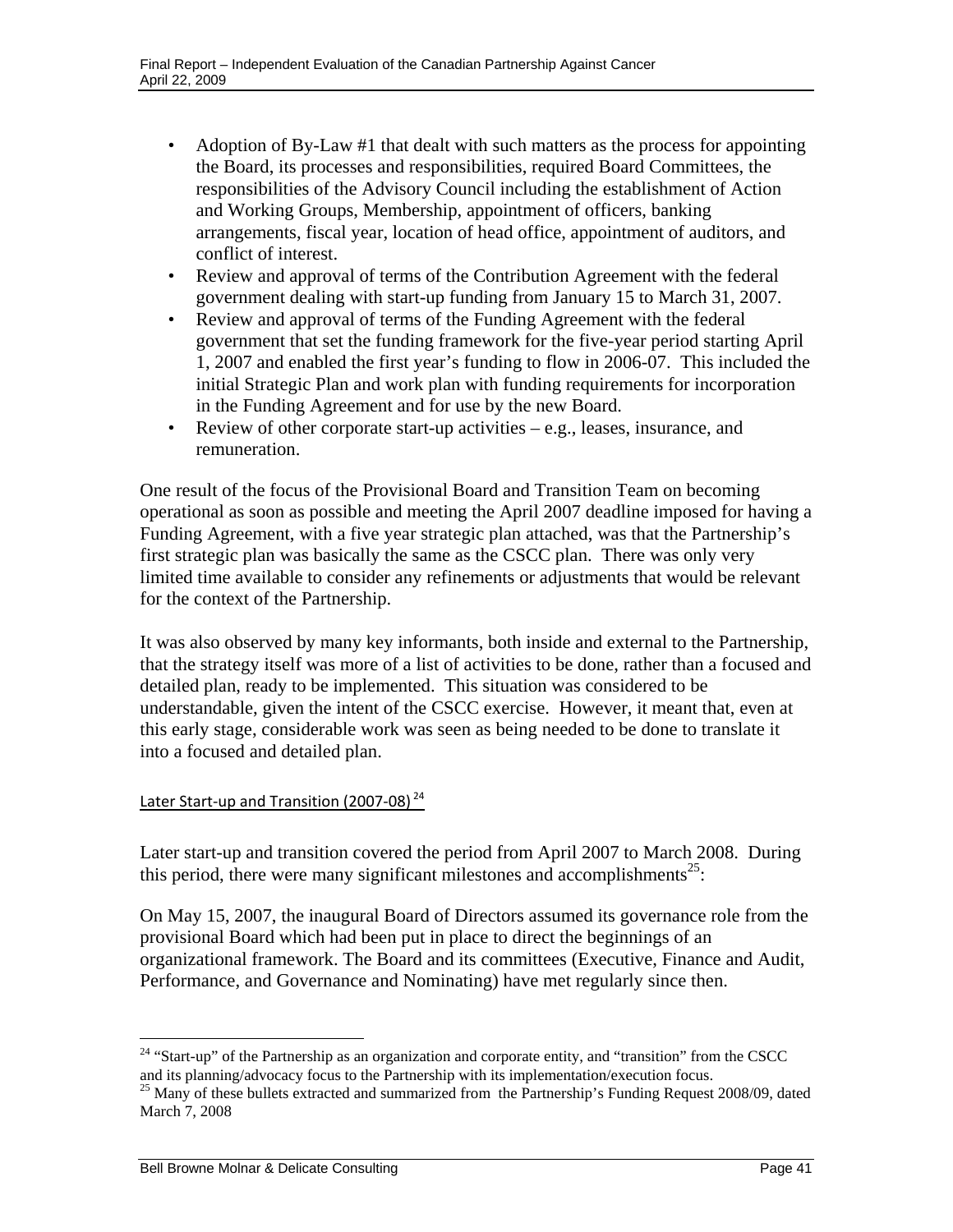- Adoption of By-Law #1 that dealt with such matters as the process for appointing the Board, its processes and responsibilities, required Board Committees, the responsibilities of the Advisory Council including the establishment of Action and Working Groups, Membership, appointment of officers, banking arrangements, fiscal year, location of head office, appointment of auditors, and conflict of interest.
- Review and approval of terms of the Contribution Agreement with the federal government dealing with start-up funding from January 15 to March 31, 2007.
- Review and approval of terms of the Funding Agreement with the federal government that set the funding framework for the five-year period starting April 1, 2007 and enabled the first year's funding to flow in 2006-07. This included the initial Strategic Plan and work plan with funding requirements for incorporation in the Funding Agreement and for use by the new Board.
- Review of other corporate start-up activities – e.g., leases, insurance, and remuneration.

One result of the focus of the Provisional Board and Transition Team on becoming operational as soon as possible and meeting the April 2007 deadline imposed for having a Funding Agreement, with a five year strategic plan attached, was that the Partnership's first strategic plan was basically the same as the CSCC plan. There was only very limited time available to consider any refinements or adjustments that would be relevant for the context of the Partnership.

It was also observed by many key informants, both inside and external to the Partnership, that the strategy itself was more of a list of activities to be done, rather than a focused and detailed plan, ready to be implemented. This situation was considered to be understandable, given the intent of the CSCC exercise. However, it meant that, even at this early stage, considerable work was seen as being needed to be done to translate it into a focused and detailed plan.

Later Start-up and Transition (2007-08) [24]

Later start-up and transition covered the period from April 2007 to March 2008. During this period, there were many significant milestones and accomplishments[25]:

On May 15, 2007, the inaugural Board of Directors assumed its governance role from the provisional Board which had been put in place to direct the beginnings of an organizational framework. The Board and its committees (Executive, Finance and Audit, Performance, and Governance and Nominating) have met regularly since then.

[24] "Start-up" of the Partnership as an organization and corporate entity, and "transition" from the CSCC and its planning/advocacy focus to the Partnership with its implementation/execution focus.

[25] Many of these bullets extracted and summarized from the Partnership's Funding Request 2008/09, dated March 7, 2008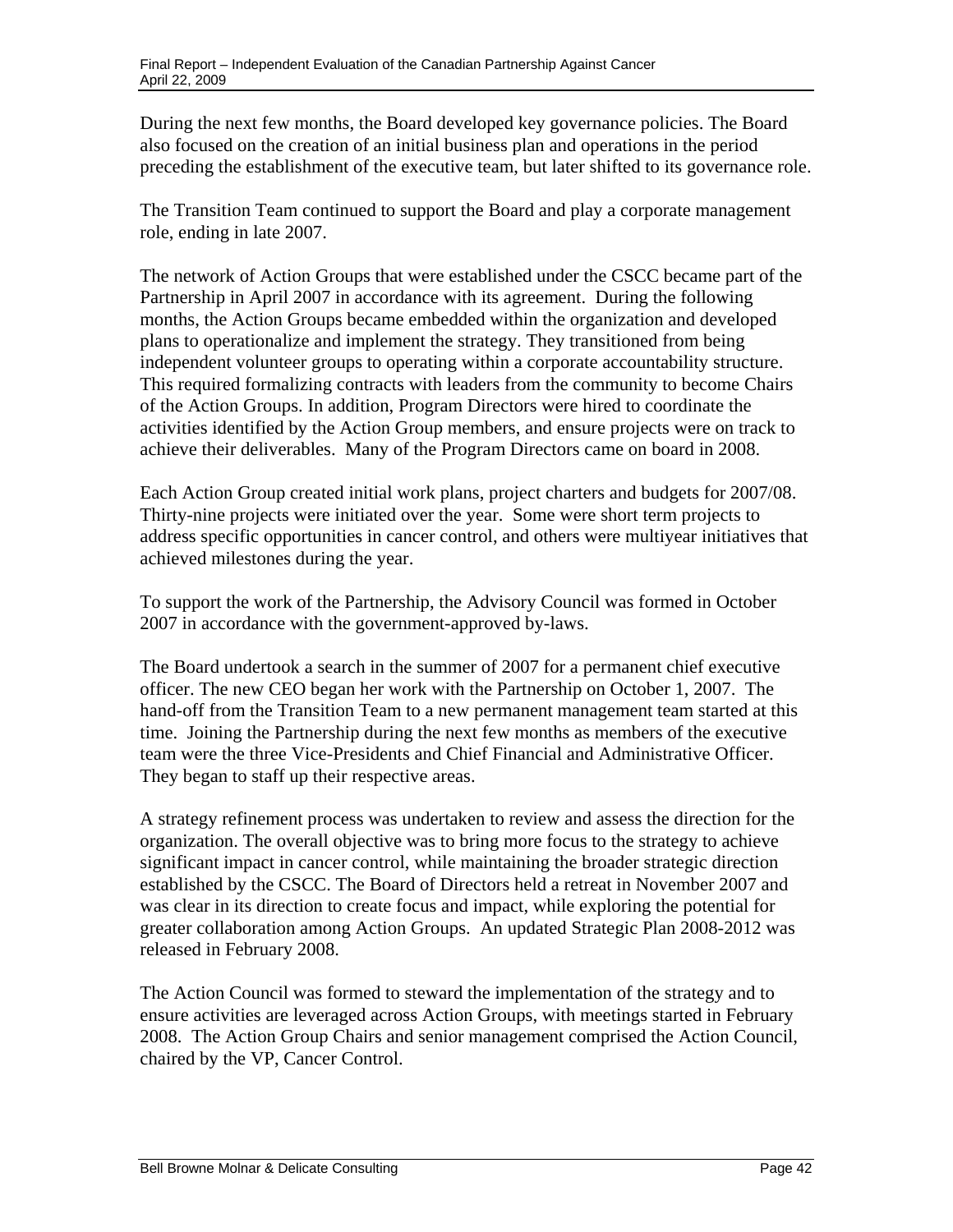During the next few months, the Board developed key governance policies. The Board also focused on the creation of an initial business plan and operations in the period preceding the establishment of the executive team, but later shifted to its governance role.

The Transition Team continued to support the Board and play a corporate management role, ending in late 2007.

The network of Action Groups that were established under the CSCC became part of the Partnership in April 2007 in accordance with its agreement. During the following months, the Action Groups became embedded within the organization and developed plans to operationalize and implement the strategy. They transitioned from being independent volunteer groups to operating within a corporate accountability structure. This required formalizing contracts with leaders from the community to become Chairs of the Action Groups. In addition, Program Directors were hired to coordinate the activities identified by the Action Group members, and ensure projects were on track to achieve their deliverables. Many of the Program Directors came on board in 2008.

Each Action Group created initial work plans, project charters and budgets for 2007/08. Thirty-nine projects were initiated over the year. Some were short term projects to address specific opportunities in cancer control, and others were multiyear initiatives that achieved milestones during the year.

To support the work of the Partnership, the Advisory Council was formed in October 2007 in accordance with the government-approved by-laws.

The Board undertook a search in the summer of 2007 for a permanent chief executive officer. The new CEO began her work with the Partnership on October 1, 2007. The hand-off from the Transition Team to a new permanent management team started at this time. Joining the Partnership during the next few months as members of the executive team were the three Vice-Presidents and Chief Financial and Administrative Officer. They began to staff up their respective areas.

A strategy refinement process was undertaken to review and assess the direction for the organization. The overall objective was to bring more focus to the strategy to achieve significant impact in cancer control, while maintaining the broader strategic direction established by the CSCC. The Board of Directors held a retreat in November 2007 and was clear in its direction to create focus and impact, while exploring the potential for greater collaboration among Action Groups. An updated Strategic Plan 2008-2012 was released in February 2008.

The Action Council was formed to steward the implementation of the strategy and to ensure activities are leveraged across Action Groups, with meetings started in February 2008. The Action Group Chairs and senior management comprised the Action Council, chaired by the VP, Cancer Control.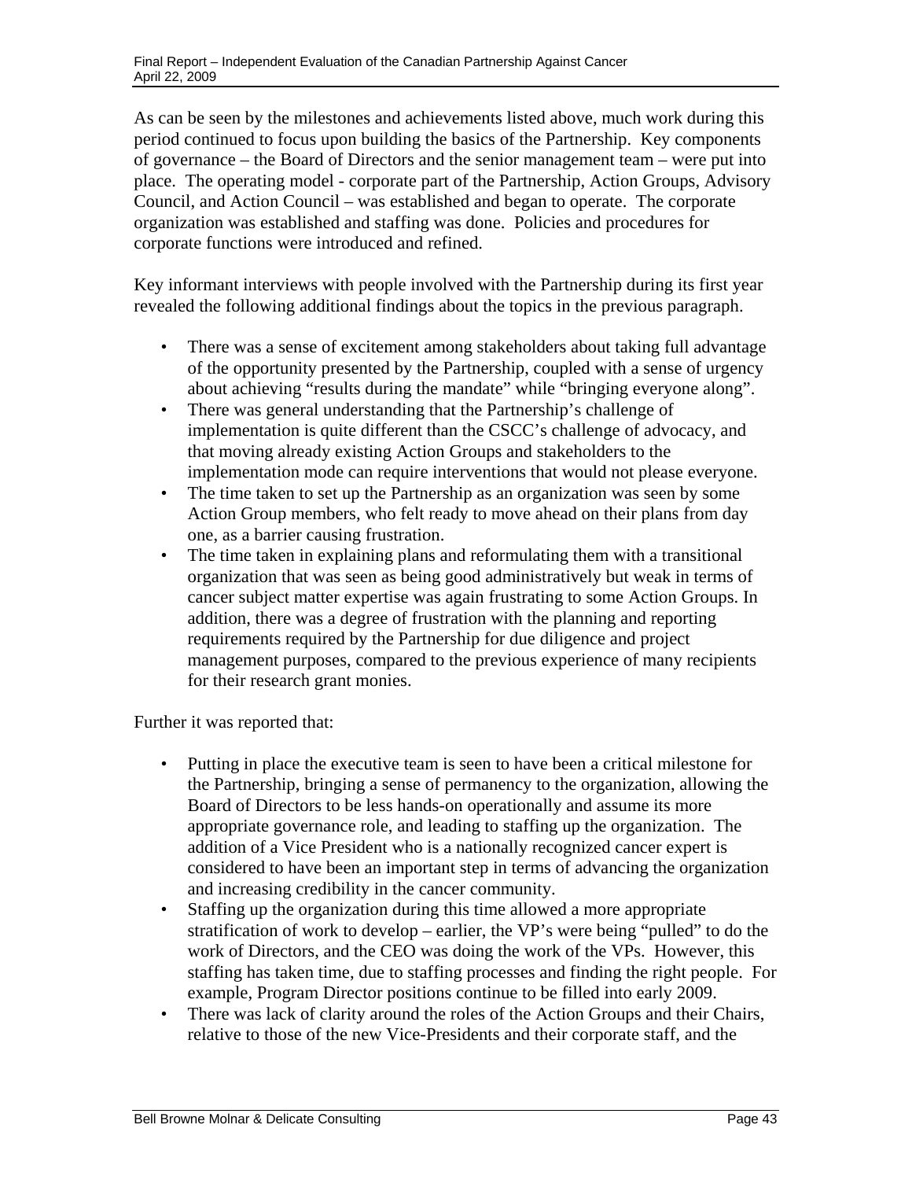As can be seen by the milestones and achievements listed above, much work during this period continued to focus upon building the basics of the Partnership. Key components of governance – the Board of Directors and the senior management team – were put into place. The operating model - corporate part of the Partnership, Action Groups, Advisory Council, and Action Council – was established and began to operate. The corporate organization was established and staffing was done. Policies and procedures for corporate functions were introduced and refined.

Key informant interviews with people involved with the Partnership during its first year revealed the following additional findings about the topics in the previous paragraph.

- There was a sense of excitement among stakeholders about taking full advantage of the opportunity presented by the Partnership, coupled with a sense of urgency about achieving "results during the mandate" while "bringing everyone along".
- There was general understanding that the Partnership's challenge of implementation is quite different than the CSCC's challenge of advocacy, and that moving already existing Action Groups and stakeholders to the implementation mode can require interventions that would not please everyone.
- The time taken to set up the Partnership as an organization was seen by some Action Group members, who felt ready to move ahead on their plans from day one, as a barrier causing frustration.
- The time taken in explaining plans and reformulating them with a transitional organization that was seen as being good administratively but weak in terms of cancer subject matter expertise was again frustrating to some Action Groups. In addition, there was a degree of frustration with the planning and reporting requirements required by the Partnership for due diligence and project management purposes, compared to the previous experience of many recipients for their research grant monies.

Further it was reported that:

- Putting in place the executive team is seen to have been a critical milestone for the Partnership, bringing a sense of permanency to the organization, allowing the Board of Directors to be less hands-on operationally and assume its more appropriate governance role, and leading to staffing up the organization. The addition of a Vice President who is a nationally recognized cancer expert is considered to have been an important step in terms of advancing the organization and increasing credibility in the cancer community.
- Staffing up the organization during this time allowed a more appropriate stratification of work to develop – earlier, the VP's were being "pulled" to do the work of Directors, and the CEO was doing the work of the VPs. However, this staffing has taken time, due to staffing processes and finding the right people. For example, Program Director positions continue to be filled into early 2009.
- There was lack of clarity around the roles of the Action Groups and their Chairs, relative to those of the new Vice-Presidents and their corporate staff, and the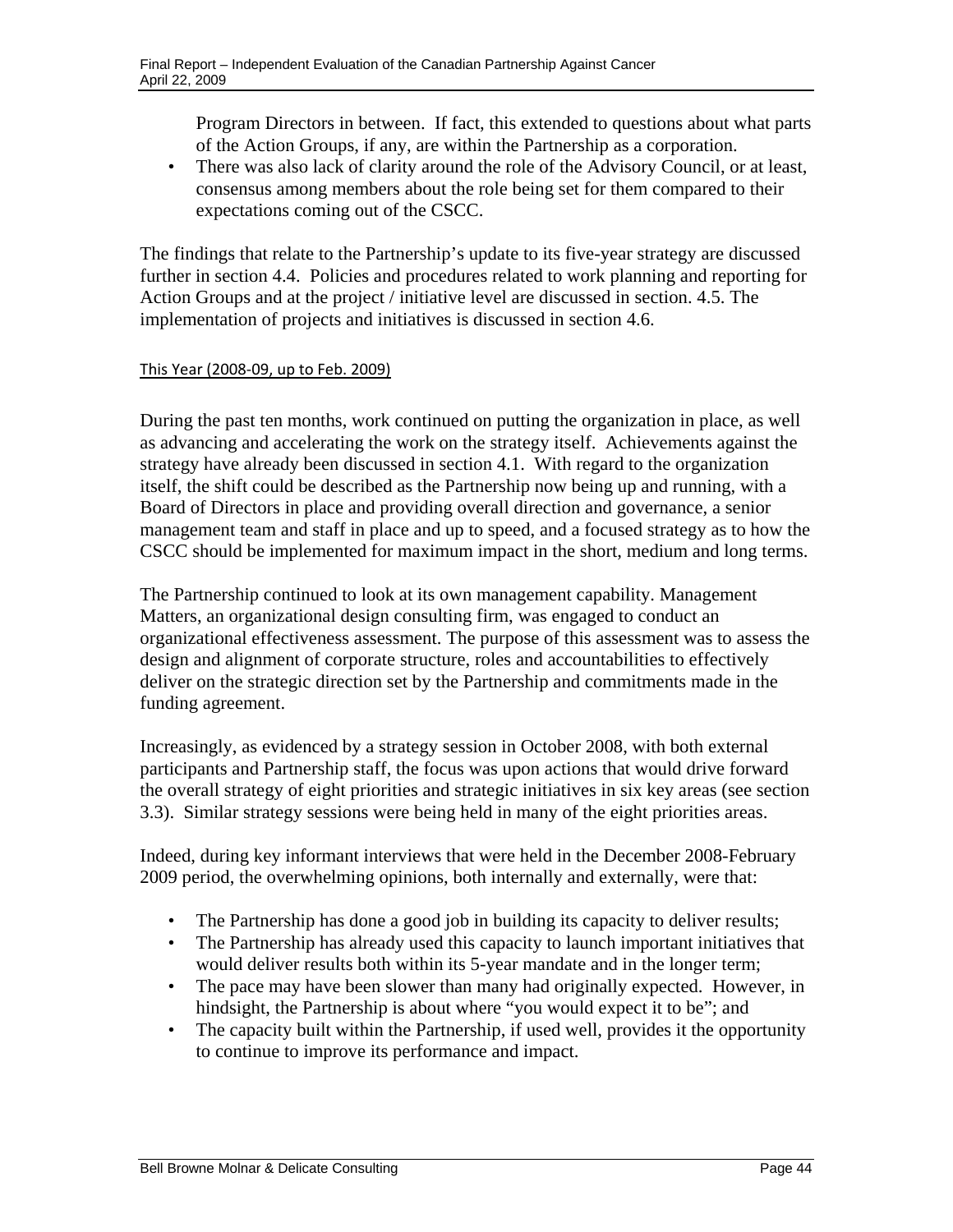Program Directors in between. If fact, this extended to questions about what parts of the Action Groups, if any, are within the Partnership as a corporation.

- There was also lack of clarity around the role of the Advisory Council, or at least, consensus among members about the role being set for them compared to their expectations coming out of the CSCC.

The findings that relate to the Partnership's update to its five-year strategy are discussed further in section 4.4. Policies and procedures related to work planning and reporting for Action Groups and at the project / initiative level are discussed in section. 4.5. The implementation of projects and initiatives is discussed in section 4.6.

#### This Year (2008-09, up to Feb. 2009)

During the past ten months, work continued on putting the organization in place, as well as advancing and accelerating the work on the strategy itself. Achievements against the strategy have already been discussed in section 4.1. With regard to the organization itself, the shift could be described as the Partnership now being up and running, with a Board of Directors in place and providing overall direction and governance, a senior management team and staff in place and up to speed, and a focused strategy as to how the CSCC should be implemented for maximum impact in the short, medium and long terms.

The Partnership continued to look at its own management capability. Management Matters, an organizational design consulting firm, was engaged to conduct an organizational effectiveness assessment. The purpose of this assessment was to assess the design and alignment of corporate structure, roles and accountabilities to effectively deliver on the strategic direction set by the Partnership and commitments made in the funding agreement.

Increasingly, as evidenced by a strategy session in October 2008, with both external participants and Partnership staff, the focus was upon actions that would drive forward the overall strategy of eight priorities and strategic initiatives in six key areas (see section 3.3). Similar strategy sessions were being held in many of the eight priorities areas.

Indeed, during key informant interviews that were held in the December 2008-February 2009 period, the overwhelming opinions, both internally and externally, were that:

- The Partnership has done a good job in building its capacity to deliver results;
- The Partnership has already used this capacity to launch important initiatives that would deliver results both within its 5-year mandate and in the longer term;
- The pace may have been slower than many had originally expected. However, in hindsight, the Partnership is about where "you would expect it to be"; and
- The capacity built within the Partnership, if used well, provides it the opportunity to continue to improve its performance and impact.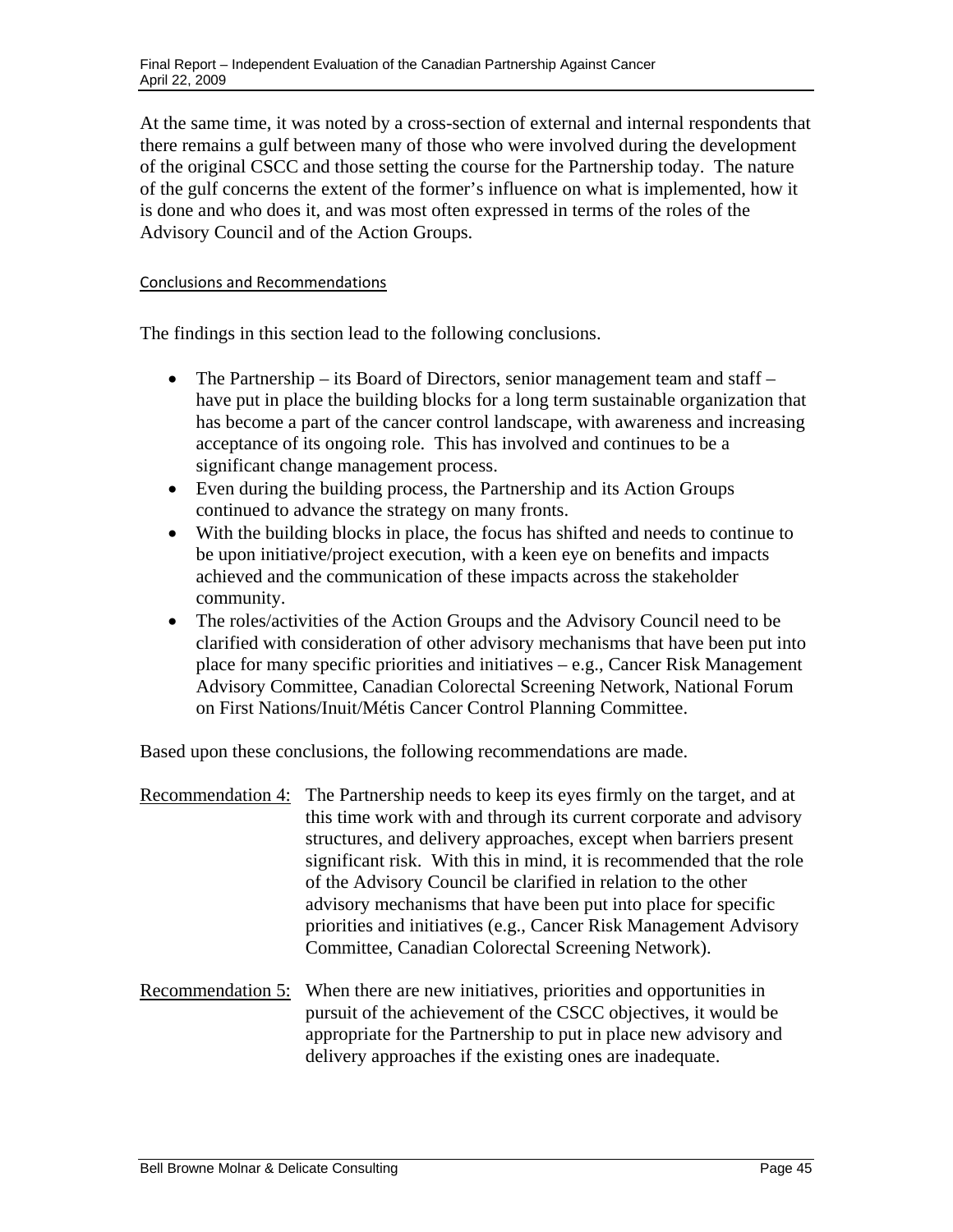At the same time, it was noted by a cross-section of external and internal respondents that there remains a gulf between many of those who were involved during the development of the original CSCC and those setting the course for the Partnership today. The nature of the gulf concerns the extent of the former's influence on what is implemented, how it is done and who does it, and was most often expressed in terms of the roles of the Advisory Council and of the Action Groups.

#### Conclusions and Recommendations

The findings in this section lead to the following conclusions.

- The Partnership – its Board of Directors, senior management team and staff – have put in place the building blocks for a long term sustainable organization that has become a part of the cancer control landscape, with awareness and increasing acceptance of its ongoing role. This has involved and continues to be a significant change management process.
- Even during the building process, the Partnership and its Action Groups continued to advance the strategy on many fronts.
- With the building blocks in place, the focus has shifted and needs to continue to be upon initiative/project execution, with a keen eye on benefits and impacts achieved and the communication of these impacts across the stakeholder community.
- The roles/activities of the Action Groups and the Advisory Council need to be clarified with consideration of other advisory mechanisms that have been put into place for many specific priorities and initiatives – e.g., Cancer Risk Management Advisory Committee, Canadian Colorectal Screening Network, National Forum on First Nations/Inuit/Métis Cancer Control Planning Committee.

Based upon these conclusions, the following recommendations are made.

Recommendation 4: The Partnership needs to keep its eyes firmly on the target, and at this time work with and through its current corporate and advisory structures, and delivery approaches, except when barriers present significant risk. With this in mind, it is recommended that the role of the Advisory Council be clarified in relation to the other advisory mechanisms that have been put into place for specific priorities and initiatives (e.g., Cancer Risk Management Advisory Committee, Canadian Colorectal Screening Network).

Recommendation 5: When there are new initiatives, priorities and opportunities in pursuit of the achievement of the CSCC objectives, it would be appropriate for the Partnership to put in place new advisory and delivery approaches if the existing ones are inadequate.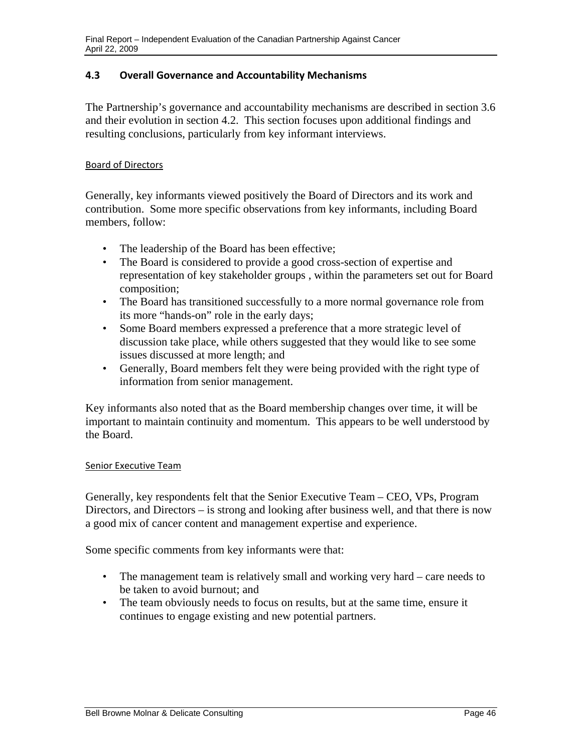## 4.3 Overall Governance and Accountability Mechanisms

The Partnership's governance and accountability mechanisms are described in section 3.6 and their evolution in section 4.2. This section focuses upon additional findings and resulting conclusions, particularly from key informant interviews.

Board of Directors

Generally, key informants viewed positively the Board of Directors and its work and contribution. Some more specific observations from key informants, including Board members, follow:

- The leadership of the Board has been effective;
- The Board is considered to provide a good cross-section of expertise and representation of key stakeholder groups , within the parameters set out for Board composition;
- The Board has transitioned successfully to a more normal governance role from its more "hands-on" role in the early days;
- Some Board members expressed a preference that a more strategic level of discussion take place, while others suggested that they would like to see some issues discussed at more length; and
- Generally, Board members felt they were being provided with the right type of information from senior management.

Key informants also noted that as the Board membership changes over time, it will be important to maintain continuity and momentum. This appears to be well understood by the Board.

Senior Executive Team

Generally, key respondents felt that the Senior Executive Team – CEO, VPs, Program Directors, and Directors – is strong and looking after business well, and that there is now a good mix of cancer content and management expertise and experience.

Some specific comments from key informants were that:

- The management team is relatively small and working very hard – care needs to be taken to avoid burnout; and
- The team obviously needs to focus on results, but at the same time, ensure it continues to engage existing and new potential partners.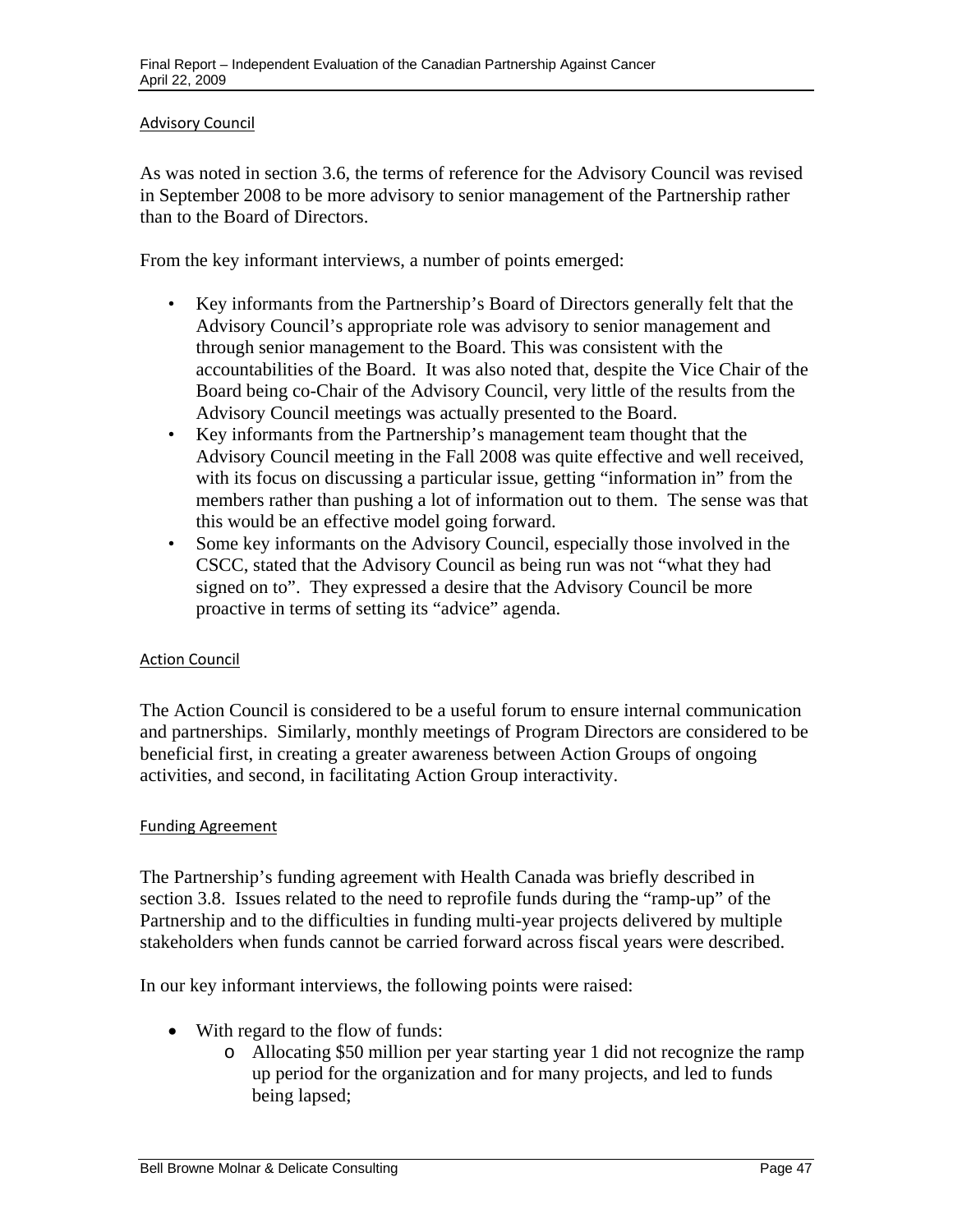### Advisory Council

As was noted in section 3.6, the terms of reference for the Advisory Council was revised in September 2008 to be more advisory to senior management of the Partnership rather than to the Board of Directors.

From the key informant interviews, a number of points emerged:

- Key informants from the Partnership's Board of Directors generally felt that the Advisory Council's appropriate role was advisory to senior management and through senior management to the Board. This was consistent with the accountabilities of the Board. It was also noted that, despite the Vice Chair of the Board being co-Chair of the Advisory Council, very little of the results from the Advisory Council meetings was actually presented to the Board.
- Key informants from the Partnership's management team thought that the Advisory Council meeting in the Fall 2008 was quite effective and well received, with its focus on discussing a particular issue, getting "information in" from the members rather than pushing a lot of information out to them. The sense was that this would be an effective model going forward.
- Some key informants on the Advisory Council, especially those involved in the CSCC, stated that the Advisory Council as being run was not "what they had signed on to". They expressed a desire that the Advisory Council be more proactive in terms of setting its "advice" agenda.

### Action Council

The Action Council is considered to be a useful forum to ensure internal communication and partnerships. Similarly, monthly meetings of Program Directors are considered to be beneficial first, in creating a greater awareness between Action Groups of ongoing activities, and second, in facilitating Action Group interactivity.

### Funding Agreement

The Partnership's funding agreement with Health Canada was briefly described in section 3.8. Issues related to the need to reprofile funds during the "ramp-up" of the Partnership and to the difficulties in funding multi-year projects delivered by multiple stakeholders when funds cannot be carried forward across fiscal years were described.

In our key informant interviews, the following points were raised:

- With regard to the flow of funds:
  - Allocating $50 million per year starting year 1 did not recognize the ramp up period for the organization and for many projects, and led to funds being lapsed;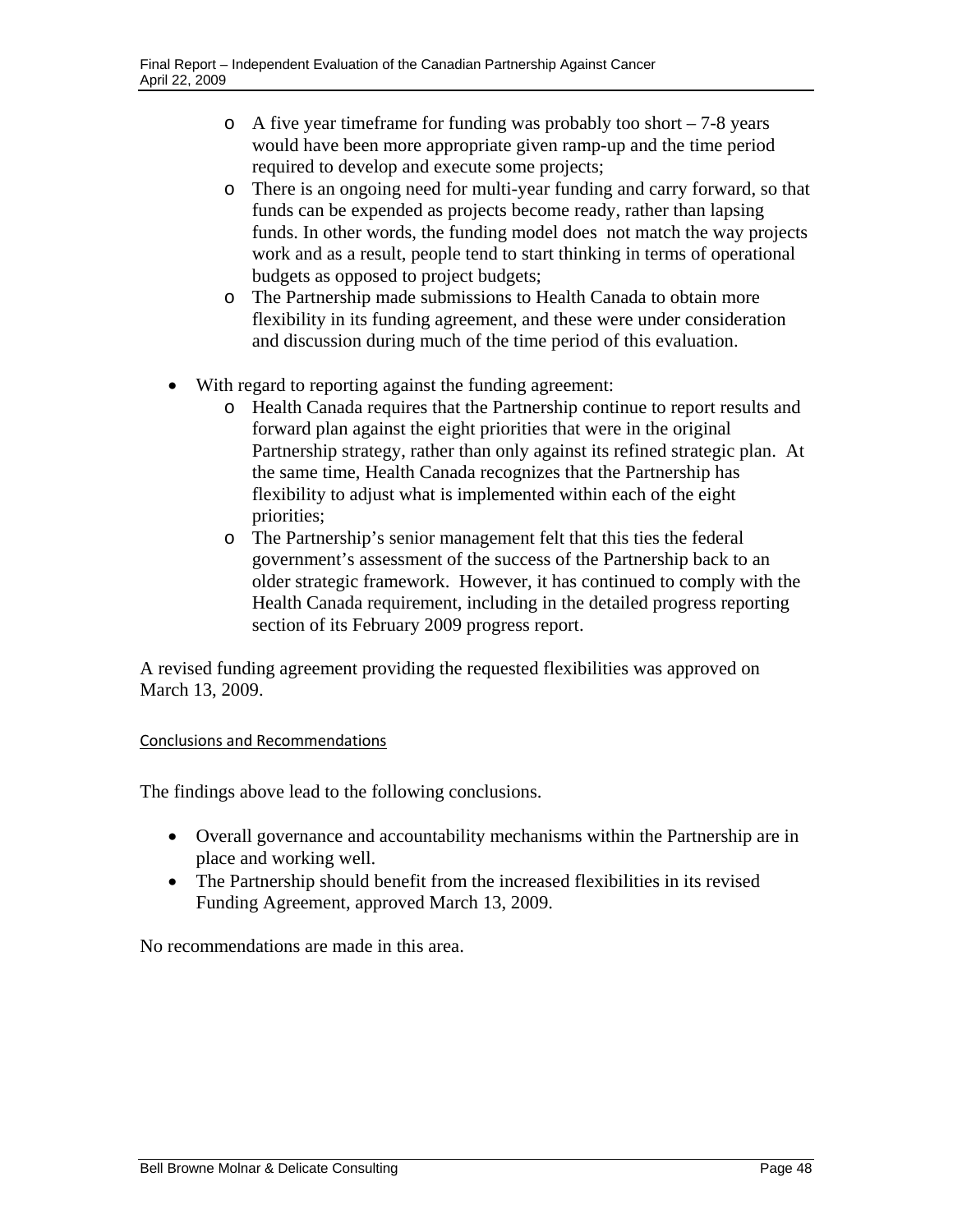- A five year timeframe for funding was probably too short – 7-8 years would have been more appropriate given ramp-up and the time period required to develop and execute some projects;
  - There is an ongoing need for multi-year funding and carry forward, so that funds can be expended as projects become ready, rather than lapsing funds. In other words, the funding model does not match the way projects work and as a result, people tend to start thinking in terms of operational budgets as opposed to project budgets;
  - The Partnership made submissions to Health Canada to obtain more flexibility in its funding agreement, and these were under consideration and discussion during much of the time period of this evaluation.

- With regard to reporting against the funding agreement:
  - Health Canada requires that the Partnership continue to report results and forward plan against the eight priorities that were in the original Partnership strategy, rather than only against its refined strategic plan. At the same time, Health Canada recognizes that the Partnership has flexibility to adjust what is implemented within each of the eight priorities;
  - The Partnership's senior management felt that this ties the federal government's assessment of the success of the Partnership back to an older strategic framework. However, it has continued to comply with the Health Canada requirement, including in the detailed progress reporting section of its February 2009 progress report.

A revised funding agreement providing the requested flexibilities was approved on March 13, 2009.

#### Conclusions and Recommendations

The findings above lead to the following conclusions.

- Overall governance and accountability mechanisms within the Partnership are in place and working well.
- The Partnership should benefit from the increased flexibilities in its revised Funding Agreement, approved March 13, 2009.

No recommendations are made in this area.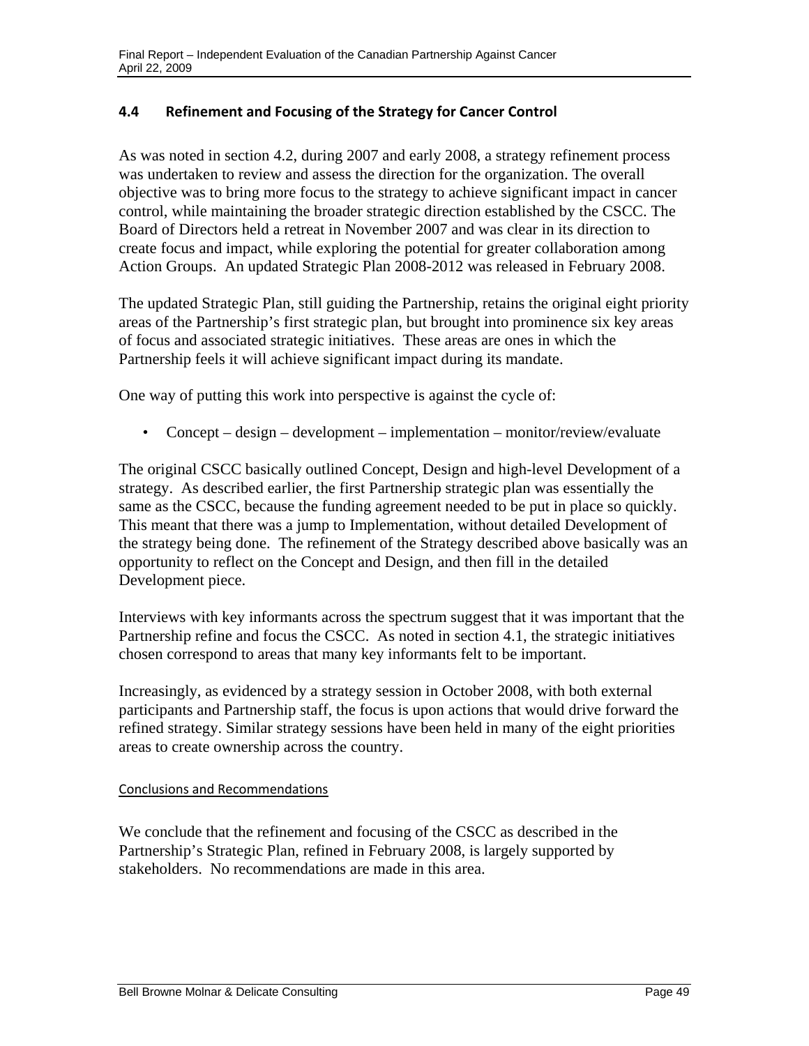## 4.4 Refinement and Focusing of the Strategy for Cancer Control

As was noted in section 4.2, during 2007 and early 2008, a strategy refinement process was undertaken to review and assess the direction for the organization. The overall objective was to bring more focus to the strategy to achieve significant impact in cancer control, while maintaining the broader strategic direction established by the CSCC. The Board of Directors held a retreat in November 2007 and was clear in its direction to create focus and impact, while exploring the potential for greater collaboration among Action Groups. An updated Strategic Plan 2008-2012 was released in February 2008.

The updated Strategic Plan, still guiding the Partnership, retains the original eight priority areas of the Partnership's first strategic plan, but brought into prominence six key areas of focus and associated strategic initiatives. These areas are ones in which the Partnership feels it will achieve significant impact during its mandate.

One way of putting this work into perspective is against the cycle of:

- Concept – design – development – implementation – monitor/review/evaluate

The original CSCC basically outlined Concept, Design and high-level Development of a strategy. As described earlier, the first Partnership strategic plan was essentially the same as the CSCC, because the funding agreement needed to be put in place so quickly. This meant that there was a jump to Implementation, without detailed Development of the strategy being done. The refinement of the Strategy described above basically was an opportunity to reflect on the Concept and Design, and then fill in the detailed Development piece.

Interviews with key informants across the spectrum suggest that it was important that the Partnership refine and focus the CSCC. As noted in section 4.1, the strategic initiatives chosen correspond to areas that many key informants felt to be important.

Increasingly, as evidenced by a strategy session in October 2008, with both external participants and Partnership staff, the focus is upon actions that would drive forward the refined strategy. Similar strategy sessions have been held in many of the eight priorities areas to create ownership across the country.

Conclusions and Recommendations

We conclude that the refinement and focusing of the CSCC as described in the Partnership's Strategic Plan, refined in February 2008, is largely supported by stakeholders. No recommendations are made in this area.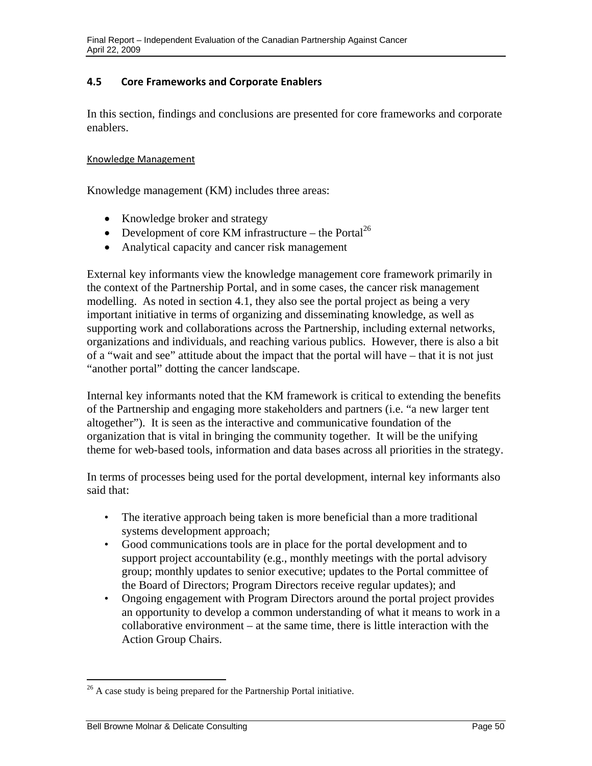## 4.5 Core Frameworks and Corporate Enablers

In this section, findings and conclusions are presented for core frameworks and corporate enablers.

Knowledge Management

Knowledge management (KM) includes three areas:

- Knowledge broker and strategy
- Development of core KM infrastructure – the Portal[26]
- Analytical capacity and cancer risk management

External key informants view the knowledge management core framework primarily in the context of the Partnership Portal, and in some cases, the cancer risk management modelling. As noted in section 4.1, they also see the portal project as being a very important initiative in terms of organizing and disseminating knowledge, as well as supporting work and collaborations across the Partnership, including external networks, organizations and individuals, and reaching various publics. However, there is also a bit of a "wait and see" attitude about the impact that the portal will have – that it is not just "another portal" dotting the cancer landscape.

Internal key informants noted that the KM framework is critical to extending the benefits of the Partnership and engaging more stakeholders and partners (i.e. "a new larger tent altogether"). It is seen as the interactive and communicative foundation of the organization that is vital in bringing the community together. It will be the unifying theme for web-based tools, information and data bases across all priorities in the strategy.

In terms of processes being used for the portal development, internal key informants also said that:

- The iterative approach being taken is more beneficial than a more traditional systems development approach;
- Good communications tools are in place for the portal development and to support project accountability (e.g., monthly meetings with the portal advisory group; monthly updates to senior executive; updates to the Portal committee of the Board of Directors; Program Directors receive regular updates); and
- Ongoing engagement with Program Directors around the portal project provides an opportunity to develop a common understanding of what it means to work in a collaborative environment – at the same time, there is little interaction with the Action Group Chairs.

[26] A case study is being prepared for the Partnership Portal initiative.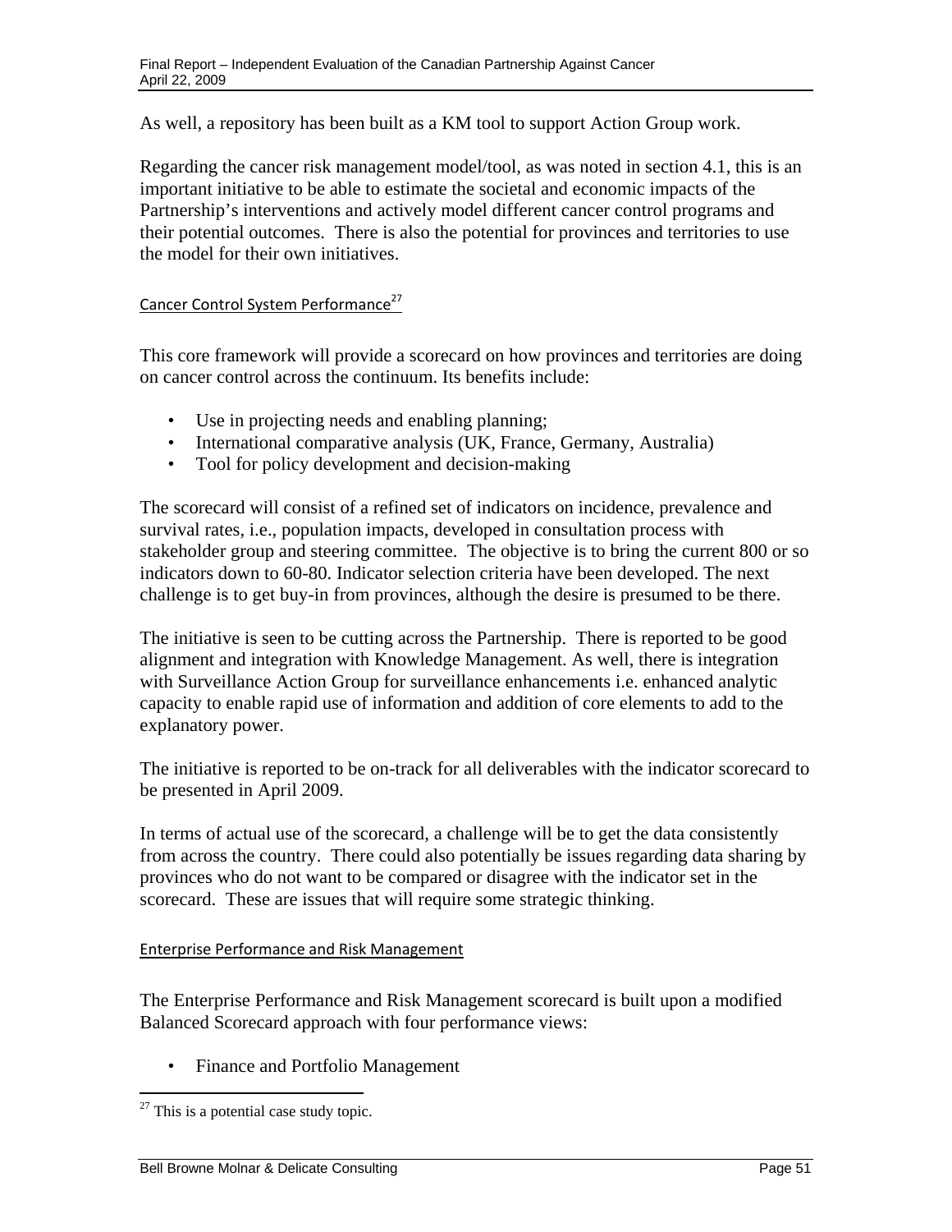As well, a repository has been built as a KM tool to support Action Group work.

Regarding the cancer risk management model/tool, as was noted in section 4.1, this is an important initiative to be able to estimate the societal and economic impacts of the Partnership's interventions and actively model different cancer control programs and their potential outcomes. There is also the potential for provinces and territories to use the model for their own initiatives.

#### Cancer Control System Performance[27]

This core framework will provide a scorecard on how provinces and territories are doing on cancer control across the continuum. Its benefits include:

- Use in projecting needs and enabling planning;
- International comparative analysis (UK, France, Germany, Australia)
- Tool for policy development and decision-making

The scorecard will consist of a refined set of indicators on incidence, prevalence and survival rates, i.e., population impacts, developed in consultation process with stakeholder group and steering committee. The objective is to bring the current 800 or so indicators down to 60-80. Indicator selection criteria have been developed. The next challenge is to get buy-in from provinces, although the desire is presumed to be there.

The initiative is seen to be cutting across the Partnership. There is reported to be good alignment and integration with Knowledge Management. As well, there is integration with Surveillance Action Group for surveillance enhancements i.e. enhanced analytic capacity to enable rapid use of information and addition of core elements to add to the explanatory power.

The initiative is reported to be on-track for all deliverables with the indicator scorecard to be presented in April 2009.

In terms of actual use of the scorecard, a challenge will be to get the data consistently from across the country. There could also potentially be issues regarding data sharing by provinces who do not want to be compared or disagree with the indicator set in the scorecard. These are issues that will require some strategic thinking.

#### Enterprise Performance and Risk Management

The Enterprise Performance and Risk Management scorecard is built upon a modified Balanced Scorecard approach with four performance views:

- Finance and Portfolio Management

[27] This is a potential case study topic.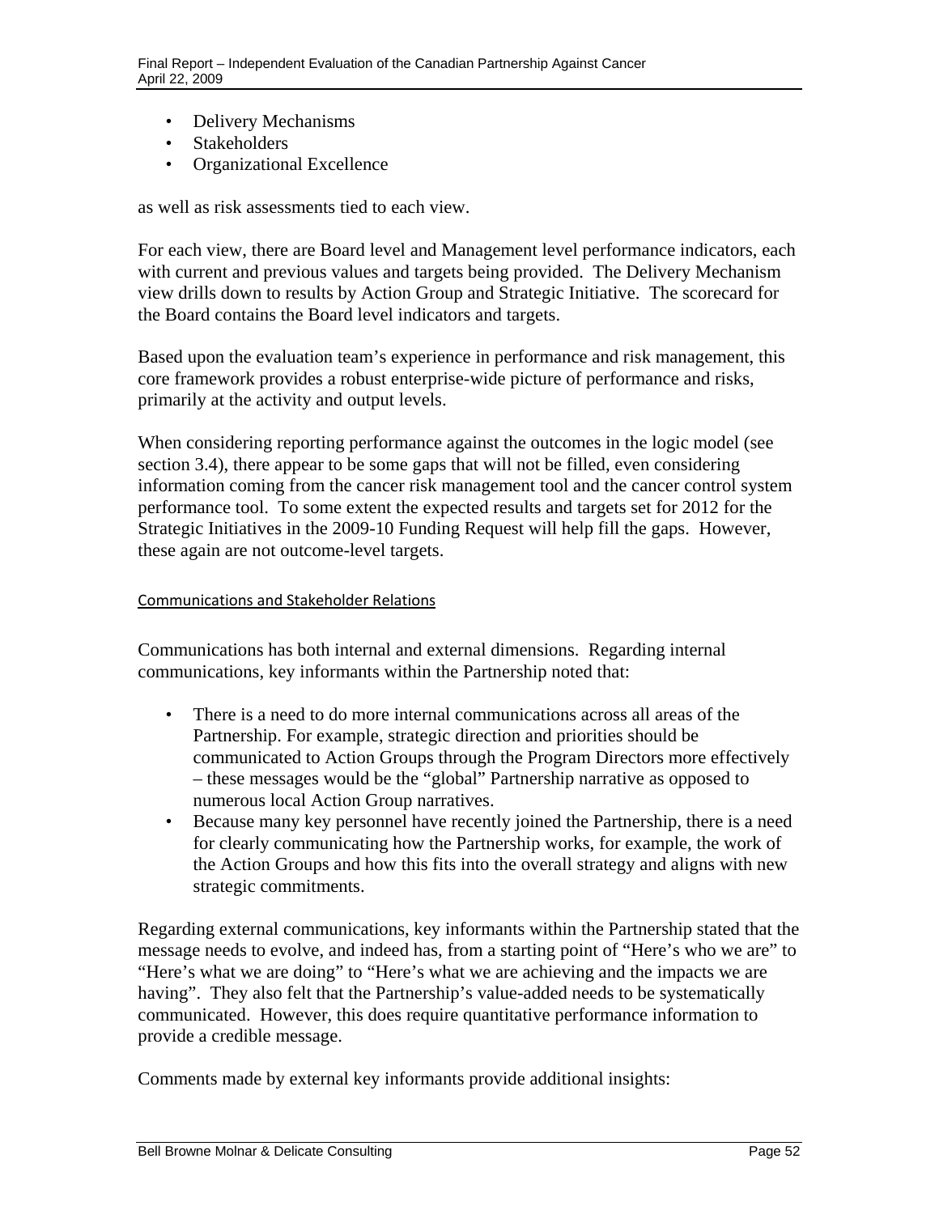- Delivery Mechanisms
- Stakeholders
- Organizational Excellence

as well as risk assessments tied to each view.

For each view, there are Board level and Management level performance indicators, each with current and previous values and targets being provided. The Delivery Mechanism view drills down to results by Action Group and Strategic Initiative. The scorecard for the Board contains the Board level indicators and targets.

Based upon the evaluation team's experience in performance and risk management, this core framework provides a robust enterprise-wide picture of performance and risks, primarily at the activity and output levels.

When considering reporting performance against the outcomes in the logic model (see section 3.4), there appear to be some gaps that will not be filled, even considering information coming from the cancer risk management tool and the cancer control system performance tool. To some extent the expected results and targets set for 2012 for the Strategic Initiatives in the 2009-10 Funding Request will help fill the gaps. However, these again are not outcome-level targets.

#### Communications and Stakeholder Relations

Communications has both internal and external dimensions. Regarding internal communications, key informants within the Partnership noted that:

- There is a need to do more internal communications across all areas of the Partnership. For example, strategic direction and priorities should be communicated to Action Groups through the Program Directors more effectively – these messages would be the "global" Partnership narrative as opposed to numerous local Action Group narratives.
- Because many key personnel have recently joined the Partnership, there is a need for clearly communicating how the Partnership works, for example, the work of the Action Groups and how this fits into the overall strategy and aligns with new strategic commitments.

Regarding external communications, key informants within the Partnership stated that the message needs to evolve, and indeed has, from a starting point of "Here's who we are" to "Here's what we are doing" to "Here's what we are achieving and the impacts we are having". They also felt that the Partnership's value-added needs to be systematically communicated. However, this does require quantitative performance information to provide a credible message.

Comments made by external key informants provide additional insights: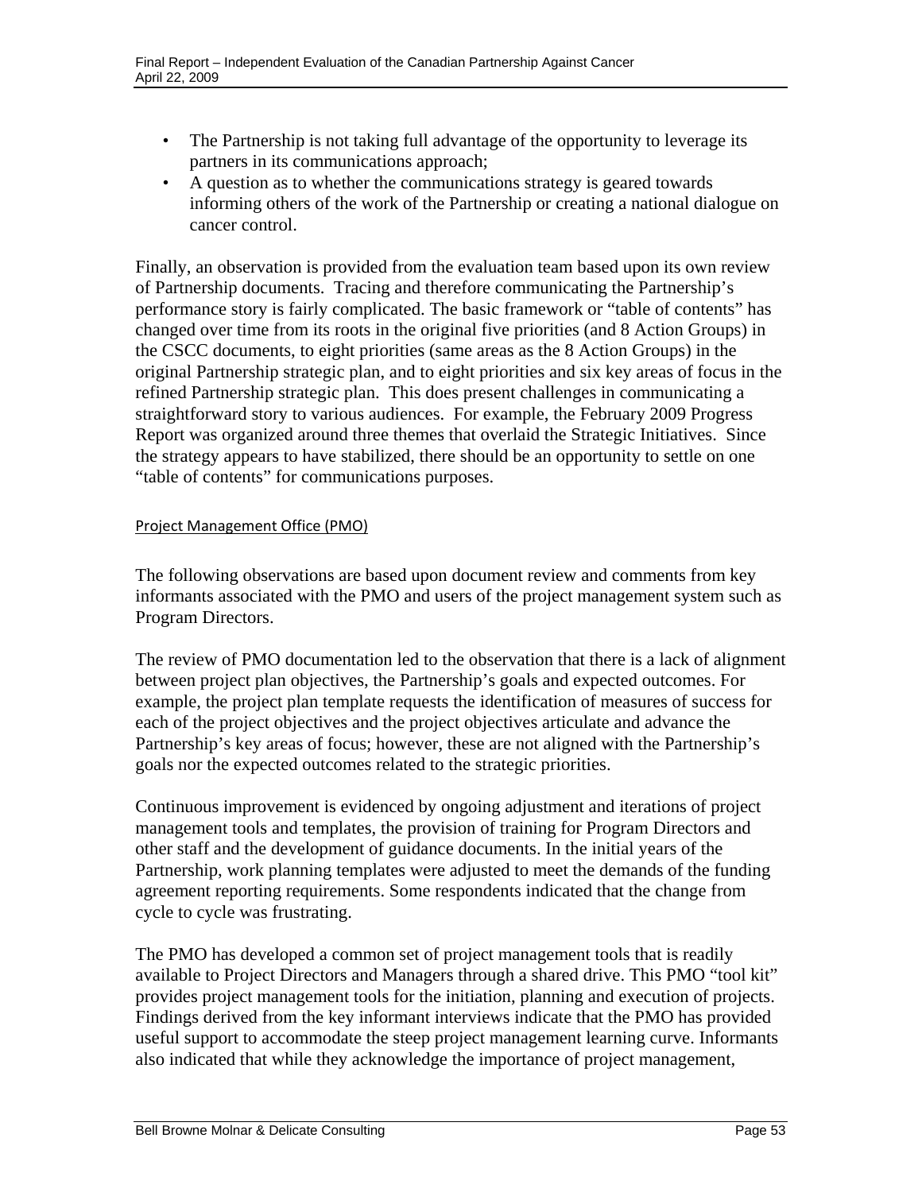- The Partnership is not taking full advantage of the opportunity to leverage its partners in its communications approach;
- A question as to whether the communications strategy is geared towards informing others of the work of the Partnership or creating a national dialogue on cancer control.

Finally, an observation is provided from the evaluation team based upon its own review of Partnership documents. Tracing and therefore communicating the Partnership's performance story is fairly complicated. The basic framework or "table of contents" has changed over time from its roots in the original five priorities (and 8 Action Groups) in the CSCC documents, to eight priorities (same areas as the 8 Action Groups) in the original Partnership strategic plan, and to eight priorities and six key areas of focus in the refined Partnership strategic plan. This does present challenges in communicating a straightforward story to various audiences. For example, the February 2009 Progress Report was organized around three themes that overlaid the Strategic Initiatives. Since the strategy appears to have stabilized, there should be an opportunity to settle on one "table of contents" for communications purposes.

#### Project Management Office (PMO)

The following observations are based upon document review and comments from key informants associated with the PMO and users of the project management system such as Program Directors.

The review of PMO documentation led to the observation that there is a lack of alignment between project plan objectives, the Partnership's goals and expected outcomes. For example, the project plan template requests the identification of measures of success for each of the project objectives and the project objectives articulate and advance the Partnership's key areas of focus; however, these are not aligned with the Partnership's goals nor the expected outcomes related to the strategic priorities.

Continuous improvement is evidenced by ongoing adjustment and iterations of project management tools and templates, the provision of training for Program Directors and other staff and the development of guidance documents. In the initial years of the Partnership, work planning templates were adjusted to meet the demands of the funding agreement reporting requirements. Some respondents indicated that the change from cycle to cycle was frustrating.

The PMO has developed a common set of project management tools that is readily available to Project Directors and Managers through a shared drive. This PMO "tool kit" provides project management tools for the initiation, planning and execution of projects. Findings derived from the key informant interviews indicate that the PMO has provided useful support to accommodate the steep project management learning curve. Informants also indicated that while they acknowledge the importance of project management,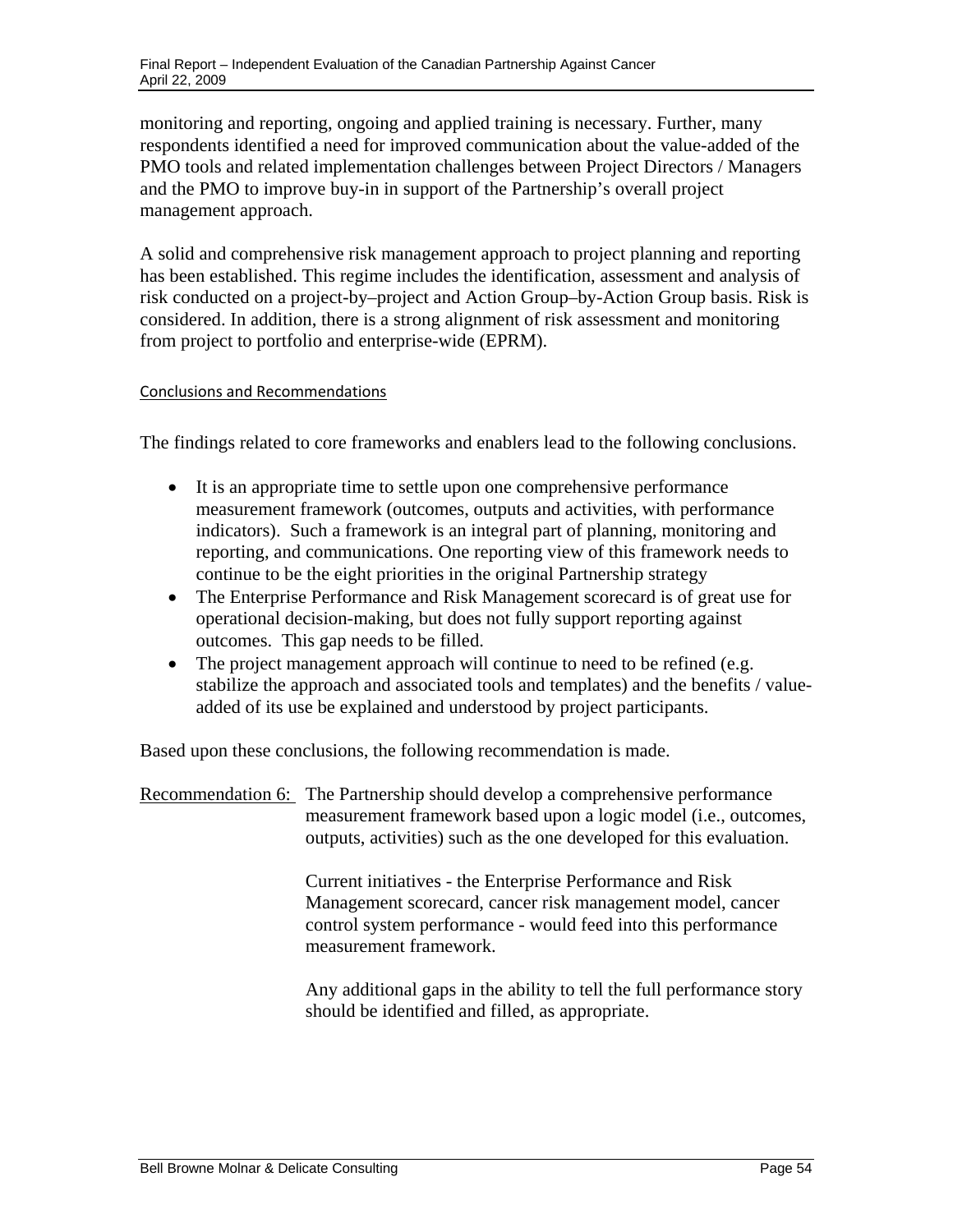monitoring and reporting, ongoing and applied training is necessary. Further, many respondents identified a need for improved communication about the value-added of the PMO tools and related implementation challenges between Project Directors / Managers and the PMO to improve buy-in in support of the Partnership's overall project management approach.

A solid and comprehensive risk management approach to project planning and reporting has been established. This regime includes the identification, assessment and analysis of risk conducted on a project-by–project and Action Group–by-Action Group basis. Risk is considered. In addition, there is a strong alignment of risk assessment and monitoring from project to portfolio and enterprise-wide (EPRM).

#### Conclusions and Recommendations

The findings related to core frameworks and enablers lead to the following conclusions.

- It is an appropriate time to settle upon one comprehensive performance measurement framework (outcomes, outputs and activities, with performance indicators). Such a framework is an integral part of planning, monitoring and reporting, and communications. One reporting view of this framework needs to continue to be the eight priorities in the original Partnership strategy
- The Enterprise Performance and Risk Management scorecard is of great use for operational decision-making, but does not fully support reporting against outcomes. This gap needs to be filled.
- The project management approach will continue to need to be refined (e.g. stabilize the approach and associated tools and templates) and the benefits / value-added of its use be explained and understood by project participants.

Based upon these conclusions, the following recommendation is made.

Recommendation 6: The Partnership should develop a comprehensive performance measurement framework based upon a logic model (i.e., outcomes, outputs, activities) such as the one developed for this evaluation.

Current initiatives - the Enterprise Performance and Risk Management scorecard, cancer risk management model, cancer control system performance - would feed into this performance measurement framework.

Any additional gaps in the ability to tell the full performance story should be identified and filled, as appropriate.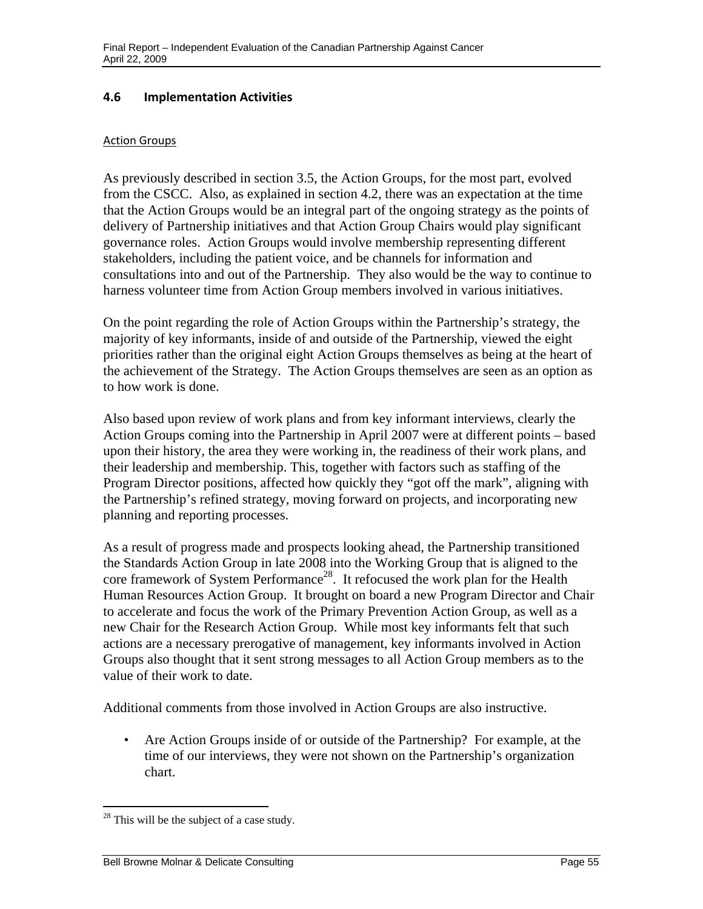### 4.6 Implementation Activities

Action Groups

As previously described in section 3.5, the Action Groups, for the most part, evolved from the CSCC. Also, as explained in section 4.2, there was an expectation at the time that the Action Groups would be an integral part of the ongoing strategy as the points of delivery of Partnership initiatives and that Action Group Chairs would play significant governance roles. Action Groups would involve membership representing different stakeholders, including the patient voice, and be channels for information and consultations into and out of the Partnership. They also would be the way to continue to harness volunteer time from Action Group members involved in various initiatives.

On the point regarding the role of Action Groups within the Partnership's strategy, the majority of key informants, inside of and outside of the Partnership, viewed the eight priorities rather than the original eight Action Groups themselves as being at the heart of the achievement of the Strategy. The Action Groups themselves are seen as an option as to how work is done.

Also based upon review of work plans and from key informant interviews, clearly the Action Groups coming into the Partnership in April 2007 were at different points – based upon their history, the area they were working in, the readiness of their work plans, and their leadership and membership. This, together with factors such as staffing of the Program Director positions, affected how quickly they "got off the mark", aligning with the Partnership's refined strategy, moving forward on projects, and incorporating new planning and reporting processes.

As a result of progress made and prospects looking ahead, the Partnership transitioned the Standards Action Group in late 2008 into the Working Group that is aligned to the core framework of System Performance[28]. It refocused the work plan for the Health Human Resources Action Group. It brought on board a new Program Director and Chair to accelerate and focus the work of the Primary Prevention Action Group, as well as a new Chair for the Research Action Group. While most key informants felt that such actions are a necessary prerogative of management, key informants involved in Action Groups also thought that it sent strong messages to all Action Group members as to the value of their work to date.

Additional comments from those involved in Action Groups are also instructive.

- Are Action Groups inside of or outside of the Partnership? For example, at the time of our interviews, they were not shown on the Partnership's organization chart.

[28] This will be the subject of a case study.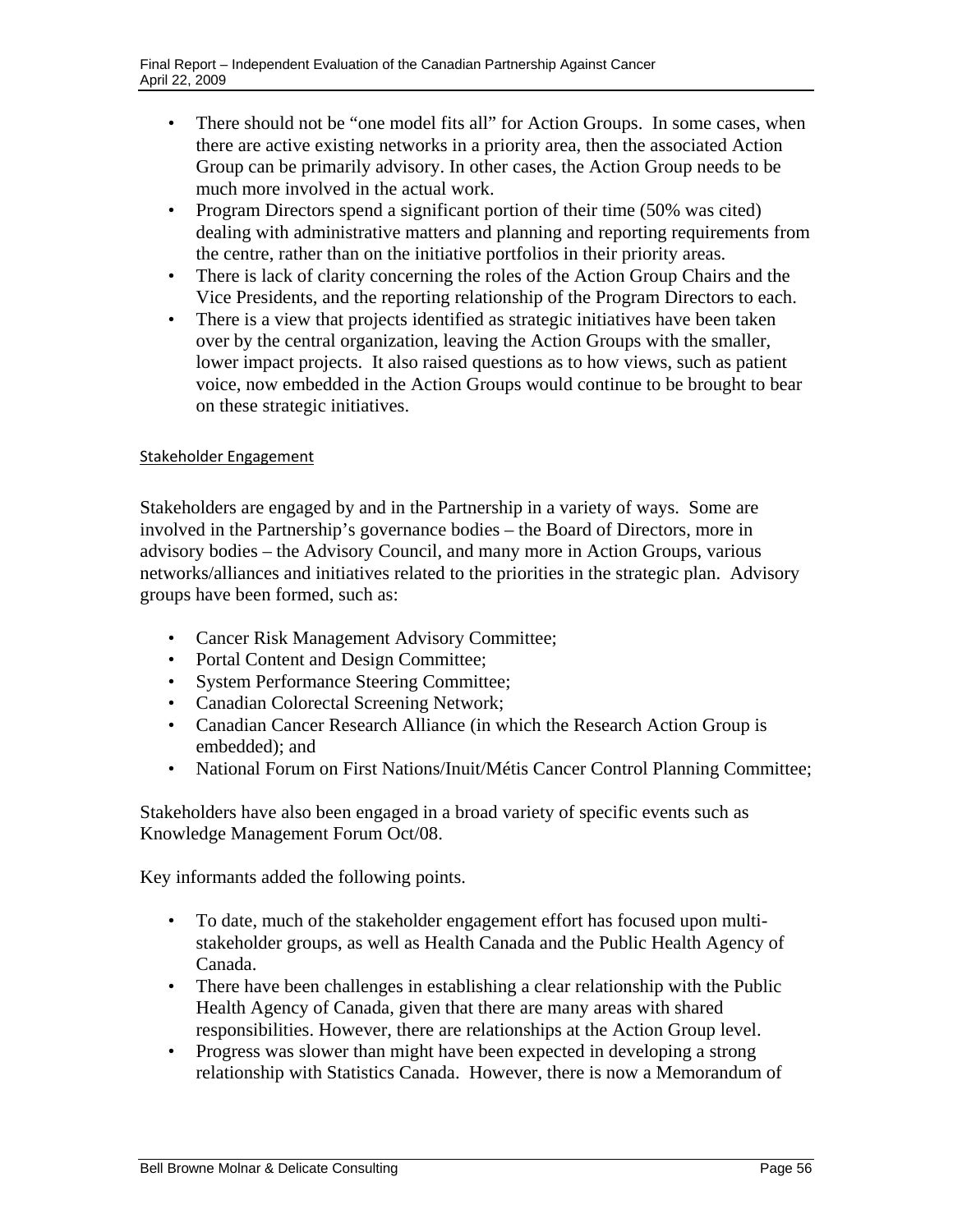- There should not be "one model fits all" for Action Groups. In some cases, when there are active existing networks in a priority area, then the associated Action Group can be primarily advisory. In other cases, the Action Group needs to be much more involved in the actual work.
- Program Directors spend a significant portion of their time (50% was cited) dealing with administrative matters and planning and reporting requirements from the centre, rather than on the initiative portfolios in their priority areas.
- There is lack of clarity concerning the roles of the Action Group Chairs and the Vice Presidents, and the reporting relationship of the Program Directors to each.
- There is a view that projects identified as strategic initiatives have been taken over by the central organization, leaving the Action Groups with the smaller, lower impact projects. It also raised questions as to how views, such as patient voice, now embedded in the Action Groups would continue to be brought to bear on these strategic initiatives.

#### Stakeholder Engagement

Stakeholders are engaged by and in the Partnership in a variety of ways. Some are involved in the Partnership's governance bodies – the Board of Directors, more in advisory bodies – the Advisory Council, and many more in Action Groups, various networks/alliances and initiatives related to the priorities in the strategic plan. Advisory groups have been formed, such as:

- Cancer Risk Management Advisory Committee;
- Portal Content and Design Committee;
- System Performance Steering Committee;
- Canadian Colorectal Screening Network;
- Canadian Cancer Research Alliance (in which the Research Action Group is embedded); and
- National Forum on First Nations/Inuit/Métis Cancer Control Planning Committee;

Stakeholders have also been engaged in a broad variety of specific events such as Knowledge Management Forum Oct/08.

Key informants added the following points.

- To date, much of the stakeholder engagement effort has focused upon multi-stakeholder groups, as well as Health Canada and the Public Health Agency of Canada.
- There have been challenges in establishing a clear relationship with the Public Health Agency of Canada, given that there are many areas with shared responsibilities. However, there are relationships at the Action Group level.
- Progress was slower than might have been expected in developing a strong relationship with Statistics Canada. However, there is now a Memorandum of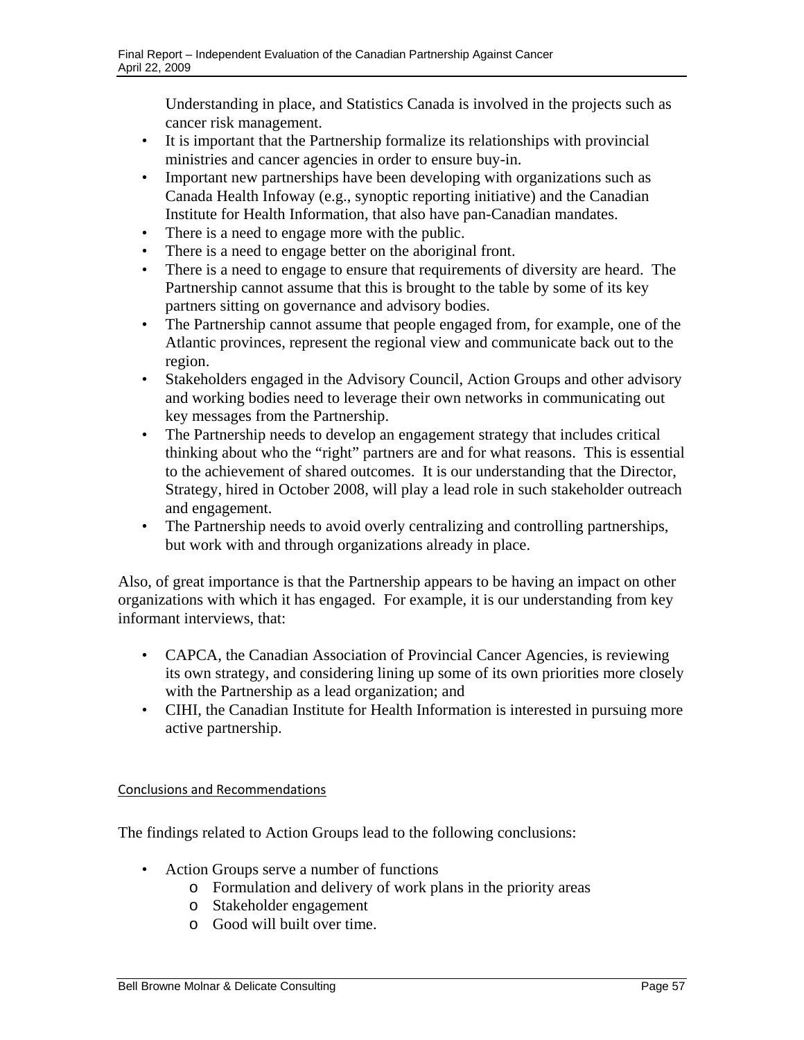Understanding in place, and Statistics Canada is involved in the projects such as cancer risk management.

- It is important that the Partnership formalize its relationships with provincial ministries and cancer agencies in order to ensure buy-in.
- Important new partnerships have been developing with organizations such as Canada Health Infoway (e.g., synoptic reporting initiative) and the Canadian Institute for Health Information, that also have pan-Canadian mandates.
- There is a need to engage more with the public.
- There is a need to engage better on the aboriginal front.
- There is a need to engage to ensure that requirements of diversity are heard. The Partnership cannot assume that this is brought to the table by some of its key partners sitting on governance and advisory bodies.
- The Partnership cannot assume that people engaged from, for example, one of the Atlantic provinces, represent the regional view and communicate back out to the region.
- Stakeholders engaged in the Advisory Council, Action Groups and other advisory and working bodies need to leverage their own networks in communicating out key messages from the Partnership.
- The Partnership needs to develop an engagement strategy that includes critical thinking about who the "right" partners are and for what reasons. This is essential to the achievement of shared outcomes. It is our understanding that the Director, Strategy, hired in October 2008, will play a lead role in such stakeholder outreach and engagement.
- The Partnership needs to avoid overly centralizing and controlling partnerships, but work with and through organizations already in place.

Also, of great importance is that the Partnership appears to be having an impact on other organizations with which it has engaged. For example, it is our understanding from key informant interviews, that:

- CAPCA, the Canadian Association of Provincial Cancer Agencies, is reviewing its own strategy, and considering lining up some of its own priorities more closely with the Partnership as a lead organization; and
- CIHI, the Canadian Institute for Health Information is interested in pursuing more active partnership.

Conclusions and Recommendations

The findings related to Action Groups lead to the following conclusions:

- Action Groups serve a number of functions
  - Formulation and delivery of work plans in the priority areas
  - Stakeholder engagement
  - Good will built over time.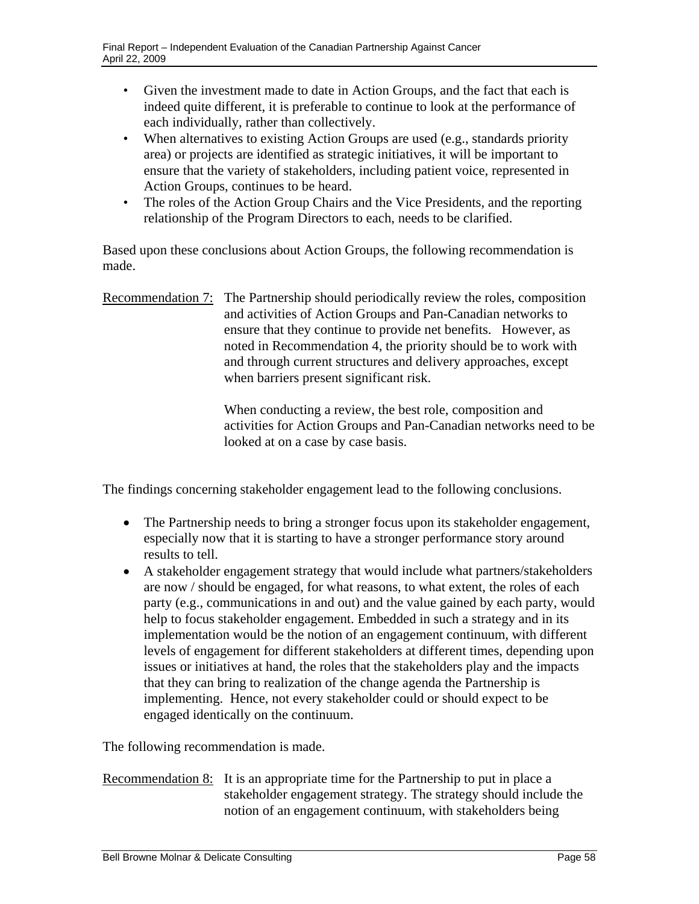- Given the investment made to date in Action Groups, and the fact that each is indeed quite different, it is preferable to continue to look at the performance of each individually, rather than collectively.
- When alternatives to existing Action Groups are used (e.g., standards priority area) or projects are identified as strategic initiatives, it will be important to ensure that the variety of stakeholders, including patient voice, represented in Action Groups, continues to be heard.
- The roles of the Action Group Chairs and the Vice Presidents, and the reporting relationship of the Program Directors to each, needs to be clarified.

Based upon these conclusions about Action Groups, the following recommendation is made.

Recommendation 7: The Partnership should periodically review the roles, composition and activities of Action Groups and Pan-Canadian networks to ensure that they continue to provide net benefits. However, as noted in Recommendation 4, the priority should be to work with and through current structures and delivery approaches, except when barriers present significant risk.

When conducting a review, the best role, composition and activities for Action Groups and Pan-Canadian networks need to be looked at on a case by case basis.

The findings concerning stakeholder engagement lead to the following conclusions.

- The Partnership needs to bring a stronger focus upon its stakeholder engagement, especially now that it is starting to have a stronger performance story around results to tell.
- A stakeholder engagement strategy that would include what partners/stakeholders are now / should be engaged, for what reasons, to what extent, the roles of each party (e.g., communications in and out) and the value gained by each party, would help to focus stakeholder engagement. Embedded in such a strategy and in its implementation would be the notion of an engagement continuum, with different levels of engagement for different stakeholders at different times, depending upon issues or initiatives at hand, the roles that the stakeholders play and the impacts that they can bring to realization of the change agenda the Partnership is implementing. Hence, not every stakeholder could or should expect to be engaged identically on the continuum.

The following recommendation is made.

Recommendation 8: It is an appropriate time for the Partnership to put in place a stakeholder engagement strategy. The strategy should include the notion of an engagement continuum, with stakeholders being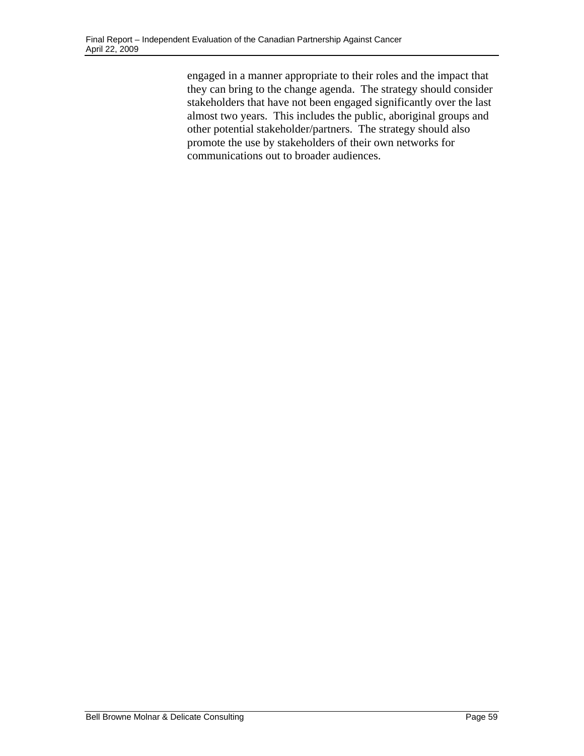engaged in a manner appropriate to their roles and the impact that they can bring to the change agenda. The strategy should consider stakeholders that have not been engaged significantly over the last almost two years. This includes the public, aboriginal groups and other potential stakeholder/partners. The strategy should also promote the use by stakeholders of their own networks for communications out to broader audiences.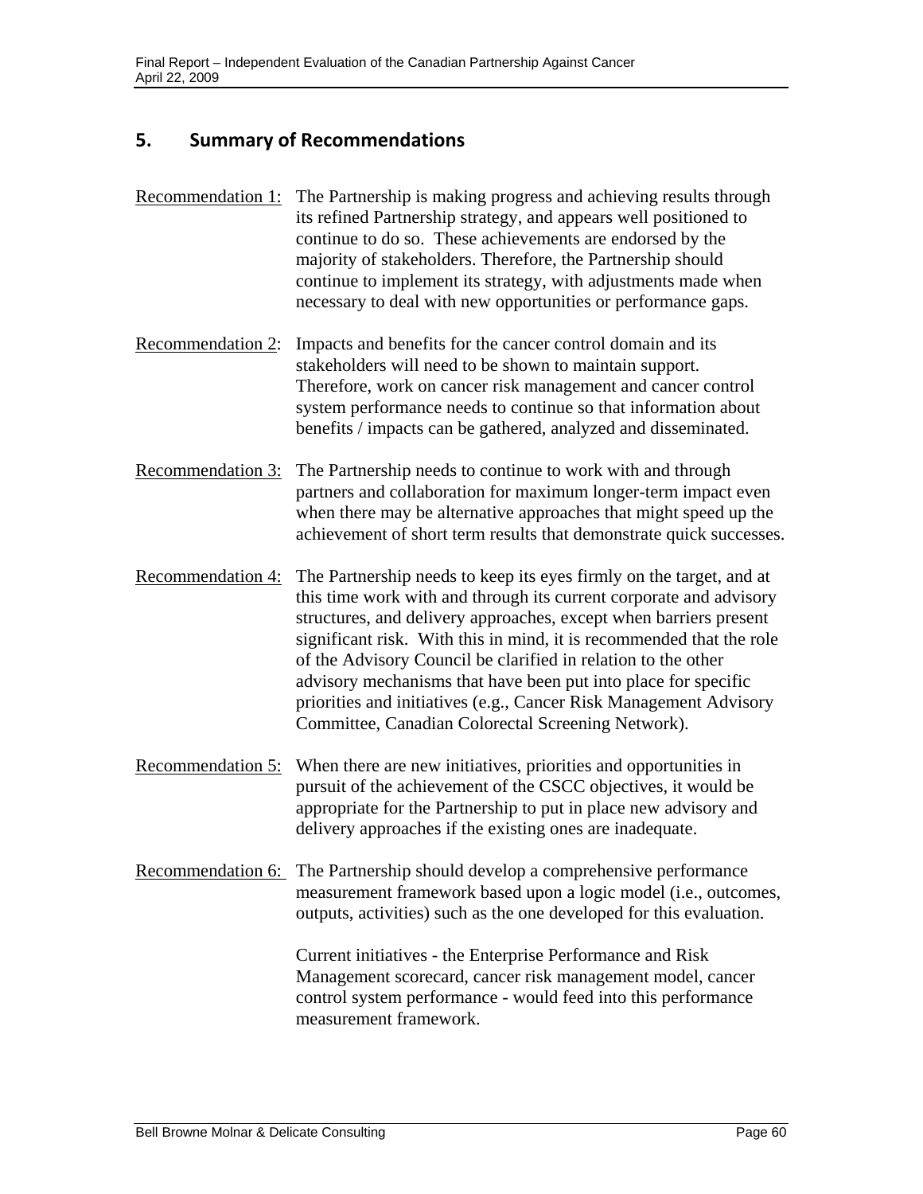## 5. Summary of Recommendations

Recommendation 1: The Partnership is making progress and achieving results through its refined Partnership strategy, and appears well positioned to continue to do so. These achievements are endorsed by the majority of stakeholders. Therefore, the Partnership should continue to implement its strategy, with adjustments made when necessary to deal with new opportunities or performance gaps.

Recommendation 2: Impacts and benefits for the cancer control domain and its stakeholders will need to be shown to maintain support. Therefore, work on cancer risk management and cancer control system performance needs to continue so that information about benefits / impacts can be gathered, analyzed and disseminated.

Recommendation 3: The Partnership needs to continue to work with and through partners and collaboration for maximum longer-term impact even when there may be alternative approaches that might speed up the achievement of short term results that demonstrate quick successes.

Recommendation 4: The Partnership needs to keep its eyes firmly on the target, and at this time work with and through its current corporate and advisory structures, and delivery approaches, except when barriers present significant risk. With this in mind, it is recommended that the role of the Advisory Council be clarified in relation to the other advisory mechanisms that have been put into place for specific priorities and initiatives (e.g., Cancer Risk Management Advisory Committee, Canadian Colorectal Screening Network).

Recommendation 5: When there are new initiatives, priorities and opportunities in pursuit of the achievement of the CSCC objectives, it would be appropriate for the Partnership to put in place new advisory and delivery approaches if the existing ones are inadequate.

Recommendation 6: The Partnership should develop a comprehensive performance measurement framework based upon a logic model (i.e., outcomes, outputs, activities) such as the one developed for this evaluation.

Current initiatives - the Enterprise Performance and Risk Management scorecard, cancer risk management model, cancer control system performance - would feed into this performance measurement framework.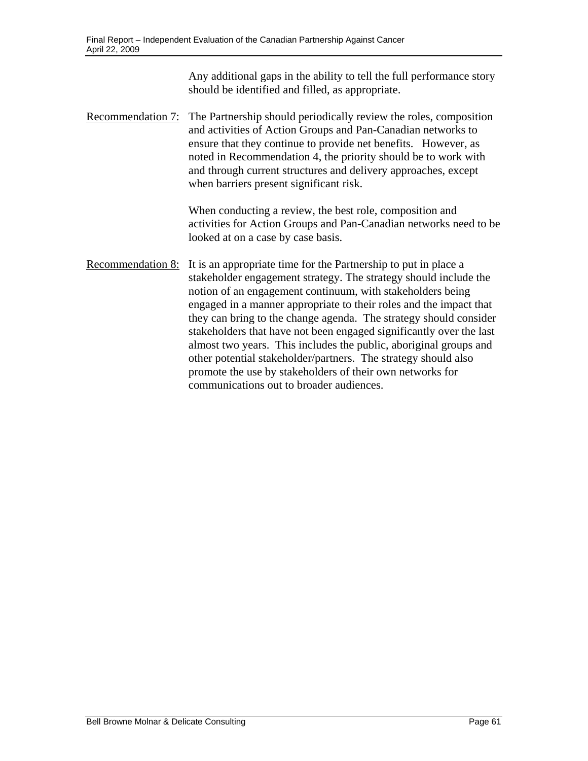Any additional gaps in the ability to tell the full performance story should be identified and filled, as appropriate.

Recommendation 7: The Partnership should periodically review the roles, composition and activities of Action Groups and Pan-Canadian networks to ensure that they continue to provide net benefits. However, as noted in Recommendation 4, the priority should be to work with and through current structures and delivery approaches, except when barriers present significant risk.

When conducting a review, the best role, composition and activities for Action Groups and Pan-Canadian networks need to be looked at on a case by case basis.

Recommendation 8: It is an appropriate time for the Partnership to put in place a stakeholder engagement strategy. The strategy should include the notion of an engagement continuum, with stakeholders being engaged in a manner appropriate to their roles and the impact that they can bring to the change agenda. The strategy should consider stakeholders that have not been engaged significantly over the last almost two years. This includes the public, aboriginal groups and other potential stakeholder/partners. The strategy should also promote the use by stakeholders of their own networks for communications out to broader audiences.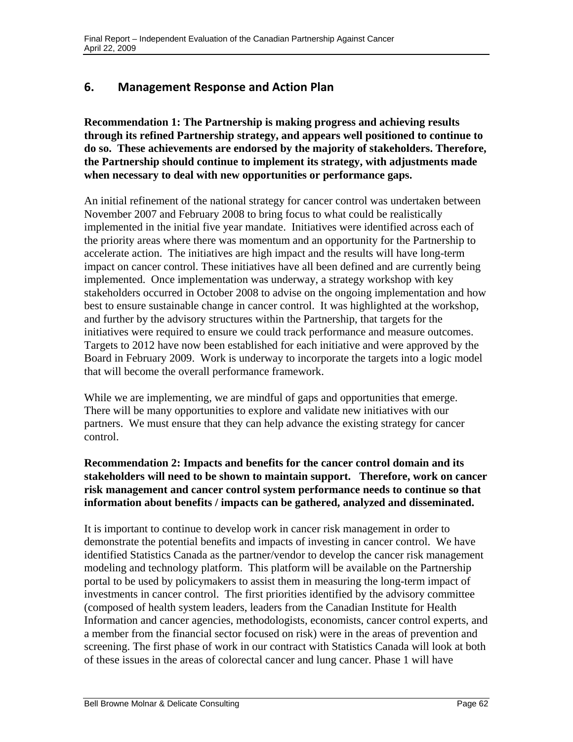## 6. Management Response and Action Plan

**Recommendation 1: The Partnership is making progress and achieving results through its refined Partnership strategy, and appears well positioned to continue to do so. These achievements are endorsed by the majority of stakeholders. Therefore, the Partnership should continue to implement its strategy, with adjustments made when necessary to deal with new opportunities or performance gaps.**

An initial refinement of the national strategy for cancer control was undertaken between November 2007 and February 2008 to bring focus to what could be realistically implemented in the initial five year mandate. Initiatives were identified across each of the priority areas where there was momentum and an opportunity for the Partnership to accelerate action. The initiatives are high impact and the results will have long-term impact on cancer control. These initiatives have all been defined and are currently being implemented. Once implementation was underway, a strategy workshop with key stakeholders occurred in October 2008 to advise on the ongoing implementation and how best to ensure sustainable change in cancer control. It was highlighted at the workshop, and further by the advisory structures within the Partnership, that targets for the initiatives were required to ensure we could track performance and measure outcomes. Targets to 2012 have now been established for each initiative and were approved by the Board in February 2009. Work is underway to incorporate the targets into a logic model that will become the overall performance framework.

While we are implementing, we are mindful of gaps and opportunities that emerge. There will be many opportunities to explore and validate new initiatives with our partners. We must ensure that they can help advance the existing strategy for cancer control.

**Recommendation 2: Impacts and benefits for the cancer control domain and its stakeholders will need to be shown to maintain support. Therefore, work on cancer risk management and cancer control system performance needs to continue so that information about benefits / impacts can be gathered, analyzed and disseminated.**

It is important to continue to develop work in cancer risk management in order to demonstrate the potential benefits and impacts of investing in cancer control. We have identified Statistics Canada as the partner/vendor to develop the cancer risk management modeling and technology platform. This platform will be available on the Partnership portal to be used by policymakers to assist them in measuring the long-term impact of investments in cancer control. The first priorities identified by the advisory committee (composed of health system leaders, leaders from the Canadian Institute for Health Information and cancer agencies, methodologists, economists, cancer control experts, and a member from the financial sector focused on risk) were in the areas of prevention and screening. The first phase of work in our contract with Statistics Canada will look at both of these issues in the areas of colorectal cancer and lung cancer. Phase 1 will have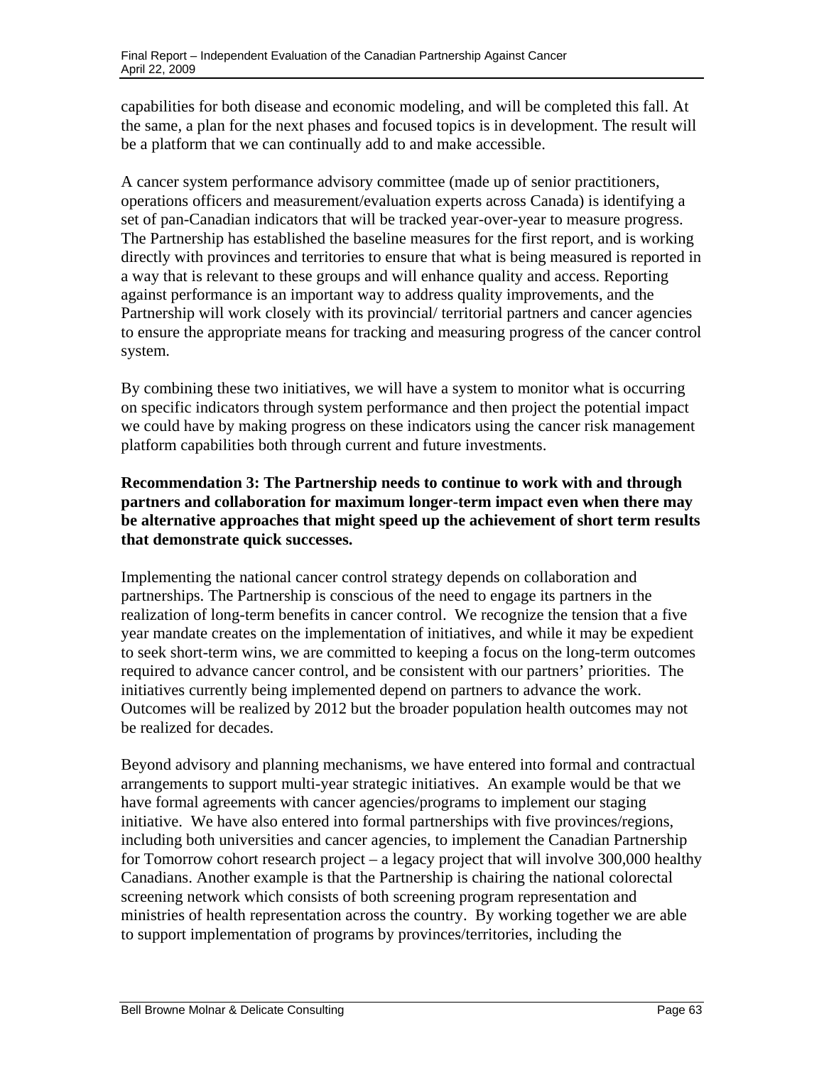capabilities for both disease and economic modeling, and will be completed this fall. At the same, a plan for the next phases and focused topics is in development. The result will be a platform that we can continually add to and make accessible.

A cancer system performance advisory committee (made up of senior practitioners, operations officers and measurement/evaluation experts across Canada) is identifying a set of pan-Canadian indicators that will be tracked year-over-year to measure progress. The Partnership has established the baseline measures for the first report, and is working directly with provinces and territories to ensure that what is being measured is reported in a way that is relevant to these groups and will enhance quality and access. Reporting against performance is an important way to address quality improvements, and the Partnership will work closely with its provincial/ territorial partners and cancer agencies to ensure the appropriate means for tracking and measuring progress of the cancer control system.

By combining these two initiatives, we will have a system to monitor what is occurring on specific indicators through system performance and then project the potential impact we could have by making progress on these indicators using the cancer risk management platform capabilities both through current and future investments.

**Recommendation 3: The Partnership needs to continue to work with and through partners and collaboration for maximum longer-term impact even when there may be alternative approaches that might speed up the achievement of short term results that demonstrate quick successes.**

Implementing the national cancer control strategy depends on collaboration and partnerships. The Partnership is conscious of the need to engage its partners in the realization of long-term benefits in cancer control. We recognize the tension that a five year mandate creates on the implementation of initiatives, and while it may be expedient to seek short-term wins, we are committed to keeping a focus on the long-term outcomes required to advance cancer control, and be consistent with our partners' priorities. The initiatives currently being implemented depend on partners to advance the work. Outcomes will be realized by 2012 but the broader population health outcomes may not be realized for decades.

Beyond advisory and planning mechanisms, we have entered into formal and contractual arrangements to support multi-year strategic initiatives. An example would be that we have formal agreements with cancer agencies/programs to implement our staging initiative. We have also entered into formal partnerships with five provinces/regions, including both universities and cancer agencies, to implement the Canadian Partnership for Tomorrow cohort research project – a legacy project that will involve 300,000 healthy Canadians. Another example is that the Partnership is chairing the national colorectal screening network which consists of both screening program representation and ministries of health representation across the country. By working together we are able to support implementation of programs by provinces/territories, including the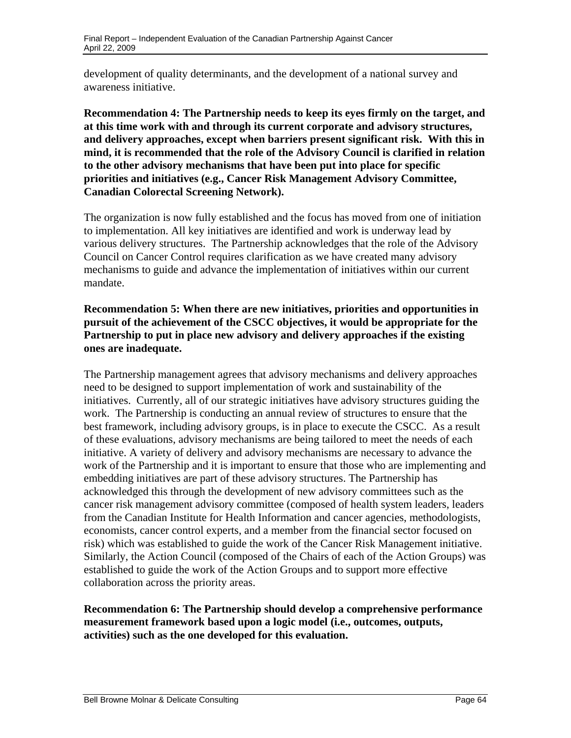development of quality determinants, and the development of a national survey and awareness initiative.

**Recommendation 4: The Partnership needs to keep its eyes firmly on the target, and at this time work with and through its current corporate and advisory structures, and delivery approaches, except when barriers present significant risk. With this in mind, it is recommended that the role of the Advisory Council is clarified in relation to the other advisory mechanisms that have been put into place for specific priorities and initiatives (e.g., Cancer Risk Management Advisory Committee, Canadian Colorectal Screening Network).**

The organization is now fully established and the focus has moved from one of initiation to implementation. All key initiatives are identified and work is underway lead by various delivery structures. The Partnership acknowledges that the role of the Advisory Council on Cancer Control requires clarification as we have created many advisory mechanisms to guide and advance the implementation of initiatives within our current mandate.

**Recommendation 5: When there are new initiatives, priorities and opportunities in pursuit of the achievement of the CSCC objectives, it would be appropriate for the Partnership to put in place new advisory and delivery approaches if the existing ones are inadequate.**

The Partnership management agrees that advisory mechanisms and delivery approaches need to be designed to support implementation of work and sustainability of the initiatives. Currently, all of our strategic initiatives have advisory structures guiding the work. The Partnership is conducting an annual review of structures to ensure that the best framework, including advisory groups, is in place to execute the CSCC. As a result of these evaluations, advisory mechanisms are being tailored to meet the needs of each initiative. A variety of delivery and advisory mechanisms are necessary to advance the work of the Partnership and it is important to ensure that those who are implementing and embedding initiatives are part of these advisory structures. The Partnership has acknowledged this through the development of new advisory committees such as the cancer risk management advisory committee (composed of health system leaders, leaders from the Canadian Institute for Health Information and cancer agencies, methodologists, economists, cancer control experts, and a member from the financial sector focused on risk) which was established to guide the work of the Cancer Risk Management initiative. Similarly, the Action Council (composed of the Chairs of each of the Action Groups) was established to guide the work of the Action Groups and to support more effective collaboration across the priority areas.

**Recommendation 6: The Partnership should develop a comprehensive performance measurement framework based upon a logic model (i.e., outcomes, outputs, activities) such as the one developed for this evaluation.**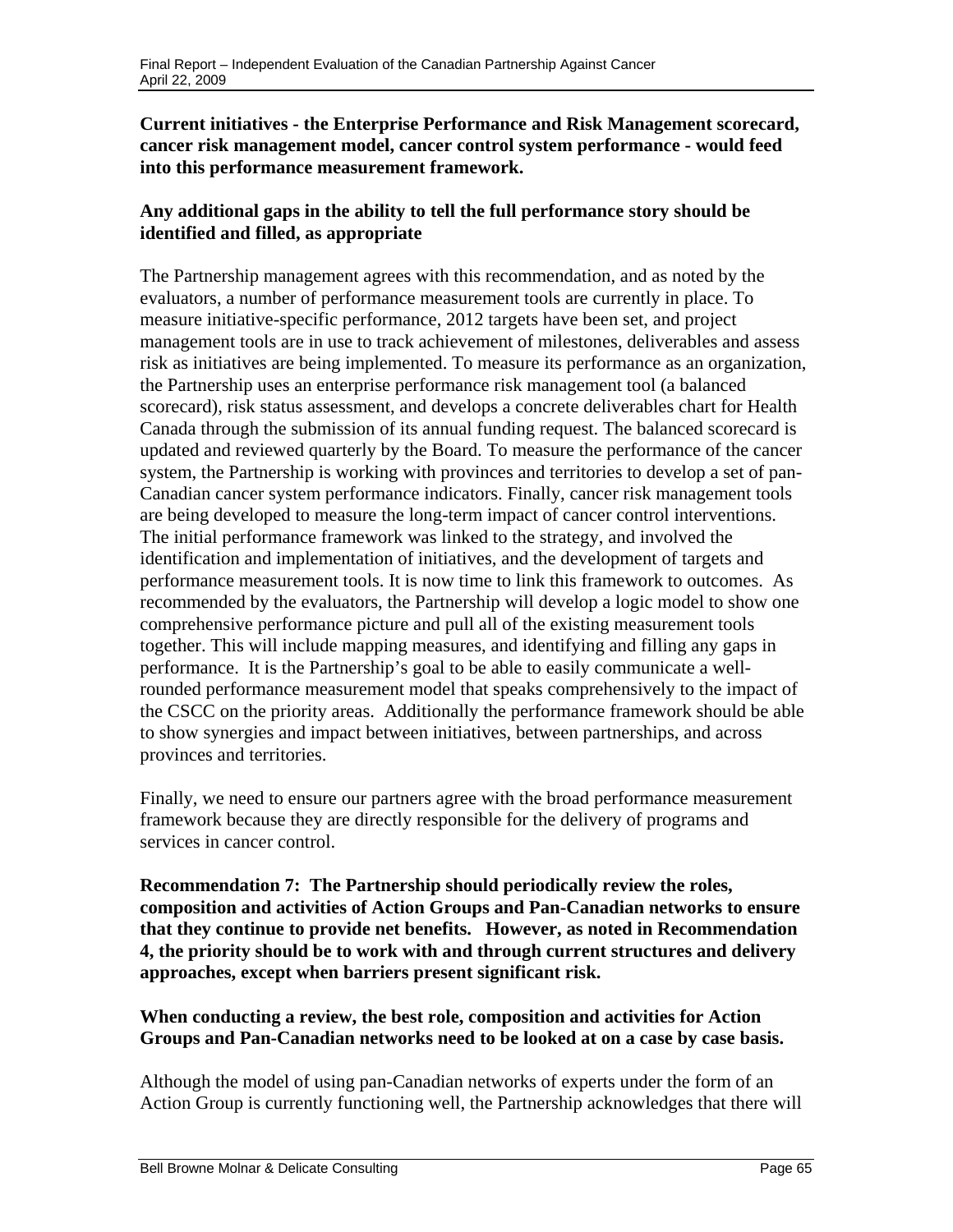**Current initiatives - the Enterprise Performance and Risk Management scorecard, cancer risk management model, cancer control system performance - would feed into this performance measurement framework.**

**Any additional gaps in the ability to tell the full performance story should be identified and filled, as appropriate**

The Partnership management agrees with this recommendation, and as noted by the evaluators, a number of performance measurement tools are currently in place. To measure initiative-specific performance, 2012 targets have been set, and project management tools are in use to track achievement of milestones, deliverables and assess risk as initiatives are being implemented. To measure its performance as an organization, the Partnership uses an enterprise performance risk management tool (a balanced scorecard), risk status assessment, and develops a concrete deliverables chart for Health Canada through the submission of its annual funding request. The balanced scorecard is updated and reviewed quarterly by the Board. To measure the performance of the cancer system, the Partnership is working with provinces and territories to develop a set of pan-Canadian cancer system performance indicators. Finally, cancer risk management tools are being developed to measure the long-term impact of cancer control interventions. The initial performance framework was linked to the strategy, and involved the identification and implementation of initiatives, and the development of targets and performance measurement tools. It is now time to link this framework to outcomes. As recommended by the evaluators, the Partnership will develop a logic model to show one comprehensive performance picture and pull all of the existing measurement tools together. This will include mapping measures, and identifying and filling any gaps in performance. It is the Partnership's goal to be able to easily communicate a well-rounded performance measurement model that speaks comprehensively to the impact of the CSCC on the priority areas. Additionally the performance framework should be able to show synergies and impact between initiatives, between partnerships, and across provinces and territories.

Finally, we need to ensure our partners agree with the broad performance measurement framework because they are directly responsible for the delivery of programs and services in cancer control.

**Recommendation 7: The Partnership should periodically review the roles, composition and activities of Action Groups and Pan-Canadian networks to ensure that they continue to provide net benefits. However, as noted in Recommendation 4, the priority should be to work with and through current structures and delivery approaches, except when barriers present significant risk.**

**When conducting a review, the best role, composition and activities for Action Groups and Pan-Canadian networks need to be looked at on a case by case basis.**

Although the model of using pan-Canadian networks of experts under the form of an Action Group is currently functioning well, the Partnership acknowledges that there will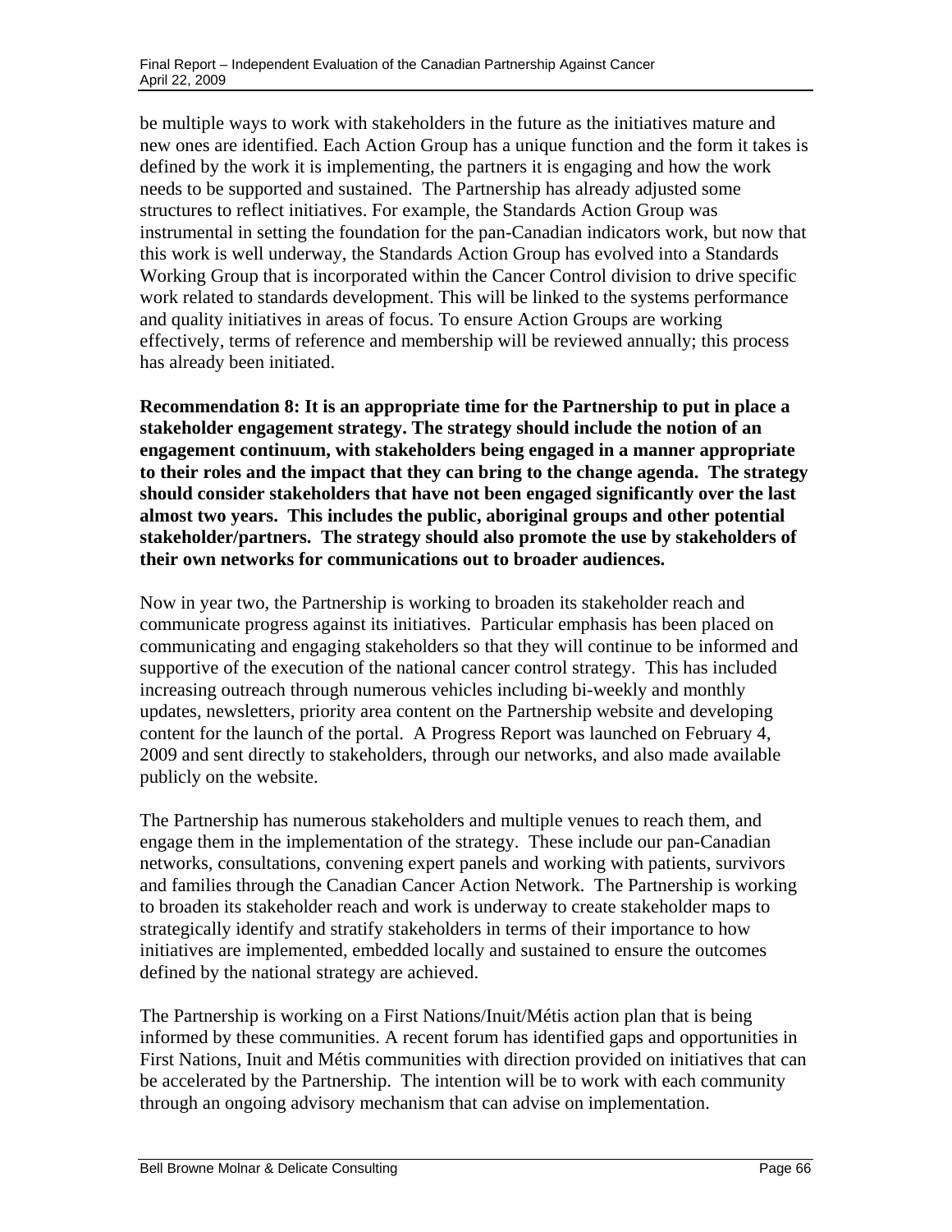be multiple ways to work with stakeholders in the future as the initiatives mature and new ones are identified. Each Action Group has a unique function and the form it takes is defined by the work it is implementing, the partners it is engaging and how the work needs to be supported and sustained. The Partnership has already adjusted some structures to reflect initiatives. For example, the Standards Action Group was instrumental in setting the foundation for the pan-Canadian indicators work, but now that this work is well underway, the Standards Action Group has evolved into a Standards Working Group that is incorporated within the Cancer Control division to drive specific work related to standards development. This will be linked to the systems performance and quality initiatives in areas of focus. To ensure Action Groups are working effectively, terms of reference and membership will be reviewed annually; this process has already been initiated.

**Recommendation 8: It is an appropriate time for the Partnership to put in place a stakeholder engagement strategy. The strategy should include the notion of an engagement continuum, with stakeholders being engaged in a manner appropriate to their roles and the impact that they can bring to the change agenda. The strategy should consider stakeholders that have not been engaged significantly over the last almost two years. This includes the public, aboriginal groups and other potential stakeholder/partners. The strategy should also promote the use by stakeholders of their own networks for communications out to broader audiences.**

Now in year two, the Partnership is working to broaden its stakeholder reach and communicate progress against its initiatives. Particular emphasis has been placed on communicating and engaging stakeholders so that they will continue to be informed and supportive of the execution of the national cancer control strategy. This has included increasing outreach through numerous vehicles including bi-weekly and monthly updates, newsletters, priority area content on the Partnership website and developing content for the launch of the portal. A Progress Report was launched on February 4, 2009 and sent directly to stakeholders, through our networks, and also made available publicly on the website.

The Partnership has numerous stakeholders and multiple venues to reach them, and engage them in the implementation of the strategy. These include our pan-Canadian networks, consultations, convening expert panels and working with patients, survivors and families through the Canadian Cancer Action Network. The Partnership is working to broaden its stakeholder reach and work is underway to create stakeholder maps to strategically identify and stratify stakeholders in terms of their importance to how initiatives are implemented, embedded locally and sustained to ensure the outcomes defined by the national strategy are achieved.

The Partnership is working on a First Nations/Inuit/Métis action plan that is being informed by these communities. A recent forum has identified gaps and opportunities in First Nations, Inuit and Métis communities with direction provided on initiatives that can be accelerated by the Partnership. The intention will be to work with each community through an ongoing advisory mechanism that can advise on implementation.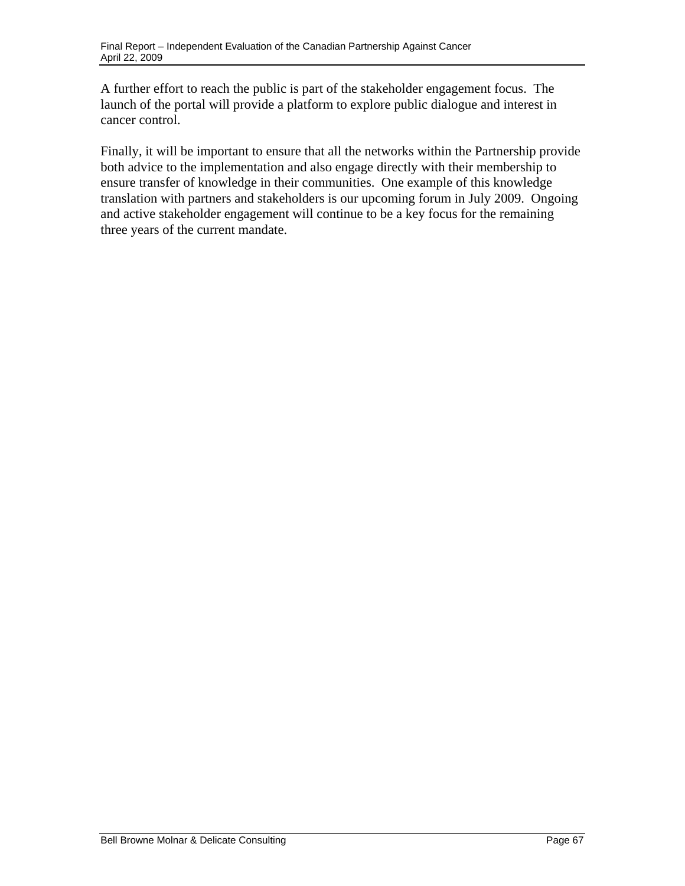A further effort to reach the public is part of the stakeholder engagement focus. The launch of the portal will provide a platform to explore public dialogue and interest in cancer control.

Finally, it will be important to ensure that all the networks within the Partnership provide both advice to the implementation and also engage directly with their membership to ensure transfer of knowledge in their communities. One example of this knowledge translation with partners and stakeholders is our upcoming forum in July 2009. Ongoing and active stakeholder engagement will continue to be a key focus for the remaining three years of the current mandate.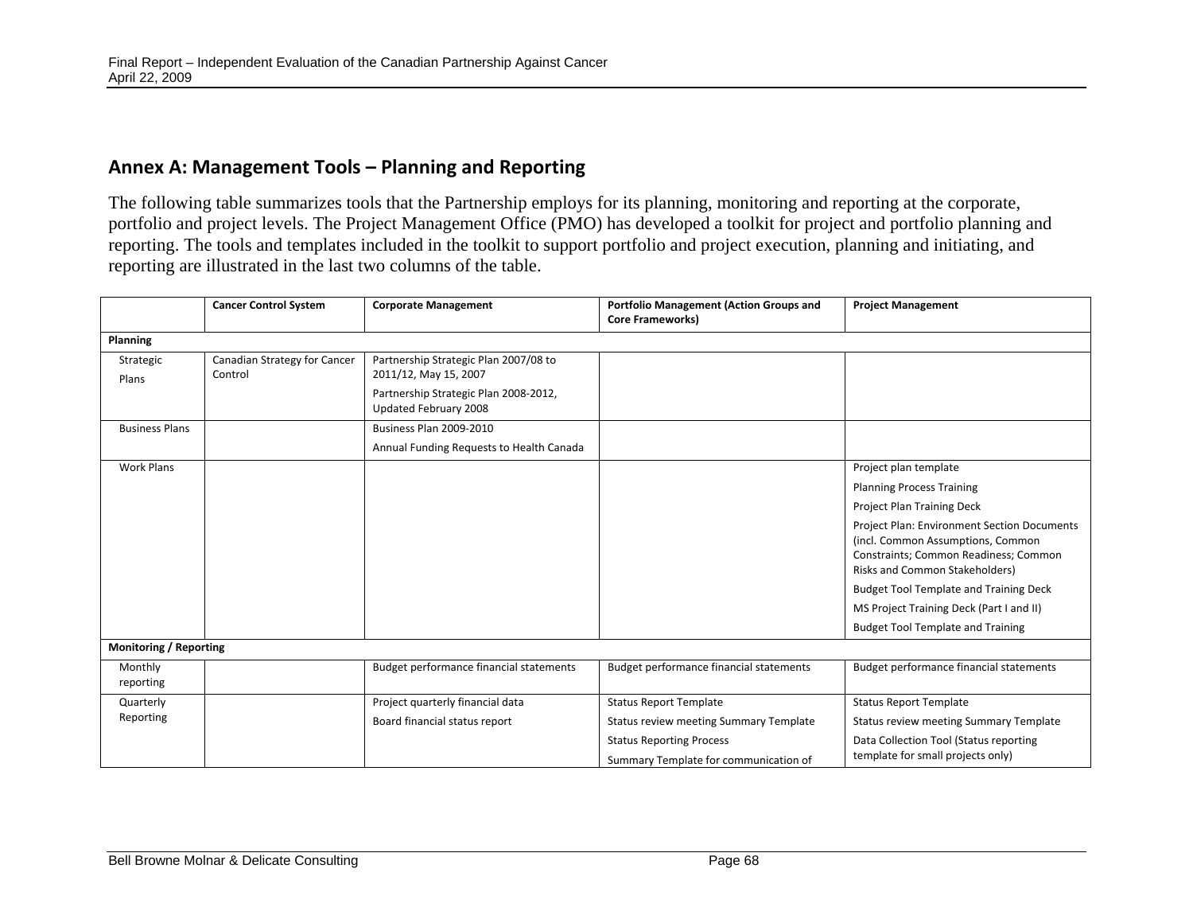## Annex A: Management Tools – Planning and Reporting

The following table summarizes tools that the Partnership employs for its planning, monitoring and reporting at the corporate, portfolio and project levels. The Project Management Office (PMO) has developed a toolkit for project and portfolio planning and reporting. The tools and templates included in the toolkit to support portfolio and project execution, planning and initiating, and reporting are illustrated in the last two columns of the table.

| | Cancer Control System | Corporate Management | Portfolio Management (Action Groups and Core Frameworks) | Project Management |
|---|---|---|---|---|
| **Planning** | | | | |
| Strategic Plans | Canadian Strategy for Cancer Control | Partnership Strategic Plan 2007/08 to 2011/12, May 15, 2007<br>Partnership Strategic Plan 2008-2012, Updated February 2008 | | |
| Business Plans | | Business Plan 2009-2010<br>Annual Funding Requests to Health Canada | | |
| Work Plans | | | | Project plan template<br>Planning Process Training<br>Project Plan Training Deck<br>Project Plan: Environment Section Documents (incl. Common Assumptions, Common Constraints; Common Readiness; Common Risks and Common Stakeholders)<br>Budget Tool Template and Training Deck<br>MS Project Training Deck (Part I and II)<br>Budget Tool Template and Training |
| **Monitoring / Reporting** | | | | |
| Monthly reporting | | Budget performance financial statements | Budget performance financial statements | Budget performance financial statements |
| Quarterly Reporting | | Project quarterly financial data<br>Board financial status report | Status Report Template<br>Status review meeting Summary Template<br>Status Reporting Process<br>Summary Template for communication of | Status Report Template<br>Status review meeting Summary Template<br>Data Collection Tool (Status reporting template for small projects only) |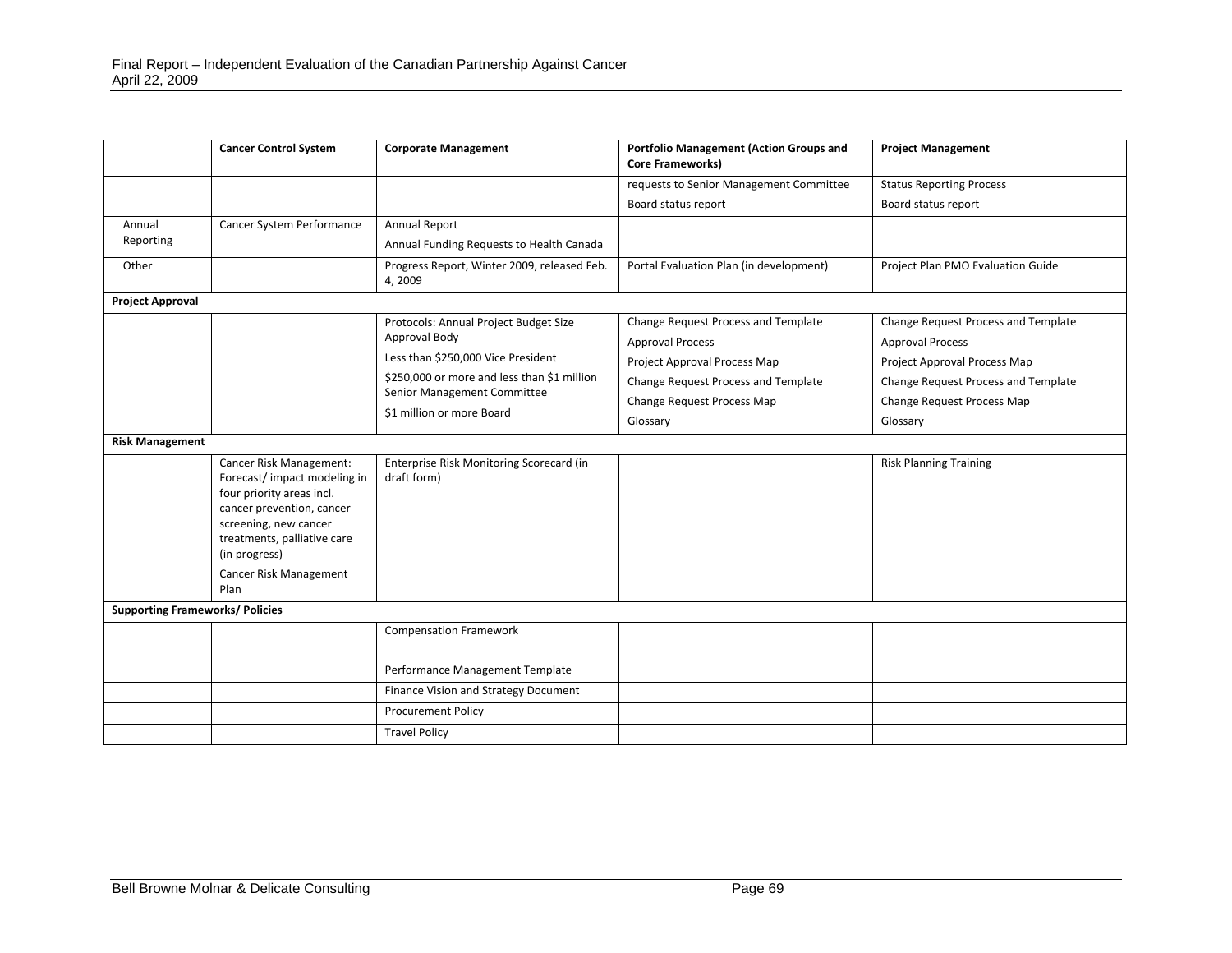| | Cancer Control System | Corporate Management | Portfolio Management (Action Groups and Core Frameworks) | Project Management |
|---|---|---|---|---|
| | | | requests to Senior Management Committee<br>Board status report | Status Reporting Process<br>Board status report |
| Annual Reporting | Cancer System Performance | Annual Report<br>Annual Funding Requests to Health Canada | | |
| Other | | Progress Report, Winter 2009, released Feb. 4, 2009 | Portal Evaluation Plan (in development) | Project Plan PMO Evaluation Guide |
| **Project Approval** | | | | |
| | | Protocols: Annual Project Budget Size Approval Body<br>Less than $250,000 Vice President<br>$250,000 or more and less than $1 million Senior Management Committee<br>$1 million or more Board | Change Request Process and Template<br>Approval Process<br>Project Approval Process Map<br>Change Request Process and Template<br>Change Request Process Map<br>Glossary | Change Request Process and Template<br>Approval Process<br>Project Approval Process Map<br>Change Request Process and Template<br>Change Request Process Map<br>Glossary |
| **Risk Management** | | | | |
| | Cancer Risk Management: Forecast/ impact modeling in four priority areas incl. cancer prevention, cancer screening, new cancer treatments, palliative care (in progress)<br>Cancer Risk Management Plan | Enterprise Risk Monitoring Scorecard (in draft form) | | Risk Planning Training |
| **Supporting Frameworks/ Policies** | | | | |
| | | Compensation Framework<br><br>Performance Management Template | | |
| | | Finance Vision and Strategy Document | | |
| | | Procurement Policy | | |
| | | Travel Policy | | |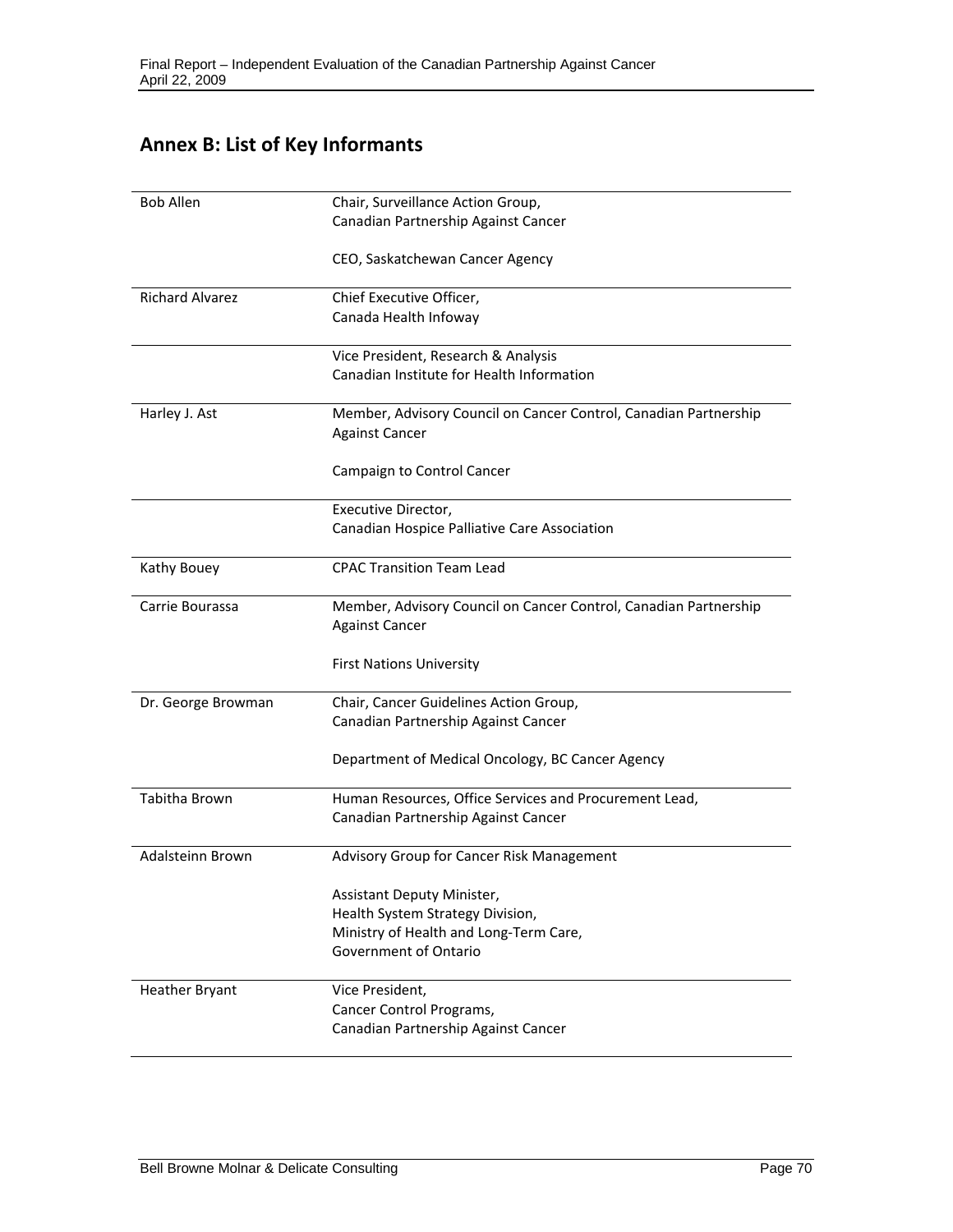## Annex B: List of Key Informants

| | |
|---|---|
| Bob Allen | Chair, Surveillance Action Group, Canadian Partnership Against Cancer<br><br>CEO, Saskatchewan Cancer Agency |
| Richard Alvarez | Chief Executive Officer, Canada Health Infoway |
| | Vice President, Research & Analysis Canadian Institute for Health Information |
| Harley J. Ast | Member, Advisory Council on Cancer Control, Canadian Partnership Against Cancer<br><br>Campaign to Control Cancer |
| | Executive Director, Canadian Hospice Palliative Care Association |
| Kathy Bouey | CPAC Transition Team Lead |
| Carrie Bourassa | Member, Advisory Council on Cancer Control, Canadian Partnership Against Cancer<br><br>First Nations University |
| Dr. George Browman | Chair, Cancer Guidelines Action Group, Canadian Partnership Against Cancer<br><br>Department of Medical Oncology, BC Cancer Agency |
| Tabitha Brown | Human Resources, Office Services and Procurement Lead, Canadian Partnership Against Cancer |
| Adalsteinn Brown | Advisory Group for Cancer Risk Management<br><br>Assistant Deputy Minister, Health System Strategy Division, Ministry of Health and Long-Term Care, Government of Ontario |
| Heather Bryant | Vice President, Cancer Control Programs, Canadian Partnership Against Cancer |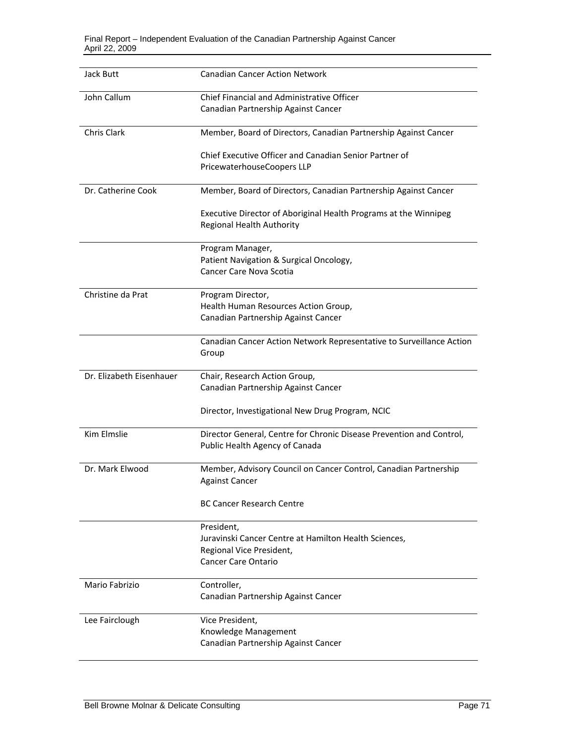| | |
|---|---|
| Jack Butt | Canadian Cancer Action Network |
| John Callum | Chief Financial and Administrative Officer<br>Canadian Partnership Against Cancer |
| Chris Clark | Member, Board of Directors, Canadian Partnership Against Cancer<br><br>Chief Executive Officer and Canadian Senior Partner of PricewaterhouseCoopers LLP |
| Dr. Catherine Cook | Member, Board of Directors, Canadian Partnership Against Cancer<br><br>Executive Director of Aboriginal Health Programs at the Winnipeg Regional Health Authority |
| | Program Manager,<br>Patient Navigation & Surgical Oncology,<br>Cancer Care Nova Scotia |
| Christine da Prat | Program Director,<br>Health Human Resources Action Group,<br>Canadian Partnership Against Cancer |
| | Canadian Cancer Action Network Representative to Surveillance Action Group |
| Dr. Elizabeth Eisenhauer | Chair, Research Action Group,<br>Canadian Partnership Against Cancer<br><br>Director, Investigational New Drug Program, NCIC |
| Kim Elmslie | Director General, Centre for Chronic Disease Prevention and Control, Public Health Agency of Canada |
| Dr. Mark Elwood | Member, Advisory Council on Cancer Control, Canadian Partnership Against Cancer<br><br>BC Cancer Research Centre |
| | President,<br>Juravinski Cancer Centre at Hamilton Health Sciences,<br>Regional Vice President,<br>Cancer Care Ontario |
| Mario Fabrizio | Controller,<br>Canadian Partnership Against Cancer |
| Lee Fairclough | Vice President,<br>Knowledge Management<br>Canadian Partnership Against Cancer |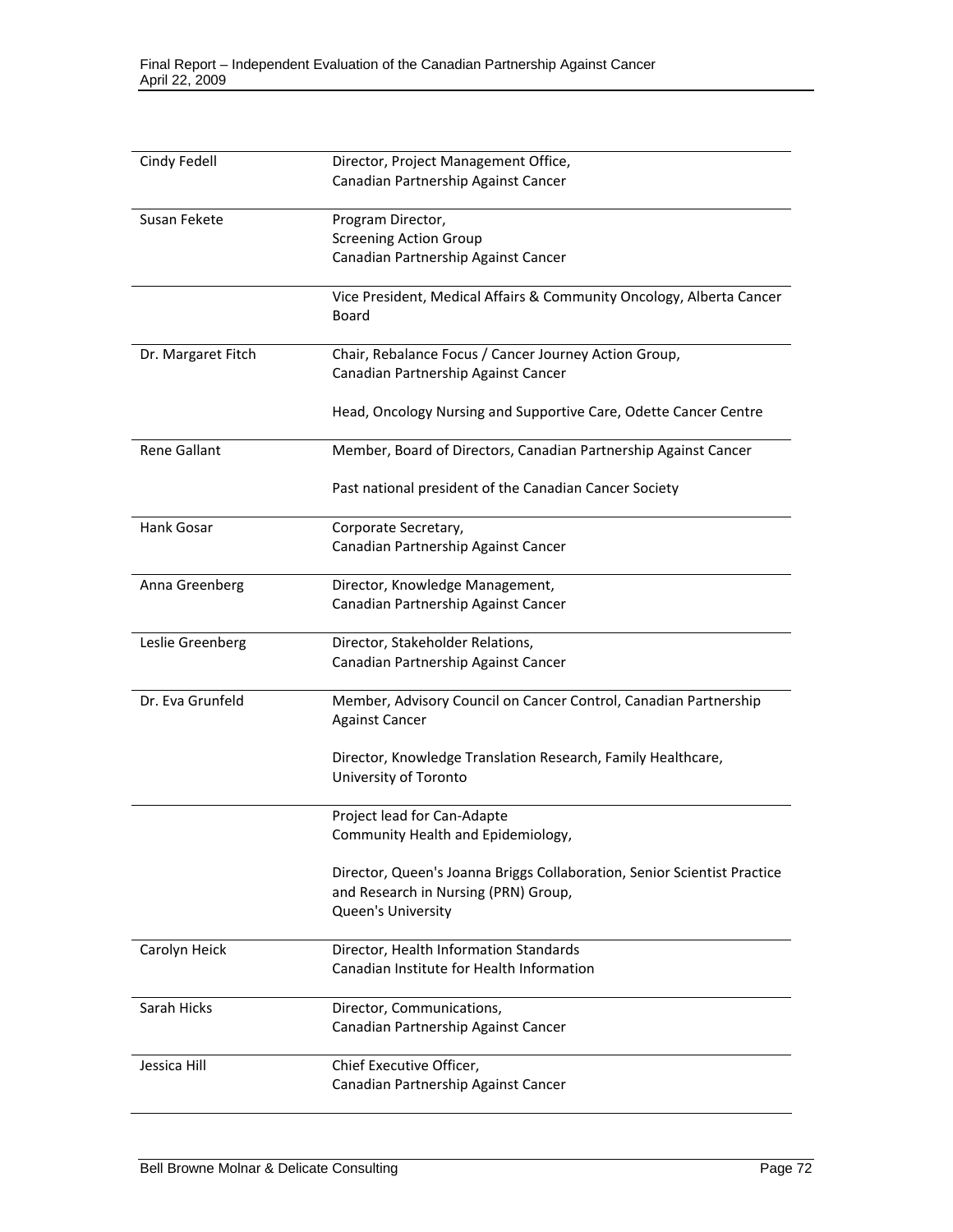| | |
|---|---|
| Cindy Fedell | Director, Project Management Office, Canadian Partnership Against Cancer |
| Susan Fekete | Program Director, Screening Action Group Canadian Partnership Against Cancer |
| | Vice President, Medical Affairs & Community Oncology, Alberta Cancer Board |
| Dr. Margaret Fitch | Chair, Rebalance Focus / Cancer Journey Action Group, Canadian Partnership Against Cancer<br><br>Head, Oncology Nursing and Supportive Care, Odette Cancer Centre |
| Rene Gallant | Member, Board of Directors, Canadian Partnership Against Cancer<br><br>Past national president of the Canadian Cancer Society |
| Hank Gosar | Corporate Secretary, Canadian Partnership Against Cancer |
| Anna Greenberg | Director, Knowledge Management, Canadian Partnership Against Cancer |
| Leslie Greenberg | Director, Stakeholder Relations, Canadian Partnership Against Cancer |
| Dr. Eva Grunfeld | Member, Advisory Council on Cancer Control, Canadian Partnership Against Cancer<br><br>Director, Knowledge Translation Research, Family Healthcare, University of Toronto |
| | Project lead for Can-Adapte Community Health and Epidemiology,<br><br>Director, Queen's Joanna Briggs Collaboration, Senior Scientist Practice and Research in Nursing (PRN) Group, Queen's University |
| Carolyn Heick | Director, Health Information Standards Canadian Institute for Health Information |
| Sarah Hicks | Director, Communications, Canadian Partnership Against Cancer |
| Jessica Hill | Chief Executive Officer, Canadian Partnership Against Cancer |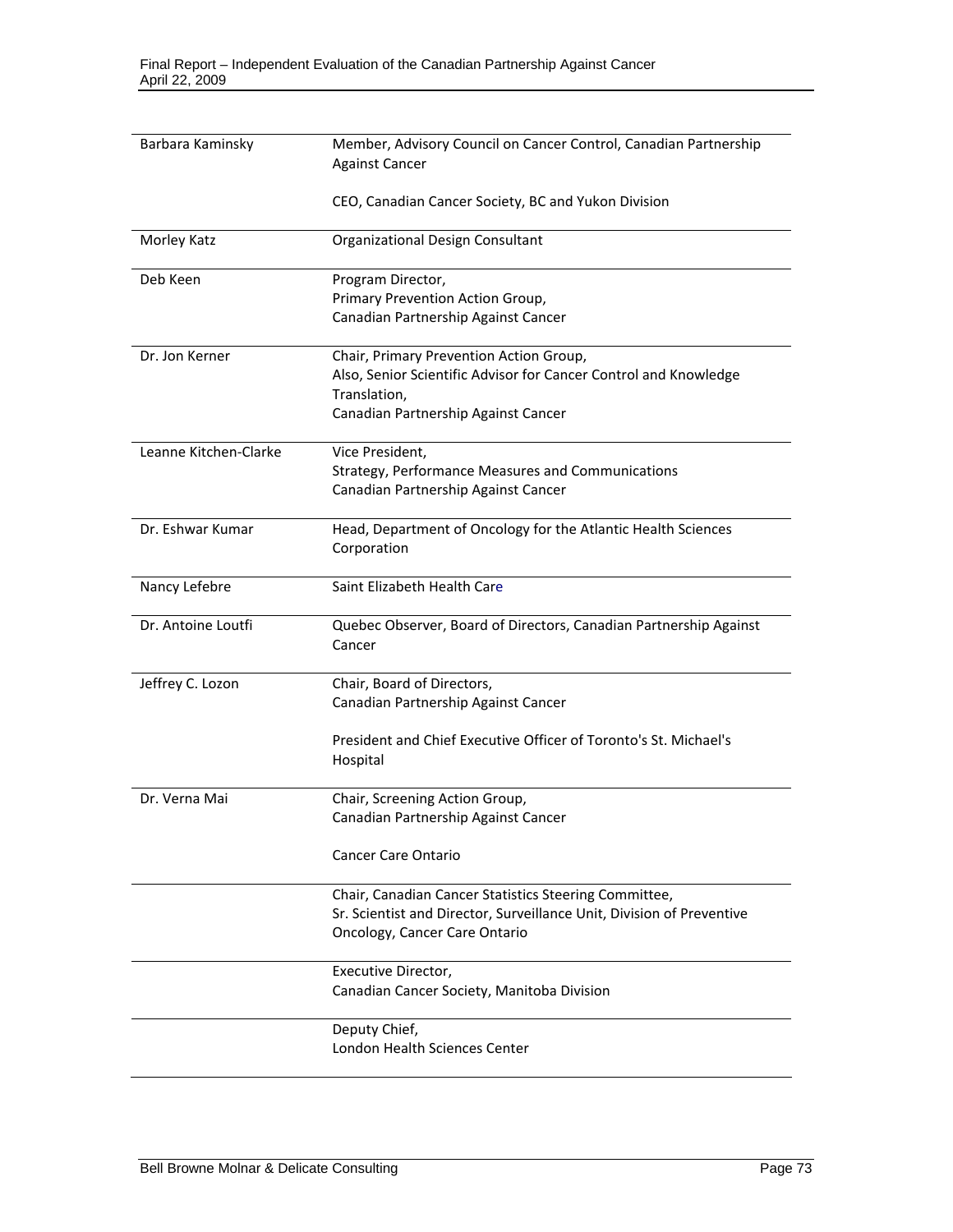| | |
|---|---|
| Barbara Kaminsky | Member, Advisory Council on Cancer Control, Canadian Partnership Against Cancer<br><br>CEO, Canadian Cancer Society, BC and Yukon Division |
| Morley Katz | Organizational Design Consultant |
| Deb Keen | Program Director,<br>Primary Prevention Action Group,<br>Canadian Partnership Against Cancer |
| Dr. Jon Kerner | Chair, Primary Prevention Action Group,<br>Also, Senior Scientific Advisor for Cancer Control and Knowledge Translation,<br>Canadian Partnership Against Cancer |
| Leanne Kitchen-Clarke | Vice President,<br>Strategy, Performance Measures and Communications<br>Canadian Partnership Against Cancer |
| Dr. Eshwar Kumar | Head, Department of Oncology for the Atlantic Health Sciences Corporation |
| Nancy Lefebre | Saint Elizabeth Health Care |
| Dr. Antoine Loutfi | Quebec Observer, Board of Directors, Canadian Partnership Against Cancer |
| Jeffrey C. Lozon | Chair, Board of Directors,<br>Canadian Partnership Against Cancer<br><br>President and Chief Executive Officer of Toronto's St. Michael's Hospital |
| Dr. Verna Mai | Chair, Screening Action Group,<br>Canadian Partnership Against Cancer<br><br>Cancer Care Ontario |
| | Chair, Canadian Cancer Statistics Steering Committee,<br>Sr. Scientist and Director, Surveillance Unit, Division of Preventive Oncology, Cancer Care Ontario |
| | Executive Director,<br>Canadian Cancer Society, Manitoba Division |
| | Deputy Chief,<br>London Health Sciences Center |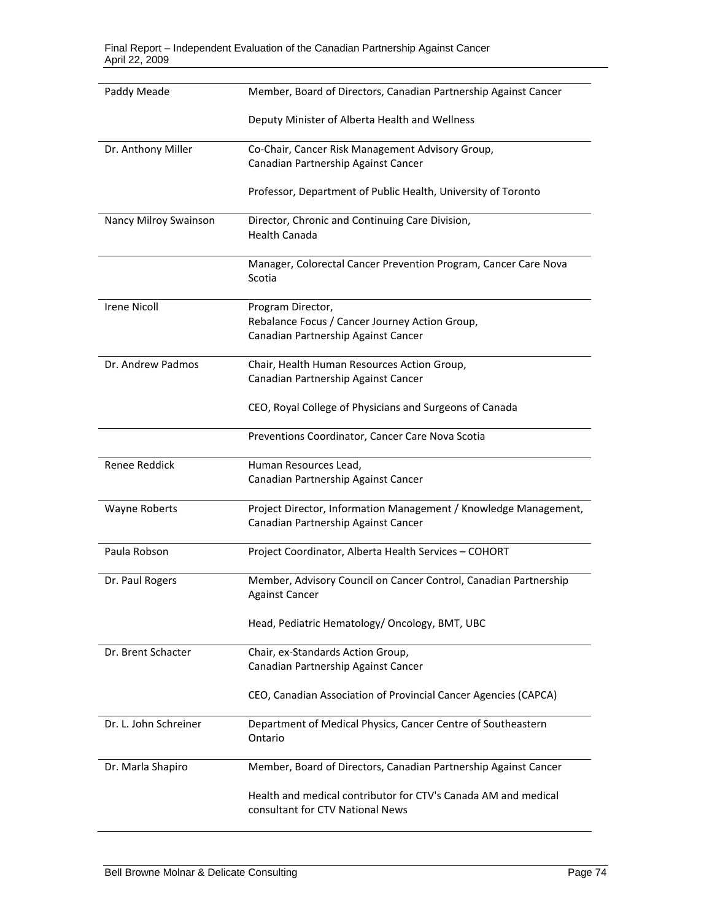| | |
|---|---|
| Paddy Meade | Member, Board of Directors, Canadian Partnership Against Cancer<br><br>Deputy Minister of Alberta Health and Wellness |
| Dr. Anthony Miller | Co-Chair, Cancer Risk Management Advisory Group, Canadian Partnership Against Cancer<br><br>Professor, Department of Public Health, University of Toronto |
| Nancy Milroy Swainson | Director, Chronic and Continuing Care Division, Health Canada |
| | Manager, Colorectal Cancer Prevention Program, Cancer Care Nova Scotia |
| Irene Nicoll | Program Director, Rebalance Focus / Cancer Journey Action Group, Canadian Partnership Against Cancer |
| Dr. Andrew Padmos | Chair, Health Human Resources Action Group, Canadian Partnership Against Cancer<br><br>CEO, Royal College of Physicians and Surgeons of Canada |
| | Preventions Coordinator, Cancer Care Nova Scotia |
| Renee Reddick | Human Resources Lead, Canadian Partnership Against Cancer |
| Wayne Roberts | Project Director, Information Management / Knowledge Management, Canadian Partnership Against Cancer |
| Paula Robson | Project Coordinator, Alberta Health Services – COHORT |
| Dr. Paul Rogers | Member, Advisory Council on Cancer Control, Canadian Partnership Against Cancer<br><br>Head, Pediatric Hematology/ Oncology, BMT, UBC |
| Dr. Brent Schacter | Chair, ex-Standards Action Group, Canadian Partnership Against Cancer<br><br>CEO, Canadian Association of Provincial Cancer Agencies (CAPCA) |
| Dr. L. John Schreiner | Department of Medical Physics, Cancer Centre of Southeastern Ontario |
| Dr. Marla Shapiro | Member, Board of Directors, Canadian Partnership Against Cancer<br><br>Health and medical contributor for CTV's Canada AM and medical consultant for CTV National News |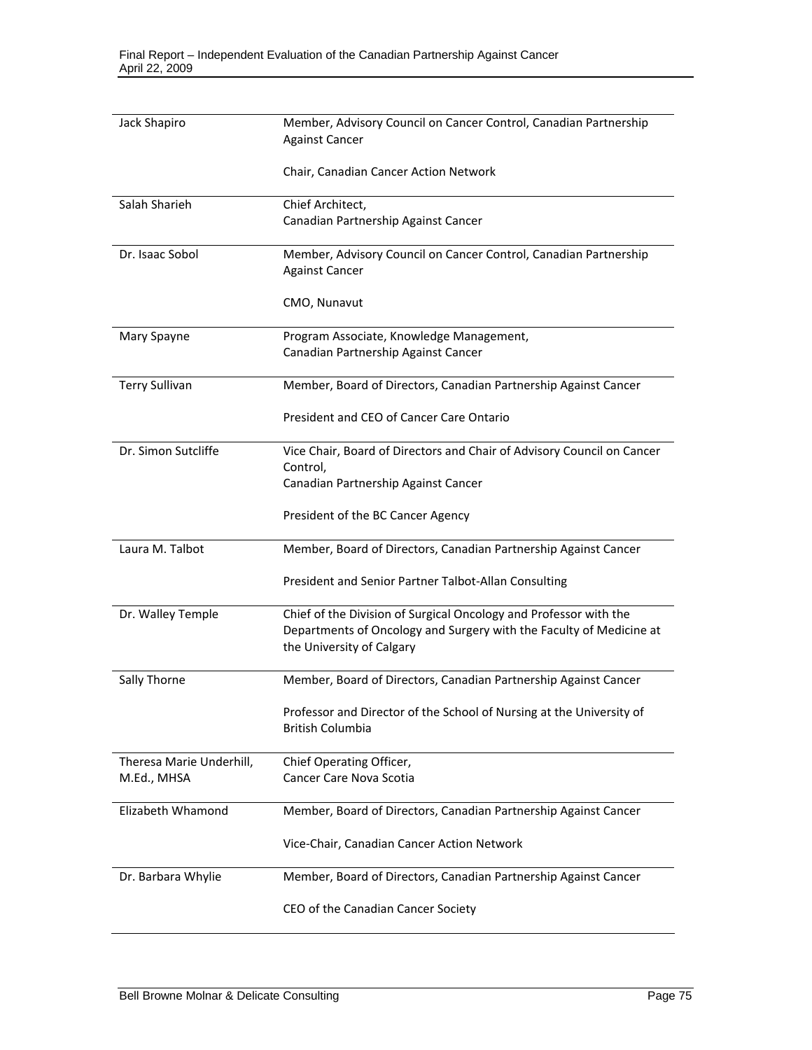| | |
|---|---|
| Jack Shapiro | Member, Advisory Council on Cancer Control, Canadian Partnership Against Cancer<br><br>Chair, Canadian Cancer Action Network |
| Salah Sharieh | Chief Architect,<br>Canadian Partnership Against Cancer |
| Dr. Isaac Sobol | Member, Advisory Council on Cancer Control, Canadian Partnership Against Cancer<br><br>CMO, Nunavut |
| Mary Spayne | Program Associate, Knowledge Management,<br>Canadian Partnership Against Cancer |
| Terry Sullivan | Member, Board of Directors, Canadian Partnership Against Cancer<br><br>President and CEO of Cancer Care Ontario |
| Dr. Simon Sutcliffe | Vice Chair, Board of Directors and Chair of Advisory Council on Cancer Control,<br>Canadian Partnership Against Cancer<br><br>President of the BC Cancer Agency |
| Laura M. Talbot | Member, Board of Directors, Canadian Partnership Against Cancer<br><br>President and Senior Partner Talbot-Allan Consulting |
| Dr. Walley Temple | Chief of the Division of Surgical Oncology and Professor with the Departments of Oncology and Surgery with the Faculty of Medicine at the University of Calgary |
| Sally Thorne | Member, Board of Directors, Canadian Partnership Against Cancer<br><br>Professor and Director of the School of Nursing at the University of British Columbia |
| Theresa Marie Underhill, M.Ed., MHSA | Chief Operating Officer,<br>Cancer Care Nova Scotia |
| Elizabeth Whamond | Member, Board of Directors, Canadian Partnership Against Cancer<br><br>Vice-Chair, Canadian Cancer Action Network |
| Dr. Barbara Whylie | Member, Board of Directors, Canadian Partnership Against Cancer<br><br>CEO of the Canadian Cancer Society |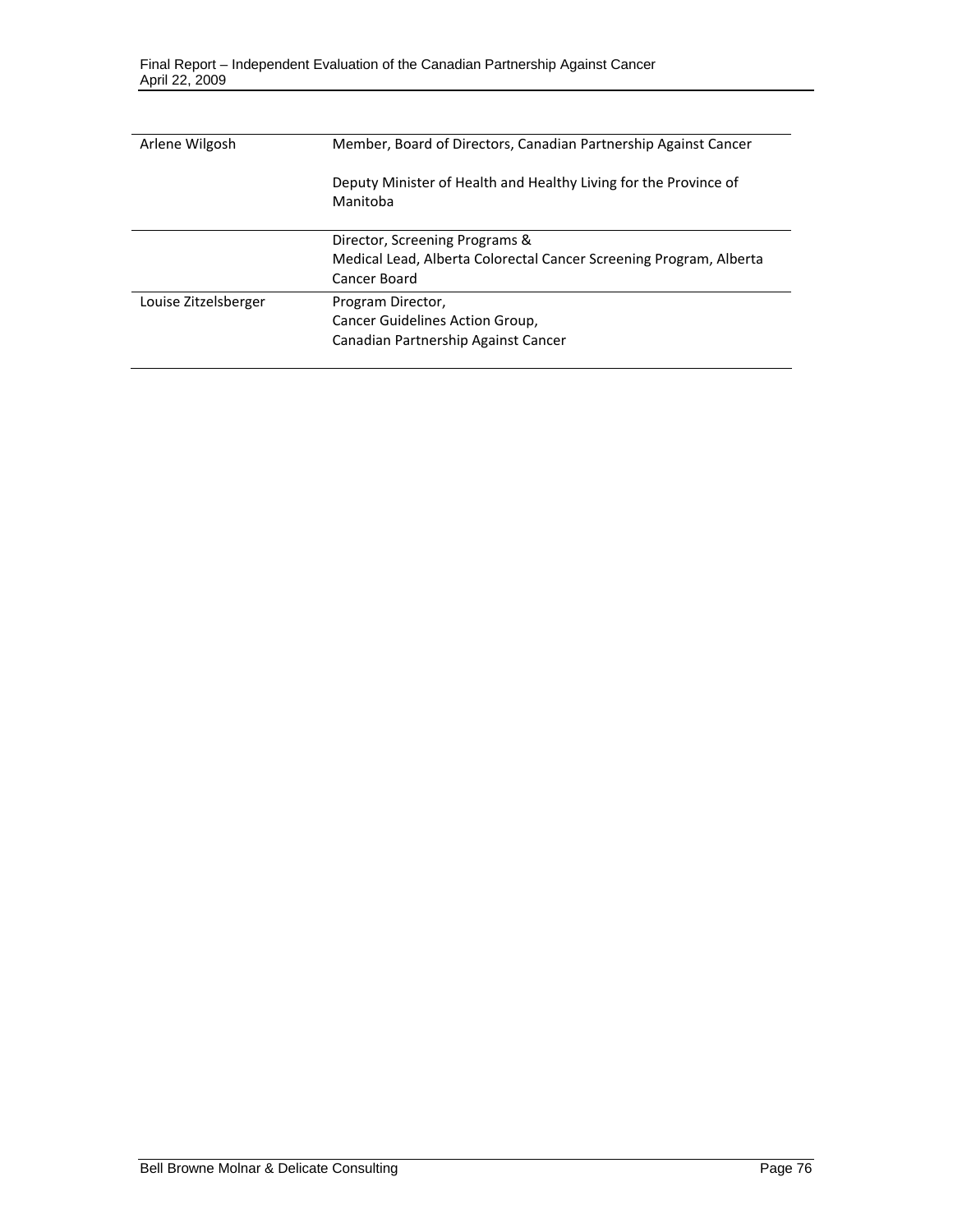| | |
|---|---|
| Arlene Wilgosh | Member, Board of Directors, Canadian Partnership Against Cancer<br><br>Deputy Minister of Health and Healthy Living for the Province of Manitoba |
| | Director, Screening Programs &<br>Medical Lead, Alberta Colorectal Cancer Screening Program, Alberta Cancer Board |
| Louise Zitzelsberger | Program Director,<br>Cancer Guidelines Action Group,<br>Canadian Partnership Against Cancer |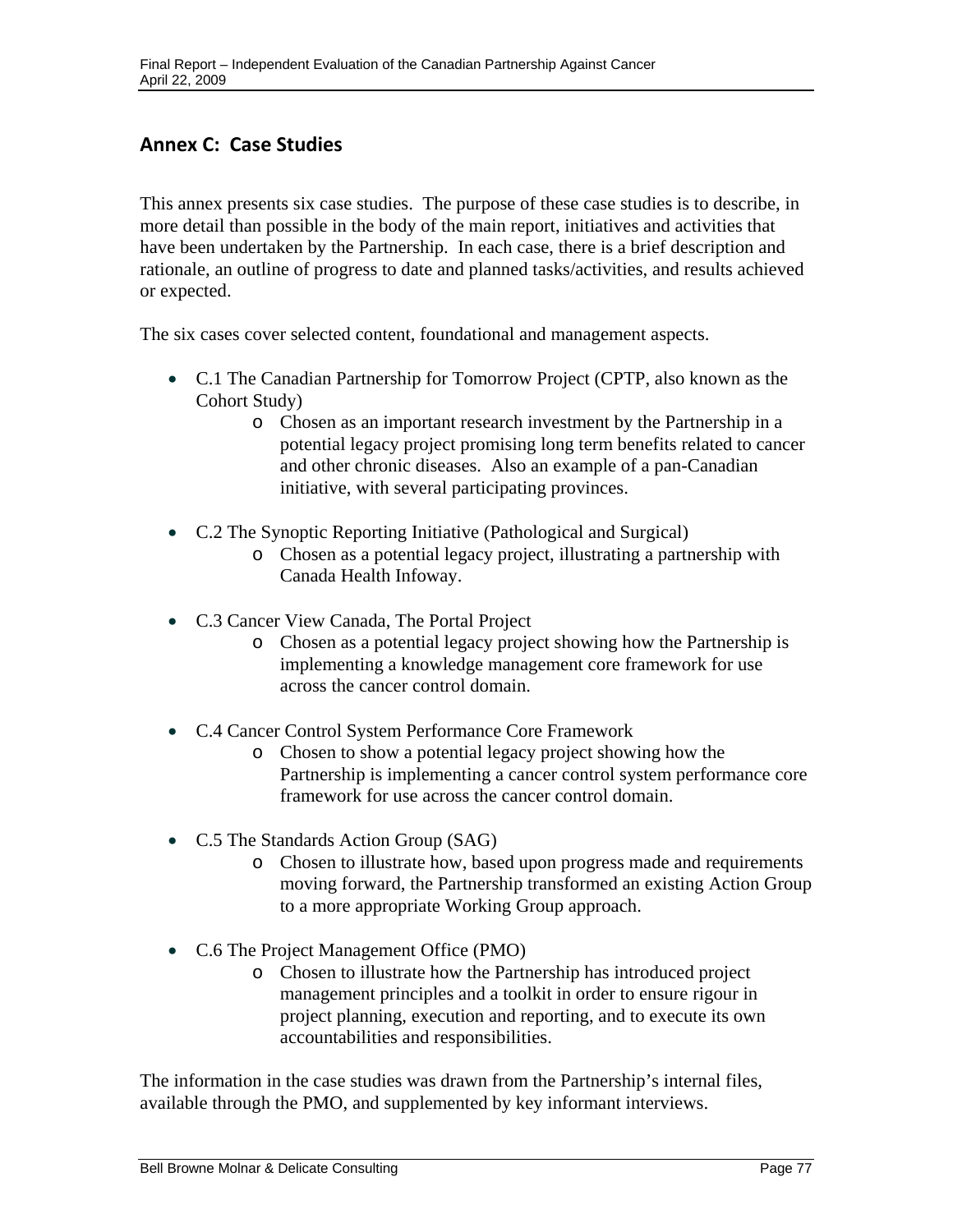## Annex C: Case Studies

This annex presents six case studies. The purpose of these case studies is to describe, in more detail than possible in the body of the main report, initiatives and activities that have been undertaken by the Partnership. In each case, there is a brief description and rationale, an outline of progress to date and planned tasks/activities, and results achieved or expected.

The six cases cover selected content, foundational and management aspects.

- C.1 The Canadian Partnership for Tomorrow Project (CPTP, also known as the Cohort Study)
  - Chosen as an important research investment by the Partnership in a potential legacy project promising long term benefits related to cancer and other chronic diseases. Also an example of a pan-Canadian initiative, with several participating provinces.
- C.2 The Synoptic Reporting Initiative (Pathological and Surgical)
  - Chosen as a potential legacy project, illustrating a partnership with Canada Health Infoway.
- C.3 Cancer View Canada, The Portal Project
  - Chosen as a potential legacy project showing how the Partnership is implementing a knowledge management core framework for use across the cancer control domain.
- C.4 Cancer Control System Performance Core Framework
  - Chosen to show a potential legacy project showing how the Partnership is implementing a cancer control system performance core framework for use across the cancer control domain.
- C.5 The Standards Action Group (SAG)
  - Chosen to illustrate how, based upon progress made and requirements moving forward, the Partnership transformed an existing Action Group to a more appropriate Working Group approach.
- C.6 The Project Management Office (PMO)
  - Chosen to illustrate how the Partnership has introduced project management principles and a toolkit in order to ensure rigour in project planning, execution and reporting, and to execute its own accountabilities and responsibilities.

The information in the case studies was drawn from the Partnership's internal files, available through the PMO, and supplemented by key informant interviews.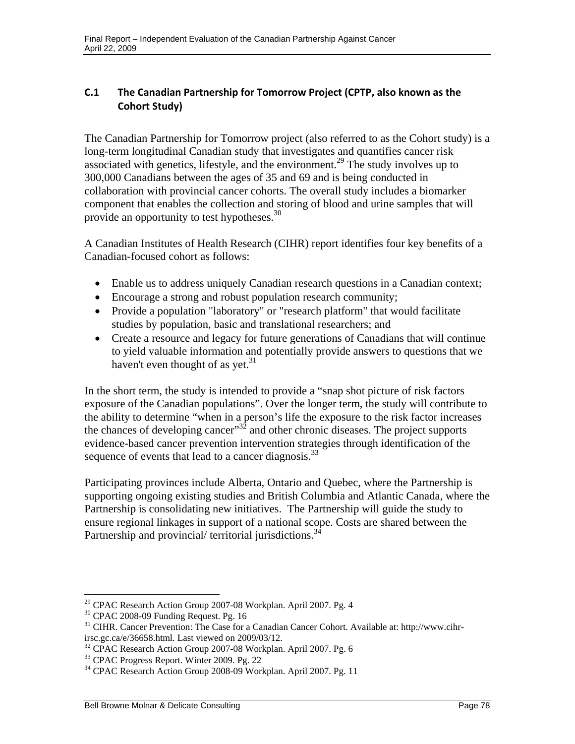## C.1 The Canadian Partnership for Tomorrow Project (CPTP, also known as the Cohort Study)

The Canadian Partnership for Tomorrow project (also referred to as the Cohort study) is a long-term longitudinal Canadian study that investigates and quantifies cancer risk associated with genetics, lifestyle, and the environment.[29] The study involves up to 300,000 Canadians between the ages of 35 and 69 and is being conducted in collaboration with provincial cancer cohorts. The overall study includes a biomarker component that enables the collection and storing of blood and urine samples that will provide an opportunity to test hypotheses.[30]

A Canadian Institutes of Health Research (CIHR) report identifies four key benefits of a Canadian-focused cohort as follows:

- Enable us to address uniquely Canadian research questions in a Canadian context;
- Encourage a strong and robust population research community;
- Provide a population "laboratory" or "research platform" that would facilitate studies by population, basic and translational researchers; and
- Create a resource and legacy for future generations of Canadians that will continue to yield valuable information and potentially provide answers to questions that we haven't even thought of as yet.[31]

In the short term, the study is intended to provide a "snap shot picture of risk factors exposure of the Canadian populations". Over the longer term, the study will contribute to the ability to determine "when in a person's life the exposure to the risk factor increases the chances of developing cancer"[32] and other chronic diseases. The project supports evidence-based cancer prevention intervention strategies through identification of the sequence of events that lead to a cancer diagnosis.[33]

Participating provinces include Alberta, Ontario and Quebec, where the Partnership is supporting ongoing existing studies and British Columbia and Atlantic Canada, where the Partnership is consolidating new initiatives. The Partnership will guide the study to ensure regional linkages in support of a national scope. Costs are shared between the Partnership and provincial/ territorial jurisdictions.[34]

---

[29] CPAC Research Action Group 2007-08 Workplan. April 2007. Pg. 4

[30] CPAC 2008-09 Funding Request. Pg. 16

[31] CIHR. Cancer Prevention: The Case for a Canadian Cancer Cohort. Available at: http://www.cihr-irsc.gc.ca/e/36658.html. Last viewed on 2009/03/12.

[32] CPAC Research Action Group 2007-08 Workplan. April 2007. Pg. 6

[33] CPAC Progress Report. Winter 2009. Pg. 22

[34] CPAC Research Action Group 2008-09 Workplan. April 2007. Pg. 11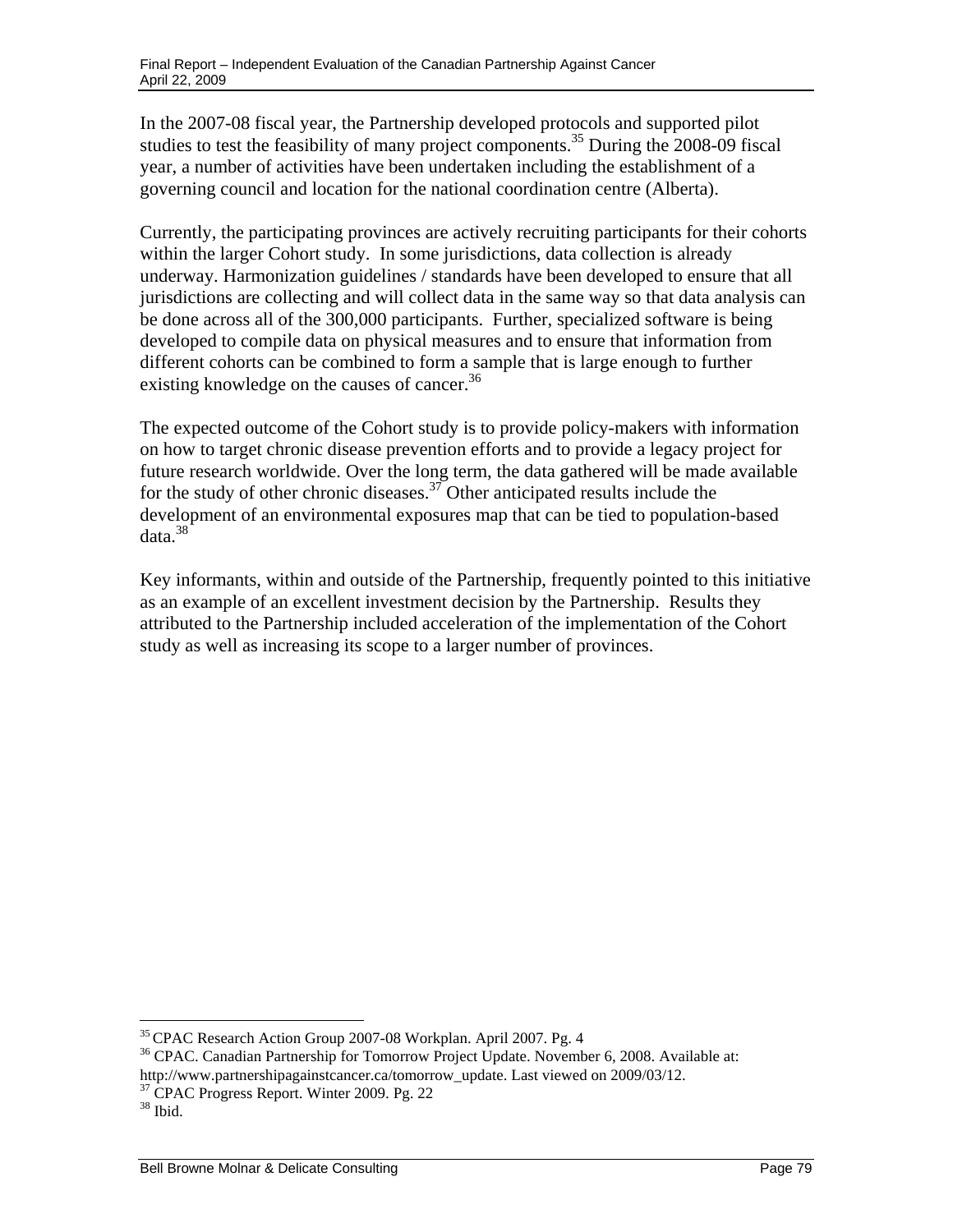In the 2007-08 fiscal year, the Partnership developed protocols and supported pilot studies to test the feasibility of many project components.[35] During the 2008-09 fiscal year, a number of activities have been undertaken including the establishment of a governing council and location for the national coordination centre (Alberta).

Currently, the participating provinces are actively recruiting participants for their cohorts within the larger Cohort study. In some jurisdictions, data collection is already underway. Harmonization guidelines / standards have been developed to ensure that all jurisdictions are collecting and will collect data in the same way so that data analysis can be done across all of the 300,000 participants. Further, specialized software is being developed to compile data on physical measures and to ensure that information from different cohorts can be combined to form a sample that is large enough to further existing knowledge on the causes of cancer.[36]

The expected outcome of the Cohort study is to provide policy-makers with information on how to target chronic disease prevention efforts and to provide a legacy project for future research worldwide. Over the long term, the data gathered will be made available for the study of other chronic diseases.[37] Other anticipated results include the development of an environmental exposures map that can be tied to population-based data.[38]

Key informants, within and outside of the Partnership, frequently pointed to this initiative as an example of an excellent investment decision by the Partnership. Results they attributed to the Partnership included acceleration of the implementation of the Cohort study as well as increasing its scope to a larger number of provinces.

---

[35] CPAC Research Action Group 2007-08 Workplan. April 2007. Pg. 4

[36] CPAC. Canadian Partnership for Tomorrow Project Update. November 6, 2008. Available at: http://www.partnershipagainstcancer.ca/tomorrow_update. Last viewed on 2009/03/12.

[37] CPAC Progress Report. Winter 2009. Pg. 22

[38] Ibid.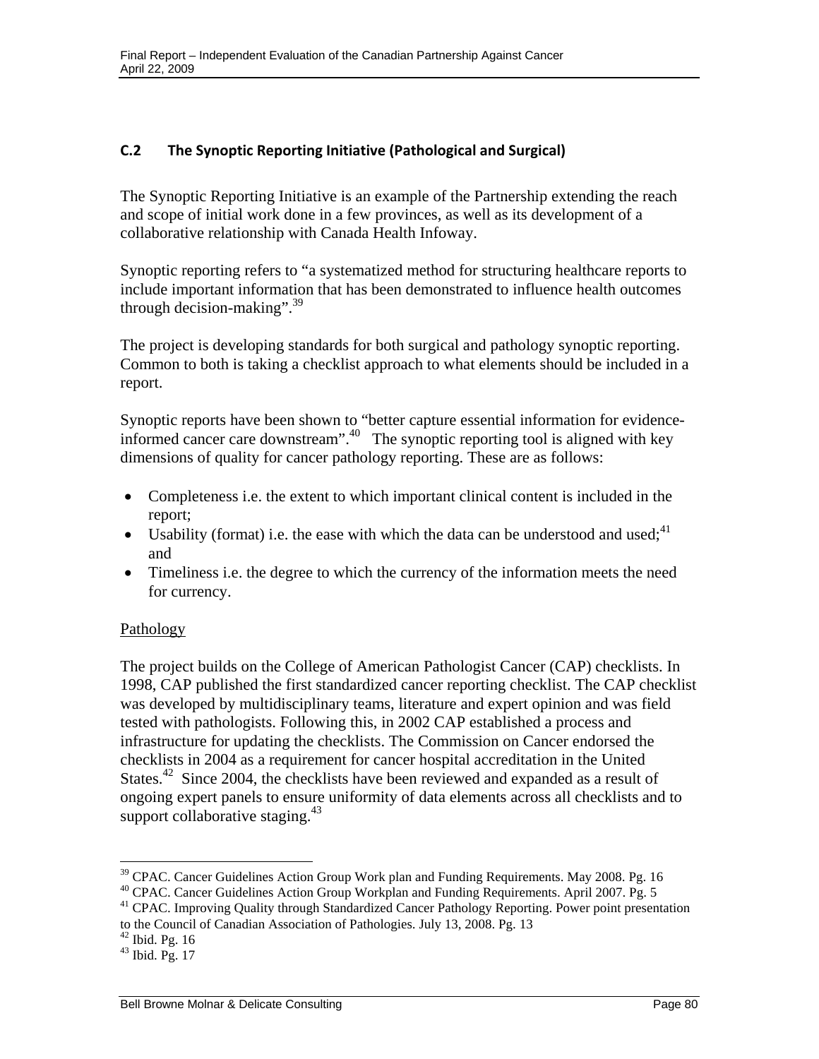### C.2 The Synoptic Reporting Initiative (Pathological and Surgical)

The Synoptic Reporting Initiative is an example of the Partnership extending the reach and scope of initial work done in a few provinces, as well as its development of a collaborative relationship with Canada Health Infoway.

Synoptic reporting refers to "a systematized method for structuring healthcare reports to include important information that has been demonstrated to influence health outcomes through decision-making".[39]

The project is developing standards for both surgical and pathology synoptic reporting. Common to both is taking a checklist approach to what elements should be included in a report.

Synoptic reports have been shown to "better capture essential information for evidence-informed cancer care downstream".[40] The synoptic reporting tool is aligned with key dimensions of quality for cancer pathology reporting. These are as follows:

- Completeness i.e. the extent to which important clinical content is included in the report;
- Usability (format) i.e. the ease with which the data can be understood and used;[41] and
- Timeliness i.e. the degree to which the currency of the information meets the need for currency.

<u>Pathology</u>

The project builds on the College of American Pathologist Cancer (CAP) checklists. In 1998, CAP published the first standardized cancer reporting checklist. The CAP checklist was developed by multidisciplinary teams, literature and expert opinion and was field tested with pathologists. Following this, in 2002 CAP established a process and infrastructure for updating the checklists. The Commission on Cancer endorsed the checklists in 2004 as a requirement for cancer hospital accreditation in the United States.[42] Since 2004, the checklists have been reviewed and expanded as a result of ongoing expert panels to ensure uniformity of data elements across all checklists and to support collaborative staging.[43]

---

[39] CPAC. Cancer Guidelines Action Group Work plan and Funding Requirements. May 2008. Pg. 16

[40] CPAC. Cancer Guidelines Action Group Workplan and Funding Requirements. April 2007. Pg. 5

[41] CPAC. Improving Quality through Standardized Cancer Pathology Reporting. Power point presentation to the Council of Canadian Association of Pathologies. July 13, 2008. Pg. 13

[42] Ibid. Pg. 16

[43] Ibid. Pg. 17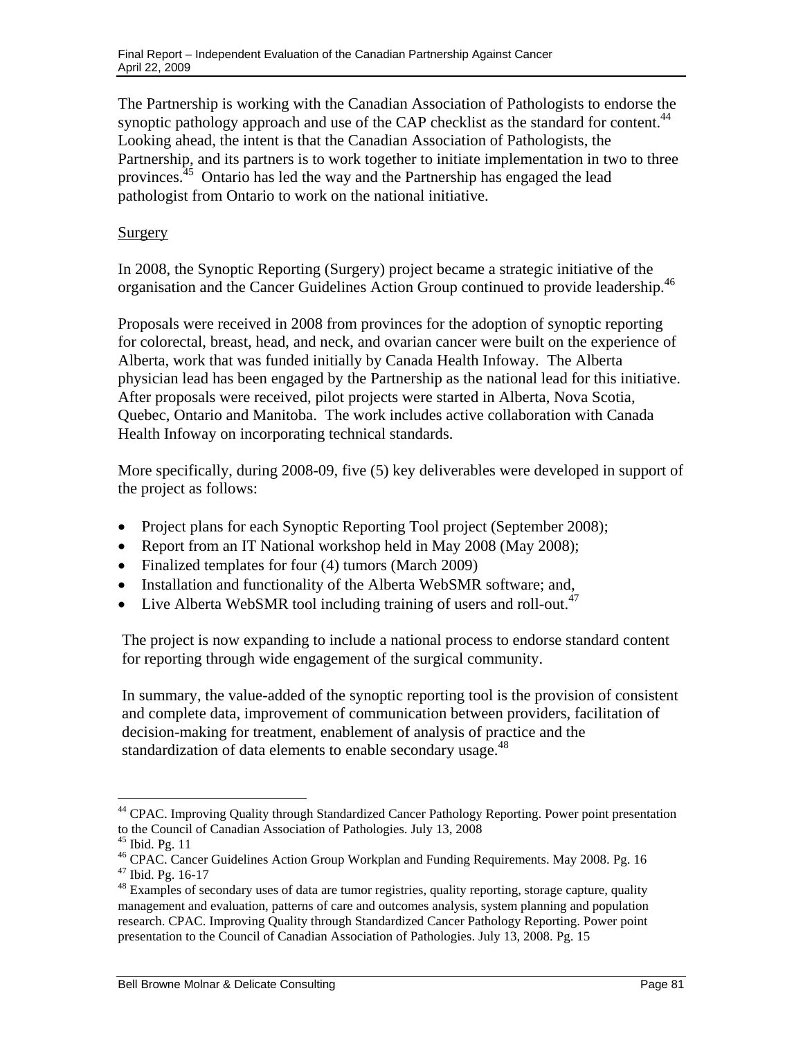The Partnership is working with the Canadian Association of Pathologists to endorse the synoptic pathology approach and use of the CAP checklist as the standard for content.[44] Looking ahead, the intent is that the Canadian Association of Pathologists, the Partnership, and its partners is to work together to initiate implementation in two to three provinces.[45] Ontario has led the way and the Partnership has engaged the lead pathologist from Ontario to work on the national initiative.

Surgery

In 2008, the Synoptic Reporting (Surgery) project became a strategic initiative of the organisation and the Cancer Guidelines Action Group continued to provide leadership.[46]

Proposals were received in 2008 from provinces for the adoption of synoptic reporting for colorectal, breast, head, and neck, and ovarian cancer were built on the experience of Alberta, work that was funded initially by Canada Health Infoway. The Alberta physician lead has been engaged by the Partnership as the national lead for this initiative. After proposals were received, pilot projects were started in Alberta, Nova Scotia, Quebec, Ontario and Manitoba. The work includes active collaboration with Canada Health Infoway on incorporating technical standards.

More specifically, during 2008-09, five (5) key deliverables were developed in support of the project as follows:

- Project plans for each Synoptic Reporting Tool project (September 2008);
- Report from an IT National workshop held in May 2008 (May 2008);
- Finalized templates for four (4) tumors (March 2009)
- Installation and functionality of the Alberta WebSMR software; and,
- Live Alberta WebSMR tool including training of users and roll-out.[47]

The project is now expanding to include a national process to endorse standard content for reporting through wide engagement of the surgical community.

In summary, the value-added of the synoptic reporting tool is the provision of consistent and complete data, improvement of communication between providers, facilitation of decision-making for treatment, enablement of analysis of practice and the standardization of data elements to enable secondary usage.[48]

---

[44] CPAC. Improving Quality through Standardized Cancer Pathology Reporting. Power point presentation to the Council of Canadian Association of Pathologies. July 13, 2008

[45] Ibid. Pg. 11

[46] CPAC. Cancer Guidelines Action Group Workplan and Funding Requirements. May 2008. Pg. 16

[47] Ibid. Pg. 16-17

[48] Examples of secondary uses of data are tumor registries, quality reporting, storage capture, quality management and evaluation, patterns of care and outcomes analysis, system planning and population research. CPAC. Improving Quality through Standardized Cancer Pathology Reporting. Power point presentation to the Council of Canadian Association of Pathologies. July 13, 2008. Pg. 15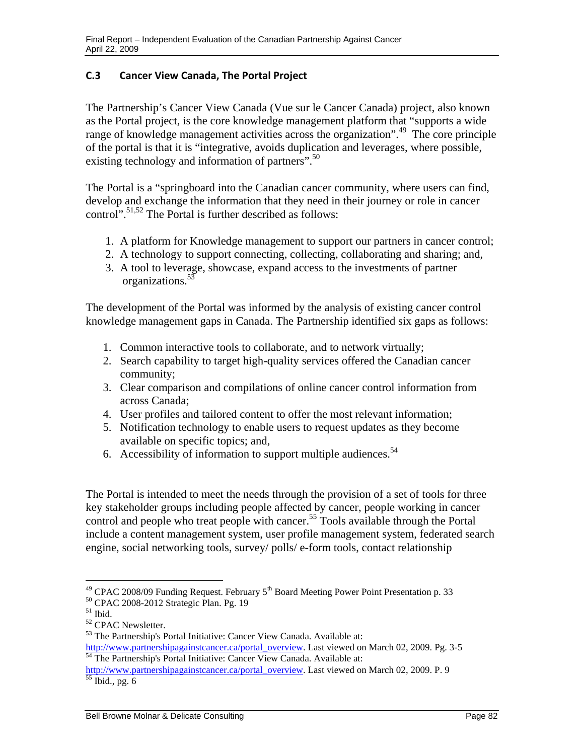### C.3 Cancer View Canada, The Portal Project

The Partnership's Cancer View Canada (Vue sur le Cancer Canada) project, also known as the Portal project, is the core knowledge management platform that "supports a wide range of knowledge management activities across the organization".[49] The core principle of the portal is that it is "integrative, avoids duplication and leverages, where possible, existing technology and information of partners".[50]

The Portal is a "springboard into the Canadian cancer community, where users can find, develop and exchange the information that they need in their journey or role in cancer control".[51,52] The Portal is further described as follows:

1. A platform for Knowledge management to support our partners in cancer control;
2. A technology to support connecting, collecting, collaborating and sharing; and,
3. A tool to leverage, showcase, expand access to the investments of partner organizations.[53]

The development of the Portal was informed by the analysis of existing cancer control knowledge management gaps in Canada. The Partnership identified six gaps as follows:

1. Common interactive tools to collaborate, and to network virtually;
2. Search capability to target high-quality services offered the Canadian cancer community;
3. Clear comparison and compilations of online cancer control information from across Canada;
4. User profiles and tailored content to offer the most relevant information;
5. Notification technology to enable users to request updates as they become available on specific topics; and,
6. Accessibility of information to support multiple audiences.[54]

The Portal is intended to meet the needs through the provision of a set of tools for three key stakeholder groups including people affected by cancer, people working in cancer control and people who treat people with cancer.[55] Tools available through the Portal include a content management system, user profile management system, federated search engine, social networking tools, survey/ polls/ e-form tools, contact relationship

---

[49] CPAC 2008/09 Funding Request. February 5th Board Meeting Power Point Presentation p. 33
[50] CPAC 2008-2012 Strategic Plan. Pg. 19
[51] Ibid.
[52] CPAC Newsletter.
[53] The Partnership's Portal Initiative: Cancer View Canada. Available at: http://www.partnershipagainstcancer.ca/portal_overview. Last viewed on March 02, 2009. Pg. 3-5
[54] The Partnership's Portal Initiative: Cancer View Canada. Available at: http://www.partnershipagainstcancer.ca/portal_overview. Last viewed on March 02, 2009. P. 9
[55] Ibid., pg. 6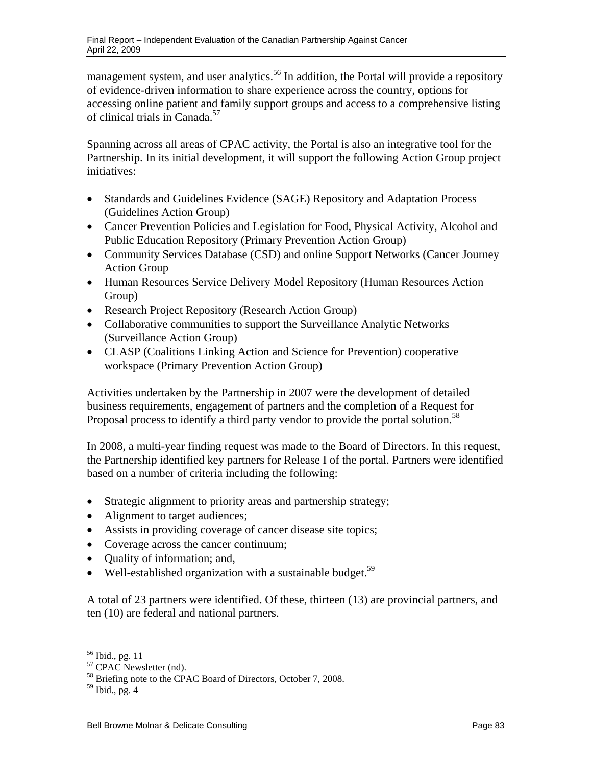management system, and user analytics.[56] In addition, the Portal will provide a repository of evidence-driven information to share experience across the country, options for accessing online patient and family support groups and access to a comprehensive listing of clinical trials in Canada.[57]

Spanning across all areas of CPAC activity, the Portal is also an integrative tool for the Partnership. In its initial development, it will support the following Action Group project initiatives:

- Standards and Guidelines Evidence (SAGE) Repository and Adaptation Process (Guidelines Action Group)
- Cancer Prevention Policies and Legislation for Food, Physical Activity, Alcohol and Public Education Repository (Primary Prevention Action Group)
- Community Services Database (CSD) and online Support Networks (Cancer Journey Action Group
- Human Resources Service Delivery Model Repository (Human Resources Action Group)
- Research Project Repository (Research Action Group)
- Collaborative communities to support the Surveillance Analytic Networks (Surveillance Action Group)
- CLASP (Coalitions Linking Action and Science for Prevention) cooperative workspace (Primary Prevention Action Group)

Activities undertaken by the Partnership in 2007 were the development of detailed business requirements, engagement of partners and the completion of a Request for Proposal process to identify a third party vendor to provide the portal solution.[58]

In 2008, a multi-year finding request was made to the Board of Directors. In this request, the Partnership identified key partners for Release I of the portal. Partners were identified based on a number of criteria including the following:

- Strategic alignment to priority areas and partnership strategy;
- Alignment to target audiences;
- Assists in providing coverage of cancer disease site topics;
- Coverage across the cancer continuum;
- Quality of information; and,
- Well-established organization with a sustainable budget.[59]

A total of 23 partners were identified. Of these, thirteen (13) are provincial partners, and ten (10) are federal and national partners.

---

[56] Ibid., pg. 11
[57] CPAC Newsletter (nd).
[58] Briefing note to the CPAC Board of Directors, October 7, 2008.
[59] Ibid., pg. 4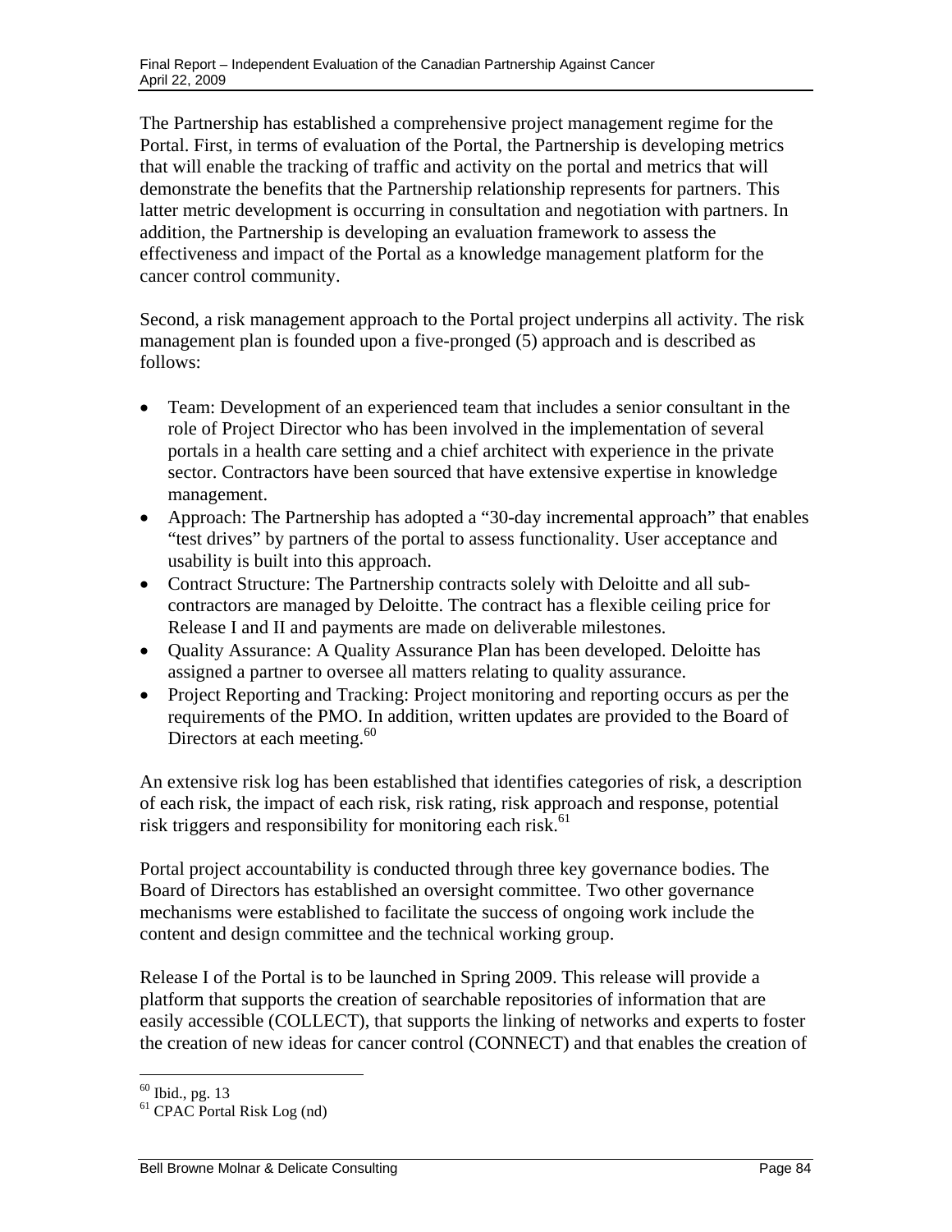The Partnership has established a comprehensive project management regime for the Portal. First, in terms of evaluation of the Portal, the Partnership is developing metrics that will enable the tracking of traffic and activity on the portal and metrics that will demonstrate the benefits that the Partnership relationship represents for partners. This latter metric development is occurring in consultation and negotiation with partners. In addition, the Partnership is developing an evaluation framework to assess the effectiveness and impact of the Portal as a knowledge management platform for the cancer control community.

Second, a risk management approach to the Portal project underpins all activity. The risk management plan is founded upon a five-pronged (5) approach and is described as follows:

- Team: Development of an experienced team that includes a senior consultant in the role of Project Director who has been involved in the implementation of several portals in a health care setting and a chief architect with experience in the private sector. Contractors have been sourced that have extensive expertise in knowledge management.
- Approach: The Partnership has adopted a "30-day incremental approach" that enables "test drives" by partners of the portal to assess functionality. User acceptance and usability is built into this approach.
- Contract Structure: The Partnership contracts solely with Deloitte and all sub-contractors are managed by Deloitte. The contract has a flexible ceiling price for Release I and II and payments are made on deliverable milestones.
- Quality Assurance: A Quality Assurance Plan has been developed. Deloitte has assigned a partner to oversee all matters relating to quality assurance.
- Project Reporting and Tracking: Project monitoring and reporting occurs as per the requirements of the PMO. In addition, written updates are provided to the Board of Directors at each meeting.[60]

An extensive risk log has been established that identifies categories of risk, a description of each risk, the impact of each risk, risk rating, risk approach and response, potential risk triggers and responsibility for monitoring each risk.[61]

Portal project accountability is conducted through three key governance bodies. The Board of Directors has established an oversight committee. Two other governance mechanisms were established to facilitate the success of ongoing work include the content and design committee and the technical working group.

Release I of the Portal is to be launched in Spring 2009. This release will provide a platform that supports the creation of searchable repositories of information that are easily accessible (COLLECT), that supports the linking of networks and experts to foster the creation of new ideas for cancer control (CONNECT) and that enables the creation of

[60] Ibid., pg. 13

[61] CPAC Portal Risk Log (nd)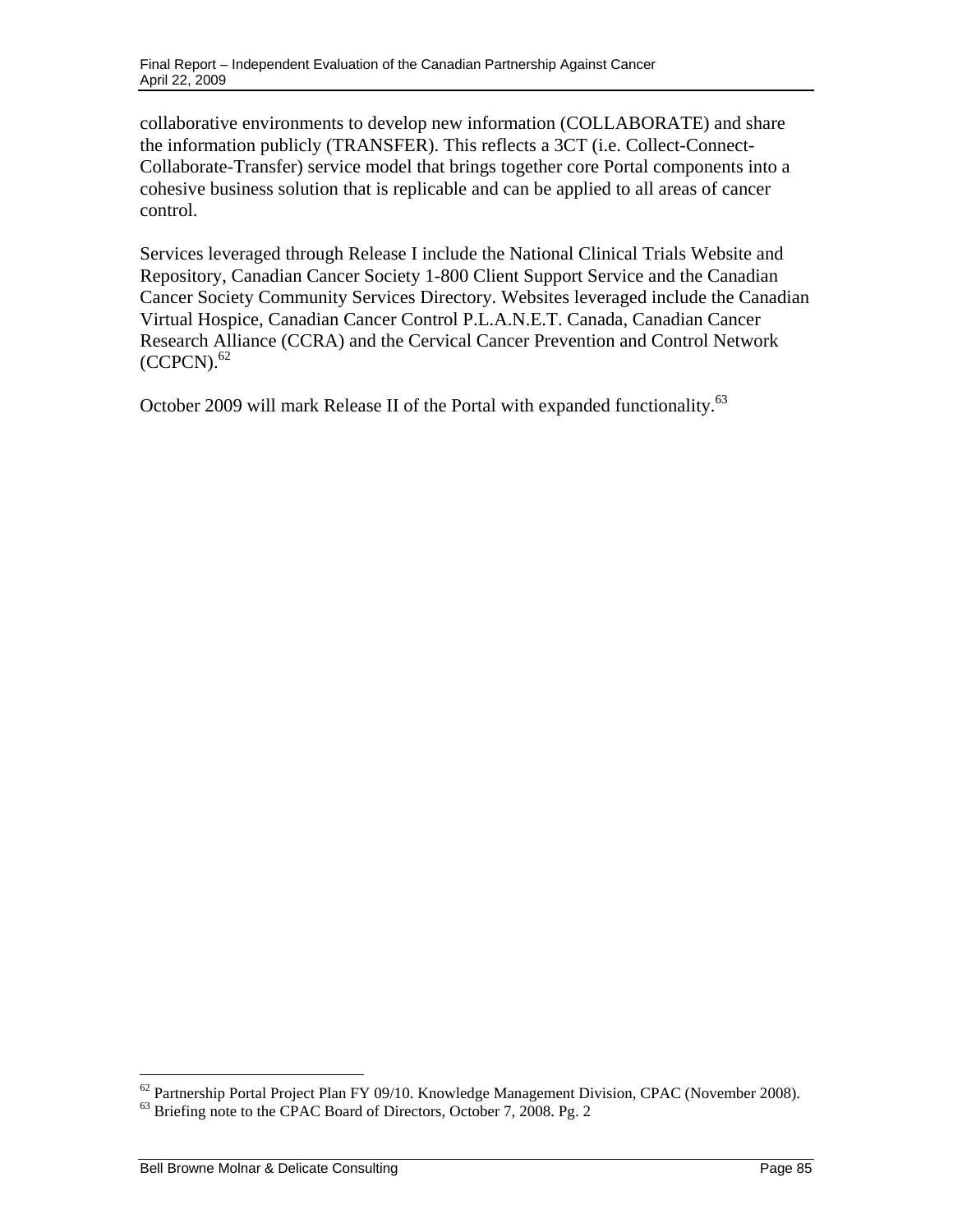collaborative environments to develop new information (COLLABORATE) and share the information publicly (TRANSFER). This reflects a 3CT (i.e. Collect-Connect-Collaborate-Transfer) service model that brings together core Portal components into a cohesive business solution that is replicable and can be applied to all areas of cancer control.

Services leveraged through Release I include the National Clinical Trials Website and Repository, Canadian Cancer Society 1-800 Client Support Service and the Canadian Cancer Society Community Services Directory. Websites leveraged include the Canadian Virtual Hospice, Canadian Cancer Control P.L.A.N.E.T. Canada, Canadian Cancer Research Alliance (CCRA) and the Cervical Cancer Prevention and Control Network (CCPCN).[62]

October 2009 will mark Release II of the Portal with expanded functionality.[63]

---

[62] Partnership Portal Project Plan FY 09/10. Knowledge Management Division, CPAC (November 2008).
[63] Briefing note to the CPAC Board of Directors, October 7, 2008. Pg. 2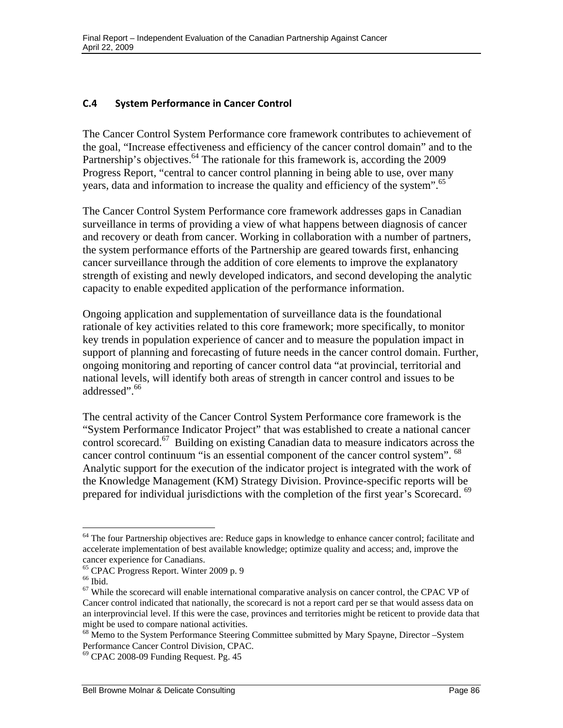### C.4 System Performance in Cancer Control

The Cancer Control System Performance core framework contributes to achievement of the goal, "Increase effectiveness and efficiency of the cancer control domain" and to the Partnership's objectives.[64] The rationale for this framework is, according the 2009 Progress Report, "central to cancer control planning in being able to use, over many years, data and information to increase the quality and efficiency of the system".[65]

The Cancer Control System Performance core framework addresses gaps in Canadian surveillance in terms of providing a view of what happens between diagnosis of cancer and recovery or death from cancer. Working in collaboration with a number of partners, the system performance efforts of the Partnership are geared towards first, enhancing cancer surveillance through the addition of core elements to improve the explanatory strength of existing and newly developed indicators, and second developing the analytic capacity to enable expedited application of the performance information.

Ongoing application and supplementation of surveillance data is the foundational rationale of key activities related to this core framework; more specifically, to monitor key trends in population experience of cancer and to measure the population impact in support of planning and forecasting of future needs in the cancer control domain. Further, ongoing monitoring and reporting of cancer control data "at provincial, territorial and national levels, will identify both areas of strength in cancer control and issues to be addressed".[66]

The central activity of the Cancer Control System Performance core framework is the "System Performance Indicator Project" that was established to create a national cancer control scorecard.[67] Building on existing Canadian data to measure indicators across the cancer control continuum "is an essential component of the cancer control system". [68] Analytic support for the execution of the indicator project is integrated with the work of the Knowledge Management (KM) Strategy Division. Province-specific reports will be prepared for individual jurisdictions with the completion of the first year's Scorecard. [69]

---

[64] The four Partnership objectives are: Reduce gaps in knowledge to enhance cancer control; facilitate and accelerate implementation of best available knowledge; optimize quality and access; and, improve the cancer experience for Canadians.

[65] CPAC Progress Report. Winter 2009 p. 9

[66] Ibid.

[67] While the scorecard will enable international comparative analysis on cancer control, the CPAC VP of Cancer control indicated that nationally, the scorecard is not a report card per se that would assess data on an interprovincial level. If this were the case, provinces and territories might be reticent to provide data that might be used to compare national activities.

[68] Memo to the System Performance Steering Committee submitted by Mary Spayne, Director –System Performance Cancer Control Division, CPAC.

[69] CPAC 2008-09 Funding Request. Pg. 45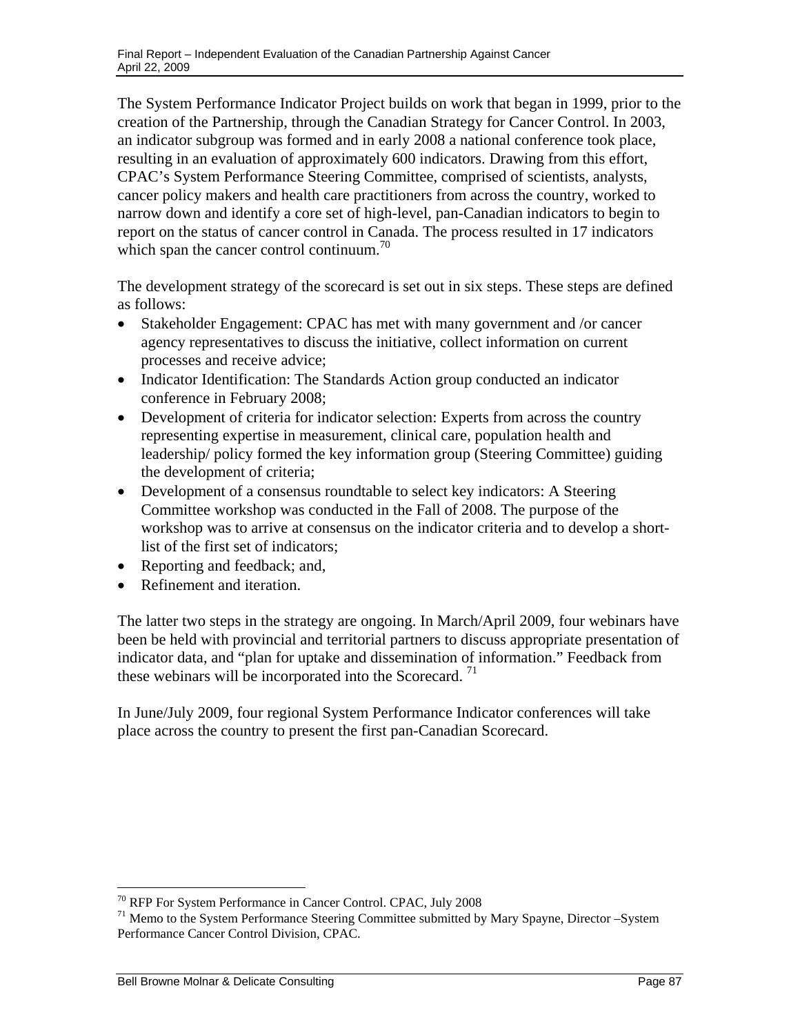The System Performance Indicator Project builds on work that began in 1999, prior to the creation of the Partnership, through the Canadian Strategy for Cancer Control. In 2003, an indicator subgroup was formed and in early 2008 a national conference took place, resulting in an evaluation of approximately 600 indicators. Drawing from this effort, CPAC's System Performance Steering Committee, comprised of scientists, analysts, cancer policy makers and health care practitioners from across the country, worked to narrow down and identify a core set of high-level, pan-Canadian indicators to begin to report on the status of cancer control in Canada. The process resulted in 17 indicators which span the cancer control continuum.[70]

The development strategy of the scorecard is set out in six steps. These steps are defined as follows:

- Stakeholder Engagement: CPAC has met with many government and /or cancer agency representatives to discuss the initiative, collect information on current processes and receive advice;
- Indicator Identification: The Standards Action group conducted an indicator conference in February 2008;
- Development of criteria for indicator selection: Experts from across the country representing expertise in measurement, clinical care, population health and leadership/ policy formed the key information group (Steering Committee) guiding the development of criteria;
- Development of a consensus roundtable to select key indicators: A Steering Committee workshop was conducted in the Fall of 2008. The purpose of the workshop was to arrive at consensus on the indicator criteria and to develop a short-list of the first set of indicators;
- Reporting and feedback; and,
- Refinement and iteration.

The latter two steps in the strategy are ongoing. In March/April 2009, four webinars have been be held with provincial and territorial partners to discuss appropriate presentation of indicator data, and "plan for uptake and dissemination of information." Feedback from these webinars will be incorporated into the Scorecard. [71]

In June/July 2009, four regional System Performance Indicator conferences will take place across the country to present the first pan-Canadian Scorecard.

---

[70] RFP For System Performance in Cancer Control. CPAC, July 2008

[71] Memo to the System Performance Steering Committee submitted by Mary Spayne, Director –System Performance Cancer Control Division, CPAC.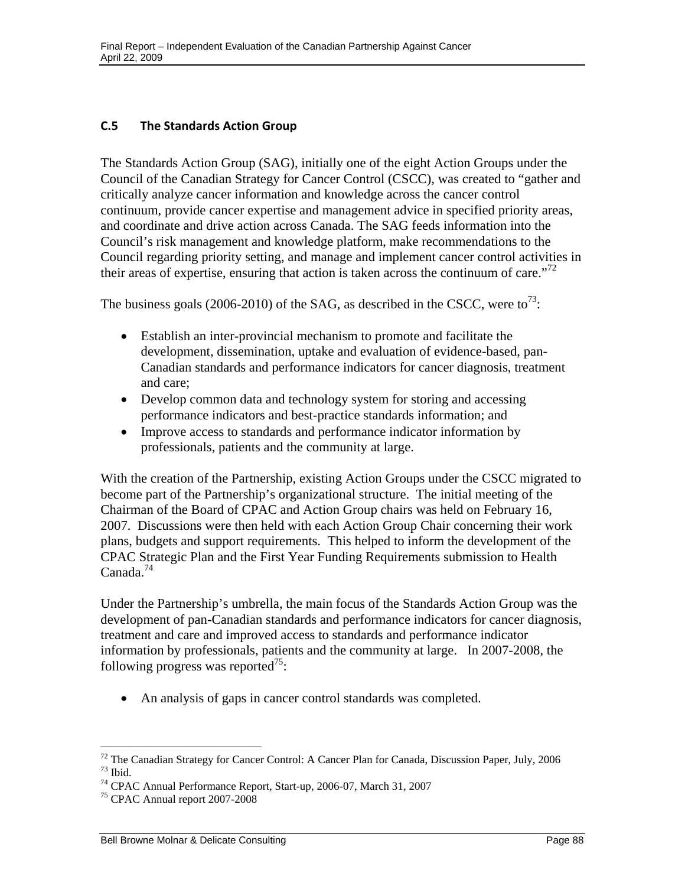### C.5 The Standards Action Group

The Standards Action Group (SAG), initially one of the eight Action Groups under the Council of the Canadian Strategy for Cancer Control (CSCC), was created to "gather and critically analyze cancer information and knowledge across the cancer control continuum, provide cancer expertise and management advice in specified priority areas, and coordinate and drive action across Canada. The SAG feeds information into the Council's risk management and knowledge platform, make recommendations to the Council regarding priority setting, and manage and implement cancer control activities in their areas of expertise, ensuring that action is taken across the continuum of care."[72]

The business goals (2006-2010) of the SAG, as described in the CSCC, were to[73]:

- Establish an inter-provincial mechanism to promote and facilitate the development, dissemination, uptake and evaluation of evidence-based, pan-Canadian standards and performance indicators for cancer diagnosis, treatment and care;
- Develop common data and technology system for storing and accessing performance indicators and best-practice standards information; and
- Improve access to standards and performance indicator information by professionals, patients and the community at large.

With the creation of the Partnership, existing Action Groups under the CSCC migrated to become part of the Partnership's organizational structure. The initial meeting of the Chairman of the Board of CPAC and Action Group chairs was held on February 16, 2007. Discussions were then held with each Action Group Chair concerning their work plans, budgets and support requirements. This helped to inform the development of the CPAC Strategic Plan and the First Year Funding Requirements submission to Health Canada.[74]

Under the Partnership's umbrella, the main focus of the Standards Action Group was the development of pan-Canadian standards and performance indicators for cancer diagnosis, treatment and care and improved access to standards and performance indicator information by professionals, patients and the community at large. In 2007-2008, the following progress was reported[75]:

- An analysis of gaps in cancer control standards was completed.

---

[72] The Canadian Strategy for Cancer Control: A Cancer Plan for Canada, Discussion Paper, July, 2006
[73] Ibid.
[74] CPAC Annual Performance Report, Start-up, 2006-07, March 31, 2007
[75] CPAC Annual report 2007-2008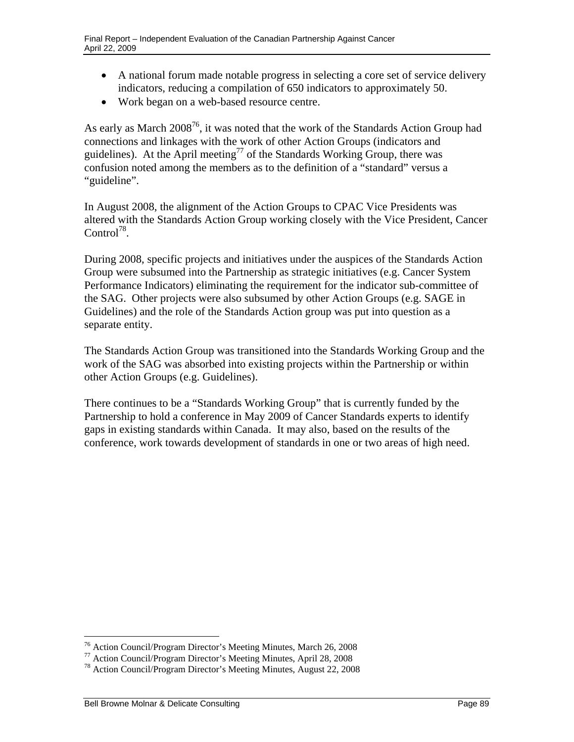- A national forum made notable progress in selecting a core set of service delivery indicators, reducing a compilation of 650 indicators to approximately 50.
- Work began on a web-based resource centre.

As early as March 2008[76], it was noted that the work of the Standards Action Group had connections and linkages with the work of other Action Groups (indicators and guidelines). At the April meeting[77] of the Standards Working Group, there was confusion noted among the members as to the definition of a "standard" versus a "guideline".

In August 2008, the alignment of the Action Groups to CPAC Vice Presidents was altered with the Standards Action Group working closely with the Vice President, Cancer Control[78].

During 2008, specific projects and initiatives under the auspices of the Standards Action Group were subsumed into the Partnership as strategic initiatives (e.g. Cancer System Performance Indicators) eliminating the requirement for the indicator sub-committee of the SAG. Other projects were also subsumed by other Action Groups (e.g. SAGE in Guidelines) and the role of the Standards Action group was put into question as a separate entity.

The Standards Action Group was transitioned into the Standards Working Group and the work of the SAG was absorbed into existing projects within the Partnership or within other Action Groups (e.g. Guidelines).

There continues to be a "Standards Working Group" that is currently funded by the Partnership to hold a conference in May 2009 of Cancer Standards experts to identify gaps in existing standards within Canada. It may also, based on the results of the conference, work towards development of standards in one or two areas of high need.

---

[76] Action Council/Program Director's Meeting Minutes, March 26, 2008
[77] Action Council/Program Director's Meeting Minutes, April 28, 2008
[78] Action Council/Program Director's Meeting Minutes, August 22, 2008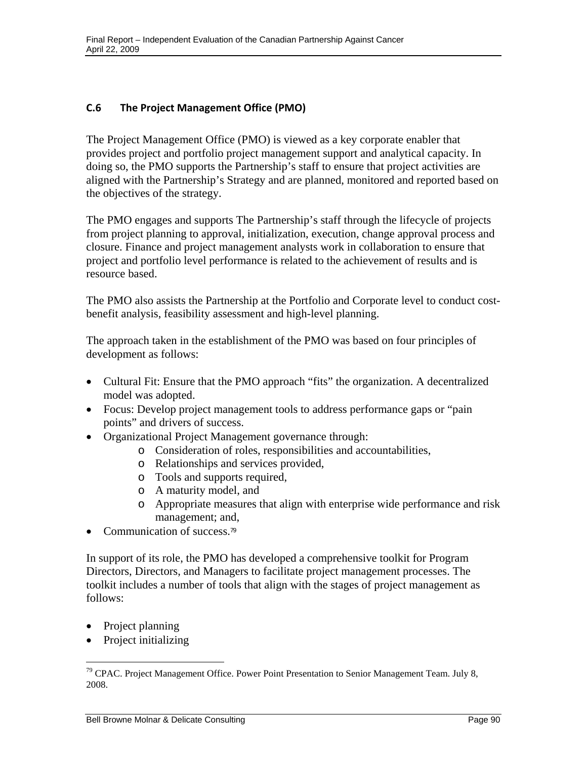## C.6 The Project Management Office (PMO)

The Project Management Office (PMO) is viewed as a key corporate enabler that provides project and portfolio project management support and analytical capacity. In doing so, the PMO supports the Partnership's staff to ensure that project activities are aligned with the Partnership's Strategy and are planned, monitored and reported based on the objectives of the strategy.

The PMO engages and supports The Partnership's staff through the lifecycle of projects from project planning to approval, initialization, execution, change approval process and closure. Finance and project management analysts work in collaboration to ensure that project and portfolio level performance is related to the achievement of results and is resource based.

The PMO also assists the Partnership at the Portfolio and Corporate level to conduct cost-benefit analysis, feasibility assessment and high-level planning.

The approach taken in the establishment of the PMO was based on four principles of development as follows:

- Cultural Fit: Ensure that the PMO approach "fits" the organization. A decentralized model was adopted.
- Focus: Develop project management tools to address performance gaps or "pain points" and drivers of success.
- Organizational Project Management governance through:
  - Consideration of roles, responsibilities and accountabilities,
  - Relationships and services provided,
  - Tools and supports required,
  - A maturity model, and
  - Appropriate measures that align with enterprise wide performance and risk management; and,
- Communication of success.[79]

In support of its role, the PMO has developed a comprehensive toolkit for Program Directors, Directors, and Managers to facilitate project management processes. The toolkit includes a number of tools that align with the stages of project management as follows:

- Project planning
- Project initializing

---

[79] CPAC. Project Management Office. Power Point Presentation to Senior Management Team. July 8, 2008.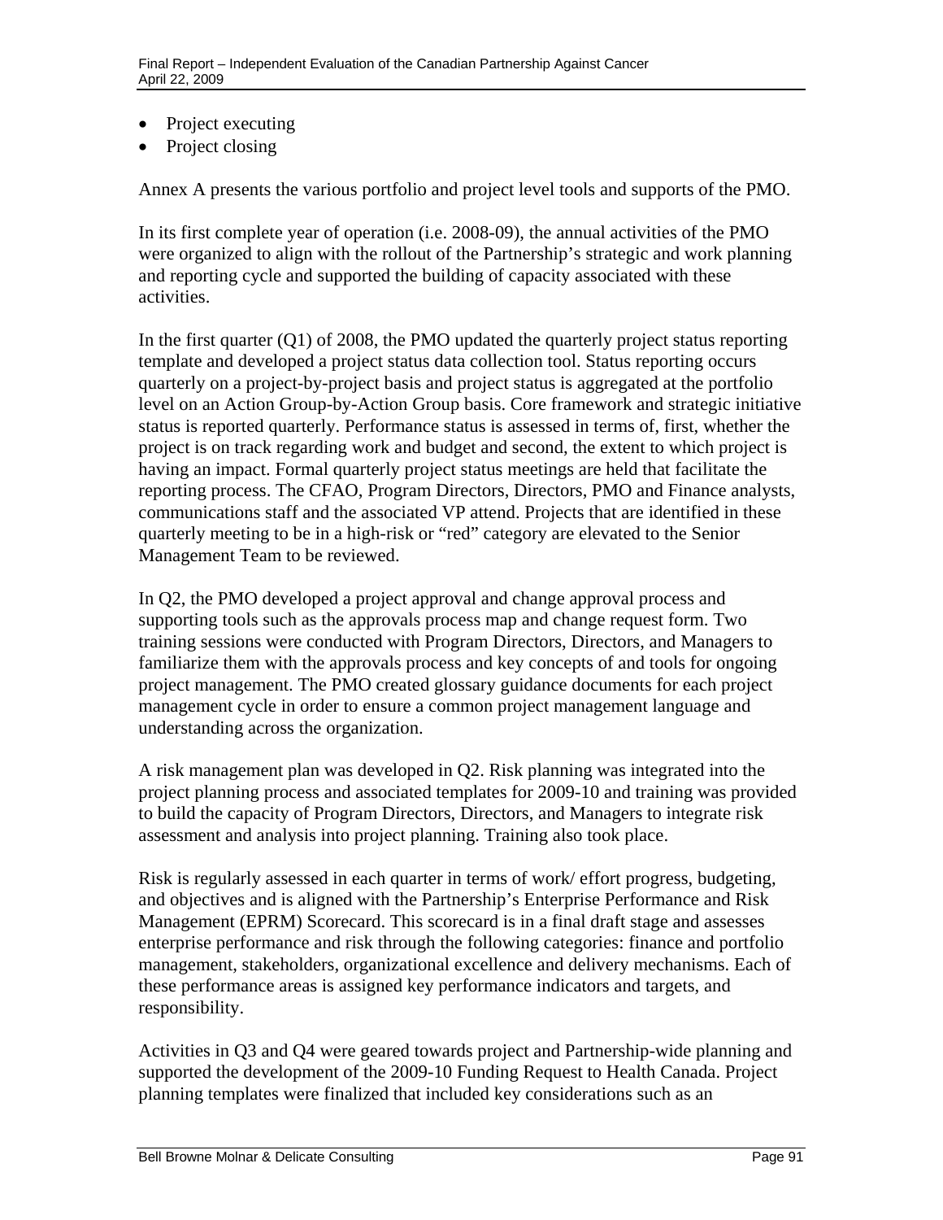- Project executing
- Project closing

Annex A presents the various portfolio and project level tools and supports of the PMO.

In its first complete year of operation (i.e. 2008-09), the annual activities of the PMO were organized to align with the rollout of the Partnership's strategic and work planning and reporting cycle and supported the building of capacity associated with these activities.

In the first quarter (Q1) of 2008, the PMO updated the quarterly project status reporting template and developed a project status data collection tool. Status reporting occurs quarterly on a project-by-project basis and project status is aggregated at the portfolio level on an Action Group-by-Action Group basis. Core framework and strategic initiative status is reported quarterly. Performance status is assessed in terms of, first, whether the project is on track regarding work and budget and second, the extent to which project is having an impact. Formal quarterly project status meetings are held that facilitate the reporting process. The CFAO, Program Directors, Directors, PMO and Finance analysts, communications staff and the associated VP attend. Projects that are identified in these quarterly meeting to be in a high-risk or "red" category are elevated to the Senior Management Team to be reviewed.

In Q2, the PMO developed a project approval and change approval process and supporting tools such as the approvals process map and change request form. Two training sessions were conducted with Program Directors, Directors, and Managers to familiarize them with the approvals process and key concepts of and tools for ongoing project management. The PMO created glossary guidance documents for each project management cycle in order to ensure a common project management language and understanding across the organization.

A risk management plan was developed in Q2. Risk planning was integrated into the project planning process and associated templates for 2009-10 and training was provided to build the capacity of Program Directors, Directors, and Managers to integrate risk assessment and analysis into project planning. Training also took place.

Risk is regularly assessed in each quarter in terms of work/ effort progress, budgeting, and objectives and is aligned with the Partnership's Enterprise Performance and Risk Management (EPRM) Scorecard. This scorecard is in a final draft stage and assesses enterprise performance and risk through the following categories: finance and portfolio management, stakeholders, organizational excellence and delivery mechanisms. Each of these performance areas is assigned key performance indicators and targets, and responsibility.

Activities in Q3 and Q4 were geared towards project and Partnership-wide planning and supported the development of the 2009-10 Funding Request to Health Canada. Project planning templates were finalized that included key considerations such as an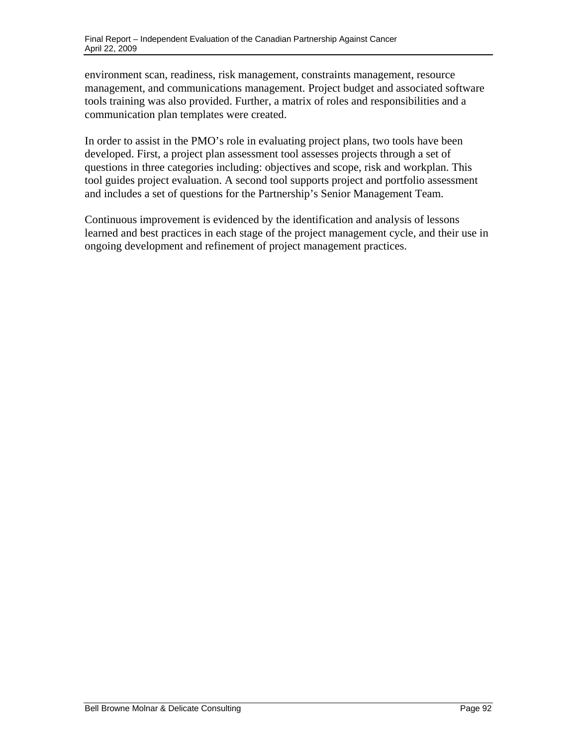environment scan, readiness, risk management, constraints management, resource management, and communications management. Project budget and associated software tools training was also provided. Further, a matrix of roles and responsibilities and a communication plan templates were created.

In order to assist in the PMO's role in evaluating project plans, two tools have been developed. First, a project plan assessment tool assesses projects through a set of questions in three categories including: objectives and scope, risk and workplan. This tool guides project evaluation. A second tool supports project and portfolio assessment and includes a set of questions for the Partnership's Senior Management Team.

Continuous improvement is evidenced by the identification and analysis of lessons learned and best practices in each stage of the project management cycle, and their use in ongoing development and refinement of project management practices.